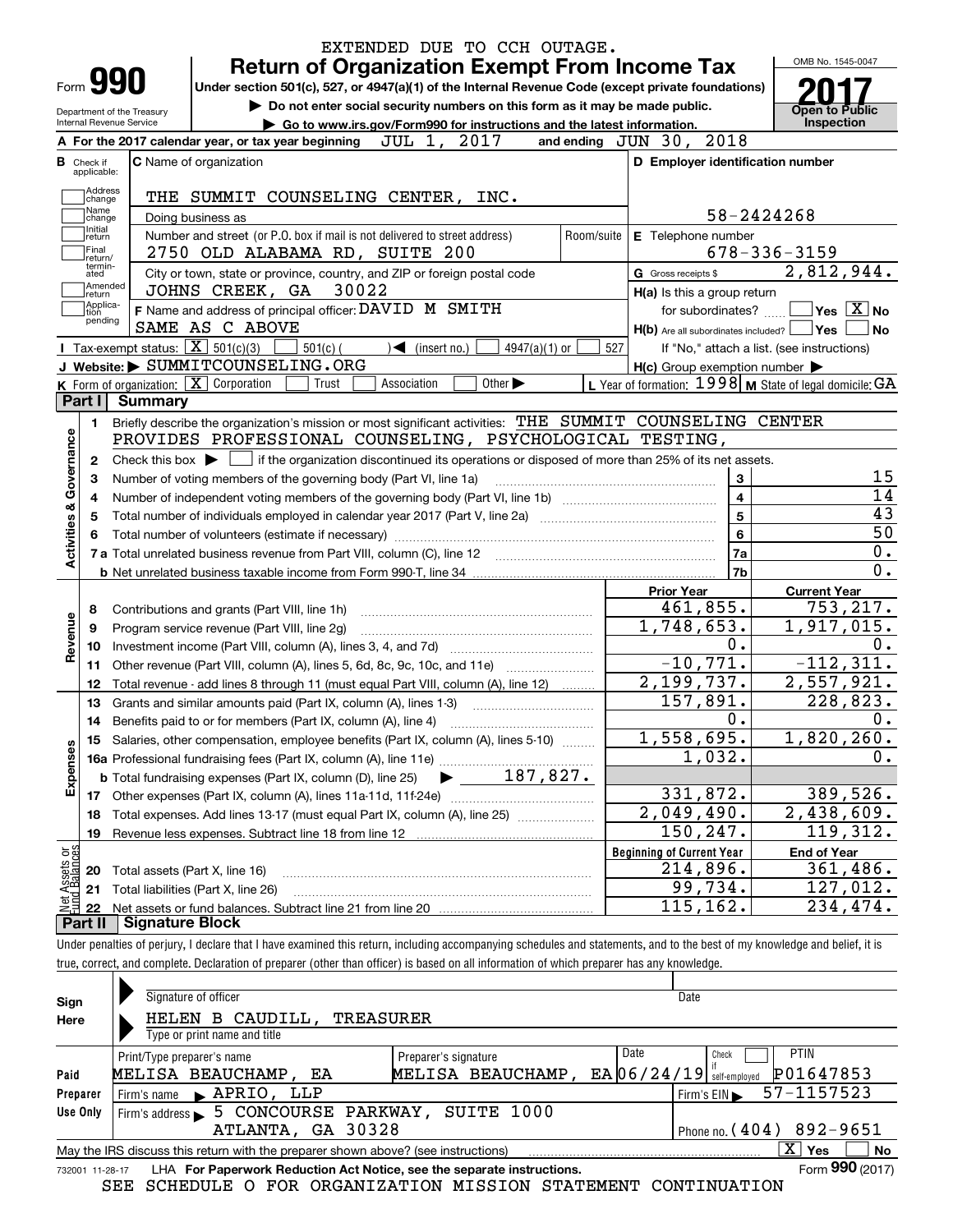EXTENDED DUE TO CCH OUTAGE.

# Form 990 — Return of Organization Exempt From Income Tax (2017)

Under section 501(c), 527, or 4947(a)(1) of the Internal Revenue Code (except private foundations)

▶ Do not enter social security numbers on this form as it may be made public.

▶ Go to www.irs.gov/Form990 for instructions and the latest information.

OMB No. 1545-0047 | **Open to Public Inspection**

Department of the Treasury, Internal Revenue Service

**A** For the 2017 calendar year, or tax year beginning JUL 1, 2017 and ending JUN 30, 2018

**B** Check if applicable: Address change, Name change, Initial return, Final return/terminated, Amended return, Application pending

**C** Name of organization: THE SUMMIT COUNSELING CENTER, INC.

Doing business as

Number and street (or P.O. box if mail is not delivered to street address): 2750 OLD ALABAMA RD, SUITE 200 | Room/suite

City or town, state or province, country, and ZIP or foreign postal code: JOHNS CREEK, GA 30022

**D** Employer identification number: 58-2424268

**E** Telephone number: 678-336-3159

**G** Gross receipts $ 2,812,944.

**F** Name and address of principal officer: DAVID M SMITH, SAME AS C ABOVE

**H(a)** Is this a group return for subordinates? ☐ Yes ☒ No

**H(b)** Are all subordinates included? ☐ Yes ☐ No — If "No," attach a list. (see instructions)

**H(c)** Group exemption number ▶

**I** Tax-exempt status: ☒ 501(c)(3) ☐ 501(c) ( ) ◀ (insert no.) ☐ 4947(a)(1) or ☐ 527

**J** Website: ▶ SUMMITCOUNSELING.ORG

**K** Form of organization: ☒ Corporation ☐ Trust ☐ Association ☐ Other ▶

**L** Year of formation: 1998 **M** State of legal domicile: GA

## Part I Summary

**Activities & Governance**

1. Briefly describe the organization's mission or most significant activities: THE SUMMIT COUNSELING CENTER PROVIDES PROFESSIONAL COUNSELING, PSYCHOLOGICAL TESTING,
2. Check this box ▶ ☐ if the organization discontinued its operations or disposed of more than 25% of its net assets.

| | | Line | |
|---|---|---|---|
| 3 | Number of voting members of the governing body (Part VI, line 1a) | 3 | 15 |
| 4 | Number of independent voting members of the governing body (Part VI, line 1b) | 4 | 14 |
| 5 | Total number of individuals employed in calendar year 2017 (Part V, line 2a) | 5 | 43 |
| 6 | Total number of volunteers (estimate if necessary) | 6 | 50 |
| 7a | Total unrelated business revenue from Part VIII, column (C), line 12 | 7a | 0. |
| b | Net unrelated business taxable income from Form 990-T, line 34 | 7b | 0. |

| | | Prior Year | Current Year |
|---|---|---|---|
| **Revenue** | | | |
| 8 | Contributions and grants (Part VIII, line 1h) | 461,855. | 753,217. |
| 9 | Program service revenue (Part VIII, line 2g) | 1,748,653. | 1,917,015. |
| 10 | Investment income (Part VIII, column (A), lines 3, 4, and 7d) | 0. | 0. |
| 11 | Other revenue (Part VIII, column (A), lines 5, 6d, 8c, 9c, 10c, and 11e) | -10,771. | -112,311. |
| 12 | Total revenue - add lines 8 through 11 (must equal Part VIII, column (A), line 12) | 2,199,737. | 2,557,921. |
| **Expenses** | | | |
| 13 | Grants and similar amounts paid (Part IX, column (A), lines 1-3) | 157,891. | 228,823. |
| 14 | Benefits paid to or for members (Part IX, column (A), line 4) | 0. | 0. |
| 15 | Salaries, other compensation, employee benefits (Part IX, column (A), lines 5-10) | 1,558,695. | 1,820,260. |
| 16a | Professional fundraising fees (Part IX, column (A), line 11e) | 1,032. | 0. |
| b | Total fundraising expenses (Part IX, column (D), line 25) ▶ 187,827. | | |
| 17 | Other expenses (Part IX, column (A), lines 11a-11d, 11f-24e) | 331,872. | 389,526. |
| 18 | Total expenses. Add lines 13-17 (must equal Part IX, column (A), line 25) | 2,049,490. | 2,438,609. |
| 19 | Revenue less expenses. Subtract line 18 from line 12 | 150,247. | 119,312. |

| **Net Assets or Fund Balances** | | Beginning of Current Year | End of Year |
|---|---|---|---|
| 20 | Total assets (Part X, line 16) | 214,896. | 361,486. |
| 21 | Total liabilities (Part X, line 26) | 99,734. | 127,012. |
| 22 | Net assets or fund balances. Subtract line 21 from line 20 | 115,162. | 234,474. |

## Part II Signature Block

Under penalties of perjury, I declare that I have examined this return, including accompanying schedules and statements, and to the best of my knowledge and belief, it is true, correct, and complete. Declaration of preparer (other than officer) is based on all information of which preparer has any knowledge.

**Sign Here**

Signature of officer | Date

HELEN B CAUDILL, TREASURER

Type or print name and title

**Paid Preparer Use Only**

| Print/Type preparer's name | Preparer's signature | Date | Check if self-employed | PTIN |
|---|---|---|---|---|
| MELISA BEAUCHAMP, EA | MELISA BEAUCHAMP, EA | 06/24/19 | ☐ | P01647853 |

Firm's name ▶ APRIO, LLP | Firm's EIN ▶ 57-1157523

Firm's address ▶ 5 CONCOURSE PARKWAY, SUITE 1000, ATLANTA, GA 30328 | Phone no. (404) 892-9651

May the IRS discuss this return with the preparer shown above? (see instructions) ☒ Yes ☐ No

732001 11-28-17 LHA For Paperwork Reduction Act Notice, see the separate instructions. Form **990** (2017)

SEE SCHEDULE O FOR ORGANIZATION MISSION STATEMENT CONTINUATION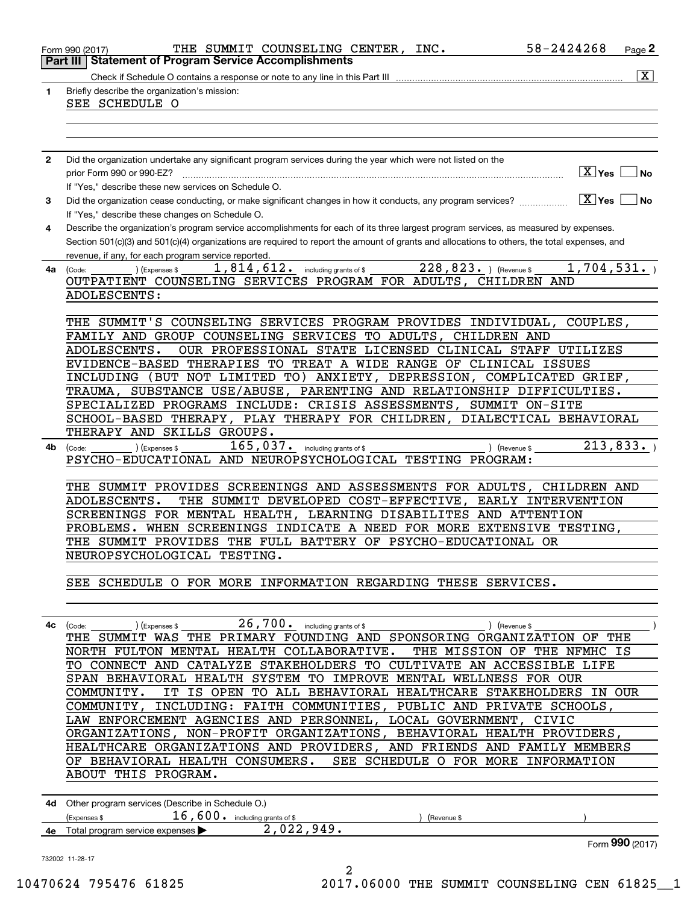Form 990 (2017) THE SUMMIT COUNSELING CENTER, INC. 58-2424268

## Part III Statement of Program Service Accomplishments

Check if Schedule O contains a response or note to any line in this Part III [X]

**1** Briefly describe the organization's mission:

SEE SCHEDULE O

**2** Did the organization undertake any significant program services during the year which were not listed on the prior Form 990 or 990-EZ? [X] Yes [ ] No

If "Yes," describe these new services on Schedule O.

**3** Did the organization cease conducting, or make significant changes in how it conducts, any program services? [X] Yes [ ] No

If "Yes," describe these changes on Schedule O.

**4** Describe the organization's program service accomplishments for each of its three largest program services, as measured by expenses. Section 501(c)(3) and 501(c)(4) organizations are required to report the amount of grants and allocations to others, the total expenses, and revenue, if any, for each program service reported.

**4a** (Code: ) (Expenses $ 1,814,612. including grants of $ 228,823. ) (Revenue $ 1,704,531. )

OUTPATIENT COUNSELING SERVICES PROGRAM FOR ADULTS, CHILDREN AND ADOLESCENTS:

THE SUMMIT'S COUNSELING SERVICES PROGRAM PROVIDES INDIVIDUAL, COUPLES, FAMILY AND GROUP COUNSELING SERVICES TO ADULTS, CHILDREN AND ADOLESCENTS. OUR PROFESSIONAL STATE LICENSED CLINICAL STAFF UTILIZES EVIDENCE-BASED THERAPIES TO TREAT A WIDE RANGE OF CLINICAL ISSUES INCLUDING (BUT NOT LIMITED TO) ANXIETY, DEPRESSION, COMPLICATED GRIEF, TRAUMA, SUBSTANCE USE/ABUSE, PARENTING AND RELATIONSHIP DIFFICULTIES. SPECIALIZED PROGRAMS INCLUDE: CRISIS ASSESSMENTS, SUMMIT ON-SITE SCHOOL-BASED THERAPY, PLAY THERAPY FOR CHILDREN, DIALECTICAL BEHAVIORAL THERAPY AND SKILLS GROUPS.

**4b** (Code: ) (Expenses $ 165,037. including grants of $ ) (Revenue $ 213,833. )

PSYCHO-EDUCATIONAL AND NEUROPSYCHOLOGICAL TESTING PROGRAM:

THE SUMMIT PROVIDES SCREENINGS AND ASSESSMENTS FOR ADULTS, CHILDREN AND ADOLESCENTS. THE SUMMIT DEVELOPED COST-EFFECTIVE, EARLY INTERVENTION SCREENINGS FOR MENTAL HEALTH, LEARNING DISABILITES AND ATTENTION PROBLEMS. WHEN SCREENINGS INDICATE A NEED FOR MORE EXTENSIVE TESTING, THE SUMMIT PROVIDES THE FULL BATTERY OF PSYCHO-EDUCATIONAL OR NEUROPSYCHOLOGICAL TESTING.

SEE SCHEDULE O FOR MORE INFORMATION REGARDING THESE SERVICES.

**4c** (Code: ) (Expenses $ 26,700. including grants of $ ) (Revenue $ )

THE SUMMIT WAS THE PRIMARY FOUNDING AND SPONSORING ORGANIZATION OF THE NORTH FULTON MENTAL HEALTH COLLABORATIVE. THE MISSION OF THE NFMHC IS TO CONNECT AND CATALYZE STAKEHOLDERS TO CULTIVATE AN ACCESSIBLE LIFE SPAN BEHAVIORAL HEALTH SYSTEM TO IMPROVE MENTAL WELLNESS FOR OUR COMMUNITY. IT IS OPEN TO ALL BEHAVIORAL HEALTHCARE STAKEHOLDERS IN OUR COMMUNITY, INCLUDING: FAITH COMMUNITIES, PUBLIC AND PRIVATE SCHOOLS, LAW ENFORCEMENT AGENCIES AND PERSONNEL, LOCAL GOVERNMENT, CIVIC ORGANIZATIONS, NON-PROFIT ORGANIZATIONS, BEHAVIORAL HEALTH PROVIDERS, HEALTHCARE ORGANIZATIONS AND PROVIDERS, AND FRIENDS AND FAMILY MEMBERS OF BEHAVIORAL HEALTH CONSUMERS. SEE SCHEDULE O FOR MORE INFORMATION ABOUT THIS PROGRAM.

**4d** Other program services (Describe in Schedule O.)

(Expenses $ 16,600. including grants of $ ) (Revenue $ )

**4e** Total program service expenses ▶ 2,022,949.

Form **990** (2017)

732002 11-28-17

10470624 795476 61825 2017.06000 THE SUMMIT COUNSELING CEN 61825__1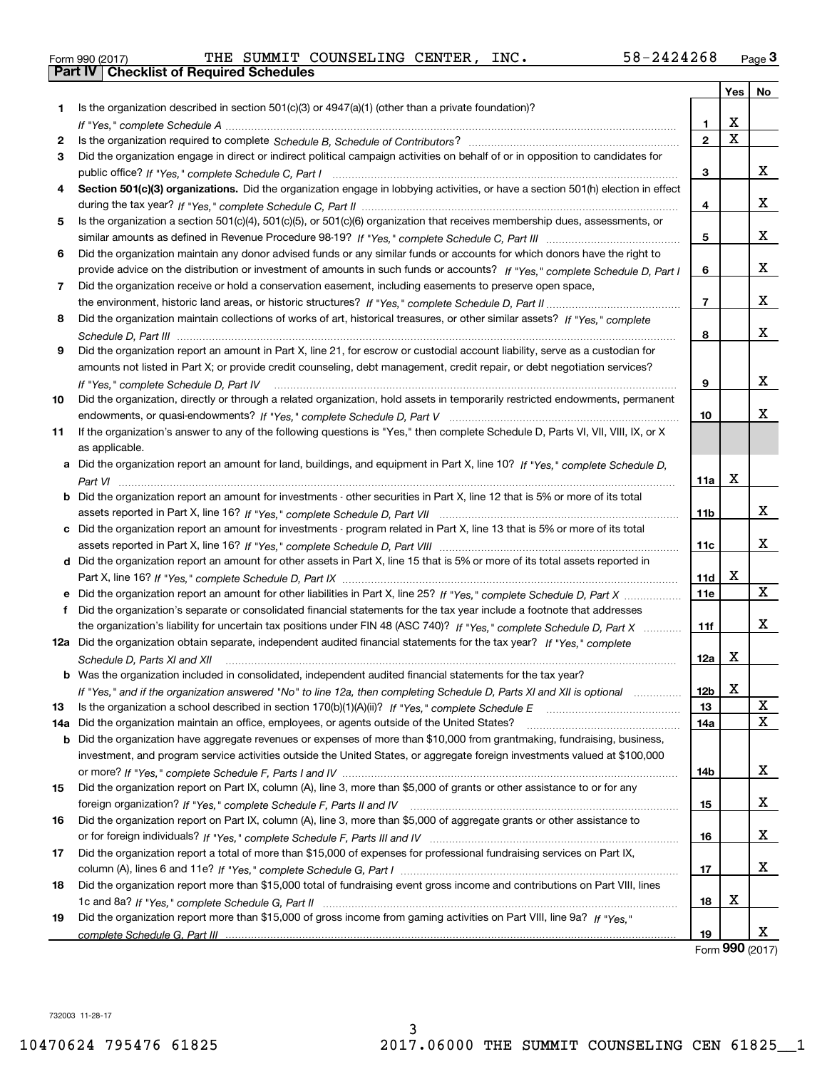Form 990 (2017) THE SUMMIT COUNSELING CENTER, INC. 58-2424268

## Part IV Checklist of Required Schedules

| | | | Yes | No |
|---|---|---|---|---|
| 1 | Is the organization described in section 501(c)(3) or 4947(a)(1) (other than a private foundation)? *If "Yes," complete Schedule A* | 1 | X | |
| 2 | Is the organization required to complete *Schedule B, Schedule of Contributors*? | 2 | X | |
| 3 | Did the organization engage in direct or indirect political campaign activities on behalf of or in opposition to candidates for public office? *If "Yes," complete Schedule C, Part I* | 3 | | X |
| 4 | **Section 501(c)(3) organizations.** Did the organization engage in lobbying activities, or have a section 501(h) election in effect during the tax year? *If "Yes," complete Schedule C, Part II* | 4 | | X |
| 5 | Is the organization a section 501(c)(4), 501(c)(5), or 501(c)(6) organization that receives membership dues, assessments, or similar amounts as defined in Revenue Procedure 98-19? *If "Yes," complete Schedule C, Part III* | 5 | | X |
| 6 | Did the organization maintain any donor advised funds or any similar funds or accounts for which donors have the right to provide advice on the distribution or investment of amounts in such funds or accounts? *If "Yes," complete Schedule D, Part I* | 6 | | X |
| 7 | Did the organization receive or hold a conservation easement, including easements to preserve open space, the environment, historic land areas, or historic structures? *If "Yes," complete Schedule D, Part II* | 7 | | X |
| 8 | Did the organization maintain collections of works of art, historical treasures, or other similar assets? *If "Yes," complete Schedule D, Part III* | 8 | | X |
| 9 | Did the organization report an amount in Part X, line 21, for escrow or custodial account liability, serve as a custodian for amounts not listed in Part X; or provide credit counseling, debt management, credit repair, or debt negotiation services? *If "Yes," complete Schedule D, Part IV* | 9 | | X |
| 10 | Did the organization, directly or through a related organization, hold assets in temporarily restricted endowments, permanent endowments, or quasi-endowments? *If "Yes," complete Schedule D, Part V* | 10 | | X |
| 11 | If the organization's answer to any of the following questions is "Yes," then complete Schedule D, Parts VI, VII, VIII, IX, or X as applicable. | | | |
| a | Did the organization report an amount for land, buildings, and equipment in Part X, line 10? *If "Yes," complete Schedule D, Part VI* | 11a | X | |
| b | Did the organization report an amount for investments - other securities in Part X, line 12 that is 5% or more of its total assets reported in Part X, line 16? *If "Yes," complete Schedule D, Part VII* | 11b | | X |
| c | Did the organization report an amount for investments - program related in Part X, line 13 that is 5% or more of its total assets reported in Part X, line 16? *If "Yes," complete Schedule D, Part VIII* | 11c | | X |
| d | Did the organization report an amount for other assets in Part X, line 15 that is 5% or more of its total assets reported in Part X, line 16? *If "Yes," complete Schedule D, Part IX* | 11d | X | |
| e | Did the organization report an amount for other liabilities in Part X, line 25? *If "Yes," complete Schedule D, Part X* | 11e | | X |
| f | Did the organization's separate or consolidated financial statements for the tax year include a footnote that addresses the organization's liability for uncertain tax positions under FIN 48 (ASC 740)? *If "Yes," complete Schedule D, Part X* | 11f | | X |
| 12a | Did the organization obtain separate, independent audited financial statements for the tax year? *If "Yes," complete Schedule D, Parts XI and XII* | 12a | X | |
| b | Was the organization included in consolidated, independent audited financial statements for the tax year? *If "Yes," and if the organization answered "No" to line 12a, then completing Schedule D, Parts XI and XII is optional* | 12b | X | |
| 13 | Is the organization a school described in section 170(b)(1)(A)(ii)? *If "Yes," complete Schedule E* | 13 | | X |
| 14a | Did the organization maintain an office, employees, or agents outside of the United States? | 14a | | X |
| b | Did the organization have aggregate revenues or expenses of more than $10,000 from grantmaking, fundraising, business, investment, and program service activities outside the United States, or aggregate foreign investments valued at $100,000 or more? *If "Yes," complete Schedule F, Parts I and IV* | 14b | | X |
| 15 | Did the organization report on Part IX, column (A), line 3, more than $5,000 of grants or other assistance to or for any foreign organization? *If "Yes," complete Schedule F, Parts II and IV* | 15 | | X |
| 16 | Did the organization report on Part IX, column (A), line 3, more than $5,000 of aggregate grants or other assistance to or for foreign individuals? *If "Yes," complete Schedule F, Parts III and IV* | 16 | | X |
| 17 | Did the organization report a total of more than $15,000 of expenses for professional fundraising services on Part IX, column (A), lines 6 and 11e? *If "Yes," complete Schedule G, Part I* | 17 | | X |
| 18 | Did the organization report more than $15,000 total of fundraising event gross income and contributions on Part VIII, lines 1c and 8a? *If "Yes," complete Schedule G, Part II* | 18 | X | |
| 19 | Did the organization report more than $15,000 of gross income from gaming activities on Part VIII, line 9a? *If "Yes," complete Schedule G, Part III* | 19 | | X |

Form **990** (2017)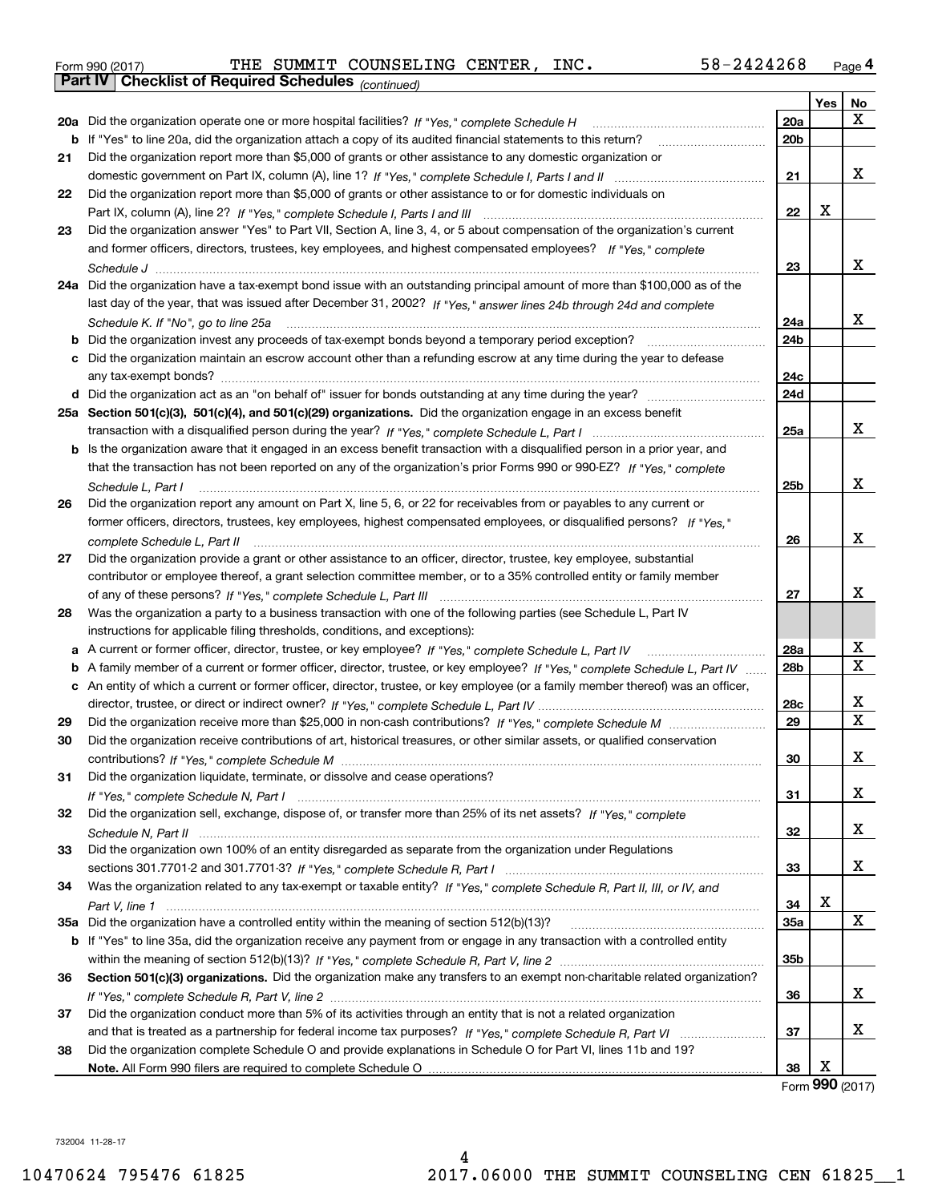Form 990 (2017) THE SUMMIT COUNSELING CENTER, INC. 58-2424268

**Part IV | Checklist of Required Schedules** *(continued)*

| | | | Yes | No |
|---|---|---|---|---|
| **20a** | Did the organization operate one or more hospital facilities? *If "Yes," complete Schedule H* | 20a | | X |
| **b** | If "Yes" to line 20a, did the organization attach a copy of its audited financial statements to this return? | 20b | | |
| **21** | Did the organization report more than $5,000 of grants or other assistance to any domestic organization or domestic government on Part IX, column (A), line 1? *If "Yes," complete Schedule I, Parts I and II* | 21 | | X |
| **22** | Did the organization report more than $5,000 of grants or other assistance to or for domestic individuals on Part IX, column (A), line 2? *If "Yes," complete Schedule I, Parts I and III* | 22 | X | |
| **23** | Did the organization answer "Yes" to Part VII, Section A, line 3, 4, or 5 about compensation of the organization's current and former officers, directors, trustees, key employees, and highest compensated employees? *If "Yes," complete Schedule J* | 23 | | X |
| **24a** | Did the organization have a tax-exempt bond issue with an outstanding principal amount of more than $100,000 as of the last day of the year, that was issued after December 31, 2002? *If "Yes," answer lines 24b through 24d and complete Schedule K. If "No", go to line 25a* | 24a | | X |
| **b** | Did the organization invest any proceeds of tax-exempt bonds beyond a temporary period exception? | 24b | | |
| **c** | Did the organization maintain an escrow account other than a refunding escrow at any time during the year to defease any tax-exempt bonds? | 24c | | |
| **d** | Did the organization act as an "on behalf of" issuer for bonds outstanding at any time during the year? | 24d | | |
| **25a** | **Section 501(c)(3), 501(c)(4), and 501(c)(29) organizations.** Did the organization engage in an excess benefit transaction with a disqualified person during the year? *If "Yes," complete Schedule L, Part I* | 25a | | X |
| **b** | Is the organization aware that it engaged in an excess benefit transaction with a disqualified person in a prior year, and that the transaction has not been reported on any of the organization's prior Forms 990 or 990-EZ? *If "Yes," complete Schedule L, Part I* | 25b | | X |
| **26** | Did the organization report any amount on Part X, line 5, 6, or 22 for receivables from or payables to any current or former officers, directors, trustees, key employees, highest compensated employees, or disqualified persons? *If "Yes," complete Schedule L, Part II* | 26 | | X |
| **27** | Did the organization provide a grant or other assistance to an officer, director, trustee, key employee, substantial contributor or employee thereof, a grant selection committee member, or to a 35% controlled entity or family member of any of these persons? *If "Yes," complete Schedule L, Part III* | 27 | | X |
| **28** | Was the organization a party to a business transaction with one of the following parties (see Schedule L, Part IV instructions for applicable filing thresholds, conditions, and exceptions): | | | |
| **a** | A current or former officer, director, trustee, or key employee? *If "Yes," complete Schedule L, Part IV* | 28a | | X |
| **b** | A family member of a current or former officer, director, trustee, or key employee? *If "Yes," complete Schedule L, Part IV* | 28b | | X |
| **c** | An entity of which a current or former officer, director, trustee, or key employee (or a family member thereof) was an officer, director, trustee, or direct or indirect owner? *If "Yes," complete Schedule L, Part IV* | 28c | | X |
| **29** | Did the organization receive more than $25,000 in non-cash contributions? *If "Yes," complete Schedule M* | 29 | | X |
| **30** | Did the organization receive contributions of art, historical treasures, or other similar assets, or qualified conservation contributions? *If "Yes," complete Schedule M* | 30 | | X |
| **31** | Did the organization liquidate, terminate, or dissolve and cease operations? *If "Yes," complete Schedule N, Part I* | 31 | | X |
| **32** | Did the organization sell, exchange, dispose of, or transfer more than 25% of its net assets? *If "Yes," complete Schedule N, Part II* | 32 | | X |
| **33** | Did the organization own 100% of an entity disregarded as separate from the organization under Regulations sections 301.7701-2 and 301.7701-3? *If "Yes," complete Schedule R, Part I* | 33 | | X |
| **34** | Was the organization related to any tax-exempt or taxable entity? *If "Yes," complete Schedule R, Part II, III, or IV, and Part V, line 1* | 34 | X | |
| **35a** | Did the organization have a controlled entity within the meaning of section 512(b)(13)? | 35a | | X |
| **b** | If "Yes" to line 35a, did the organization receive any payment from or engage in any transaction with a controlled entity within the meaning of section 512(b)(13)? *If "Yes," complete Schedule R, Part V, line 2* | 35b | | |
| **36** | **Section 501(c)(3) organizations.** Did the organization make any transfers to an exempt non-charitable related organization? *If "Yes," complete Schedule R, Part V, line 2* | 36 | | X |
| **37** | Did the organization conduct more than 5% of its activities through an entity that is not a related organization and that is treated as a partnership for federal income tax purposes? *If "Yes," complete Schedule R, Part VI* | 37 | | X |
| **38** | Did the organization complete Schedule O and provide explanations in Schedule O for Part VI, lines 11b and 19? **Note.** All Form 990 filers are required to complete Schedule O | 38 | X | |

Form **990** (2017)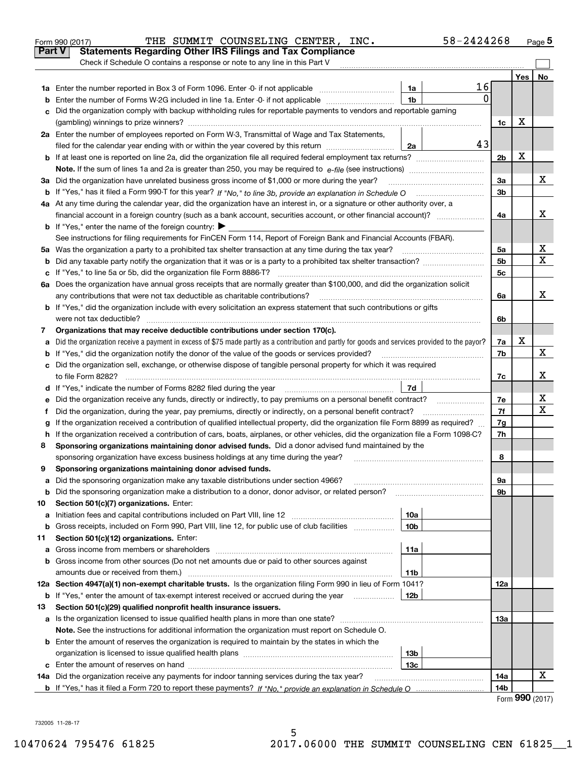Form 990 (2017) THE SUMMIT COUNSELING CENTER, INC. 58-2424268 Page 5

**Part V Statements Regarding Other IRS Filings and Tax Compliance**

Check if Schedule O contains a response or note to any line in this Part V

| | | | | | Yes | No |
|---|---|---|---|---|---|---|
| 1a | Enter the number reported in Box 3 of Form 1096. Enter -0- if not applicable | 1a | 16 | | | |
| b | Enter the number of Forms W-2G included in line 1a. Enter -0- if not applicable | 1b | 0 | | | |
| c | Did the organization comply with backup withholding rules for reportable payments to vendors and reportable gaming (gambling) winnings to prize winners? | | | 1c | X | |
| 2a | Enter the number of employees reported on Form W-3, Transmittal of Wage and Tax Statements, filed for the calendar year ending with or within the year covered by this return | 2a | 43 | | | |
| b | If at least one is reported on line 2a, did the organization file all required federal employment tax returns? | | | 2b | X | |
| | **Note.** If the sum of lines 1a and 2a is greater than 250, you may be required to *e-file* (see instructions) | | | | | |
| 3a | Did the organization have unrelated business gross income of $1,000 or more during the year? | | | 3a | | X |
| b | If "Yes," has it filed a Form 990-T for this year? *If "No," to line 3b, provide an explanation in Schedule O* | | | 3b | | |
| 4a | At any time during the calendar year, did the organization have an interest in, or a signature or other authority over, a financial account in a foreign country (such as a bank account, securities account, or other financial account)? | | | 4a | | X |
| b | If "Yes," enter the name of the foreign country: ▶ | | | | | |
| | See instructions for filing requirements for FinCEN Form 114, Report of Foreign Bank and Financial Accounts (FBAR). | | | | | |
| 5a | Was the organization a party to a prohibited tax shelter transaction at any time during the tax year? | | | 5a | | X |
| b | Did any taxable party notify the organization that it was or is a party to a prohibited tax shelter transaction? | | | 5b | | X |
| c | If "Yes," to line 5a or 5b, did the organization file Form 8886-T? | | | 5c | | |
| 6a | Does the organization have annual gross receipts that are normally greater than $100,000, and did the organization solicit any contributions that were not tax deductible as charitable contributions? | | | 6a | | X |
| b | If "Yes," did the organization include with every solicitation an express statement that such contributions or gifts were not tax deductible? | | | 6b | | |
| 7 | **Organizations that may receive deductible contributions under section 170(c).** | | | | | |
| a | Did the organization receive a payment in excess of $75 made partly as a contribution and partly for goods and services provided to the payor? | | | 7a | X | |
| b | If "Yes," did the organization notify the donor of the value of the goods or services provided? | | | 7b | | X |
| c | Did the organization sell, exchange, or otherwise dispose of tangible personal property for which it was required to file Form 8282? | | | 7c | | X |
| d | If "Yes," indicate the number of Forms 8282 filed during the year | 7d | | | | |
| e | Did the organization receive any funds, directly or indirectly, to pay premiums on a personal benefit contract? | | | 7e | | X |
| f | Did the organization, during the year, pay premiums, directly or indirectly, on a personal benefit contract? | | | 7f | | X |
| g | If the organization received a contribution of qualified intellectual property, did the organization file Form 8899 as required? | | | 7g | | |
| h | If the organization received a contribution of cars, boats, airplanes, or other vehicles, did the organization file a Form 1098-C? | | | 7h | | |
| 8 | **Sponsoring organizations maintaining donor advised funds.** Did a donor advised fund maintained by the sponsoring organization have excess business holdings at any time during the year? | | | 8 | | |
| 9 | **Sponsoring organizations maintaining donor advised funds.** | | | | | |
| a | Did the sponsoring organization make any taxable distributions under section 4966? | | | 9a | | |
| b | Did the sponsoring organization make a distribution to a donor, donor advisor, or related person? | | | 9b | | |
| 10 | **Section 501(c)(7) organizations.** Enter: | | | | | |
| a | Initiation fees and capital contributions included on Part VIII, line 12 | 10a | | | | |
| b | Gross receipts, included on Form 990, Part VIII, line 12, for public use of club facilities | 10b | | | | |
| 11 | **Section 501(c)(12) organizations.** Enter: | | | | | |
| a | Gross income from members or shareholders | 11a | | | | |
| b | Gross income from other sources (Do not net amounts due or paid to other sources against amounts due or received from them.) | 11b | | | | |
| 12a | **Section 4947(a)(1) non-exempt charitable trusts.** Is the organization filing Form 990 in lieu of Form 1041? | | | 12a | | |
| b | If "Yes," enter the amount of tax-exempt interest received or accrued during the year | 12b | | | | |
| 13 | **Section 501(c)(29) qualified nonprofit health insurance issuers.** | | | | | |
| a | Is the organization licensed to issue qualified health plans in more than one state? | | | 13a | | |
| | **Note.** See the instructions for additional information the organization must report on Schedule O. | | | | | |
| b | Enter the amount of reserves the organization is required to maintain by the states in which the organization is licensed to issue qualified health plans | 13b | | | | |
| c | Enter the amount of reserves on hand | 13c | | | | |
| 14a | Did the organization receive any payments for indoor tanning services during the tax year? | | | 14a | | X |
| b | If "Yes," has it filed a Form 720 to report these payments? *If "No," provide an explanation in Schedule O* | | | 14b | | |

Form **990** (2017)

732005 11-28-17

10470624 795476 61825 2017.06000 THE SUMMIT COUNSELING CEN 61825__1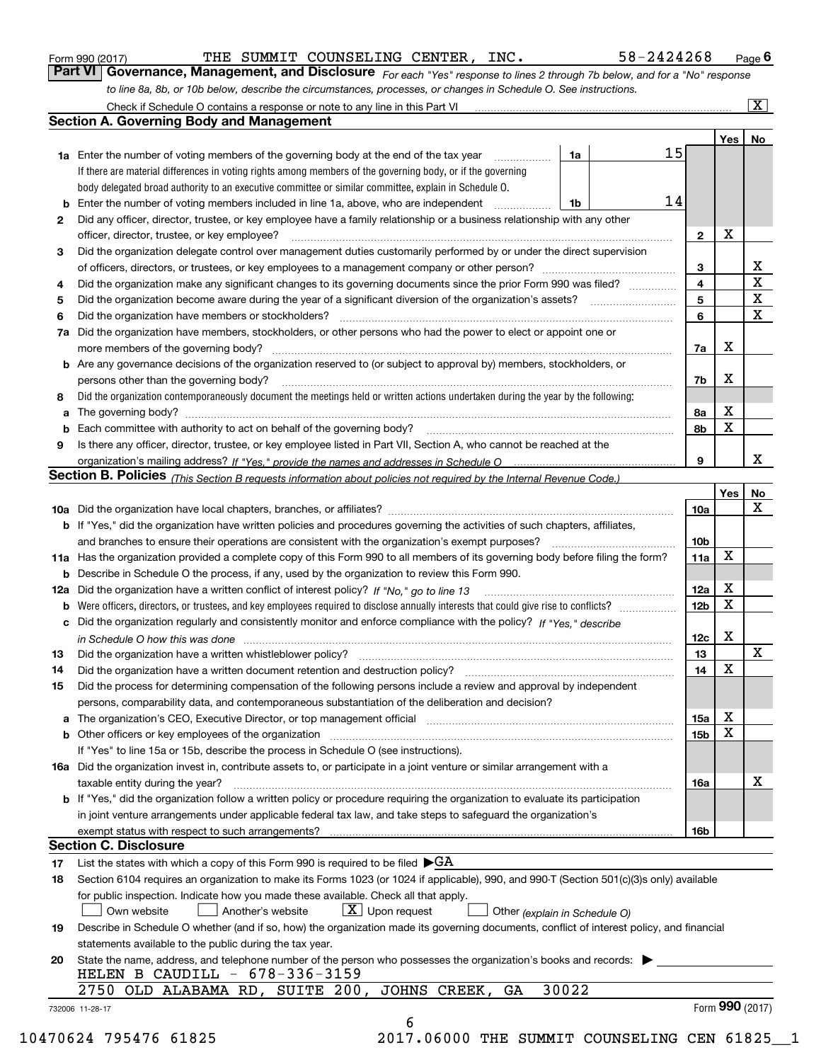Form 990 (2017) THE SUMMIT COUNSELING CENTER, INC. 58-2424268 Page 6

## Part VI Governance, Management, and Disclosure

*For each "Yes" response to lines 2 through 7b below, and for a "No" response to line 8a, 8b, or 10b below, describe the circumstances, processes, or changes in Schedule O. See instructions.*

Check if Schedule O contains a response or note to any line in this Part VI [X]

### Section A. Governing Body and Management

| | | | | Yes | No |
|---|---|---|---|---|---|
| 1a | Enter the number of voting members of the governing body at the end of the tax year. If there are material differences in voting rights among members of the governing body, or if the governing body delegated broad authority to an executive committee or similar committee, explain in Schedule O. | 1a | 15 | | |
| b | Enter the number of voting members included in line 1a, above, who are independent | 1b | 14 | | |
| 2 | Did any officer, director, trustee, or key employee have a family relationship or a business relationship with any other officer, director, trustee, or key employee? | | 2 | X | |
| 3 | Did the organization delegate control over management duties customarily performed by or under the direct supervision of officers, directors, or trustees, or key employees to a management company or other person? | | 3 | | X |
| 4 | Did the organization make any significant changes to its governing documents since the prior Form 990 was filed? | | 4 | | X |
| 5 | Did the organization become aware during the year of a significant diversion of the organization's assets? | | 5 | | X |
| 6 | Did the organization have members or stockholders? | | 6 | | X |
| 7a | Did the organization have members, stockholders, or other persons who had the power to elect or appoint one or more members of the governing body? | | 7a | X | |
| b | Are any governance decisions of the organization reserved to (or subject to approval by) members, stockholders, or persons other than the governing body? | | 7b | X | |
| 8 | Did the organization contemporaneously document the meetings held or written actions undertaken during the year by the following: | | | | |
| a | The governing body? | | 8a | X | |
| b | Each committee with authority to act on behalf of the governing body? | | 8b | X | |
| 9 | Is there any officer, director, trustee, or key employee listed in Part VII, Section A, who cannot be reached at the organization's mailing address? *If "Yes," provide the names and addresses in Schedule O* | | 9 | | X |

### Section B. Policies *(This Section B requests information about policies not required by the Internal Revenue Code.)*

| | | | Yes | No |
|---|---|---|---|---|
| 10a | Did the organization have local chapters, branches, or affiliates? | 10a | | X |
| b | If "Yes," did the organization have written policies and procedures governing the activities of such chapters, affiliates, and branches to ensure their operations are consistent with the organization's exempt purposes? | 10b | | |
| 11a | Has the organization provided a complete copy of this Form 990 to all members of its governing body before filing the form? | 11a | X | |
| b | Describe in Schedule O the process, if any, used by the organization to review this Form 990. | | | |
| 12a | Did the organization have a written conflict of interest policy? *If "No," go to line 13* | 12a | X | |
| b | Were officers, directors, or trustees, and key employees required to disclose annually interests that could give rise to conflicts? | 12b | X | |
| c | Did the organization regularly and consistently monitor and enforce compliance with the policy? *If "Yes," describe in Schedule O how this was done* | 12c | X | |
| 13 | Did the organization have a written whistleblower policy? | 13 | | X |
| 14 | Did the organization have a written document retention and destruction policy? | 14 | X | |
| 15 | Did the process for determining compensation of the following persons include a review and approval by independent persons, comparability data, and contemporaneous substantiation of the deliberation and decision? | | | |
| a | The organization's CEO, Executive Director, or top management official | 15a | X | |
| b | Other officers or key employees of the organization | 15b | X | |
| | If "Yes" to line 15a or 15b, describe the process in Schedule O (see instructions). | | | |
| 16a | Did the organization invest in, contribute assets to, or participate in a joint venture or similar arrangement with a taxable entity during the year? | 16a | | X |
| b | If "Yes," did the organization follow a written policy or procedure requiring the organization to evaluate its participation in joint venture arrangements under applicable federal tax law, and take steps to safeguard the organization's exempt status with respect to such arrangements? | 16b | | |

### Section C. Disclosure

17 List the states with which a copy of this Form 990 is required to be filed ▶GA

18 Section 6104 requires an organization to make its Forms 1023 (or 1024 if applicable), 990, and 990-T (Section 501(c)(3)s only) available for public inspection. Indicate how you made these available. Check all that apply.

[ ] Own website [ ] Another's website [X] Upon request [ ] Other *(explain in Schedule O)*

19 Describe in Schedule O whether (and if so, how) the organization made its governing documents, conflict of interest policy, and financial statements available to the public during the tax year.

20 State the name, address, and telephone number of the person who possesses the organization's books and records: ▶
HELEN B CAUDILL - 678-336-3159
2750 OLD ALABAMA RD, SUITE 200, JOHNS CREEK, GA 30022

732006 11-28-17 Form 990 (2017)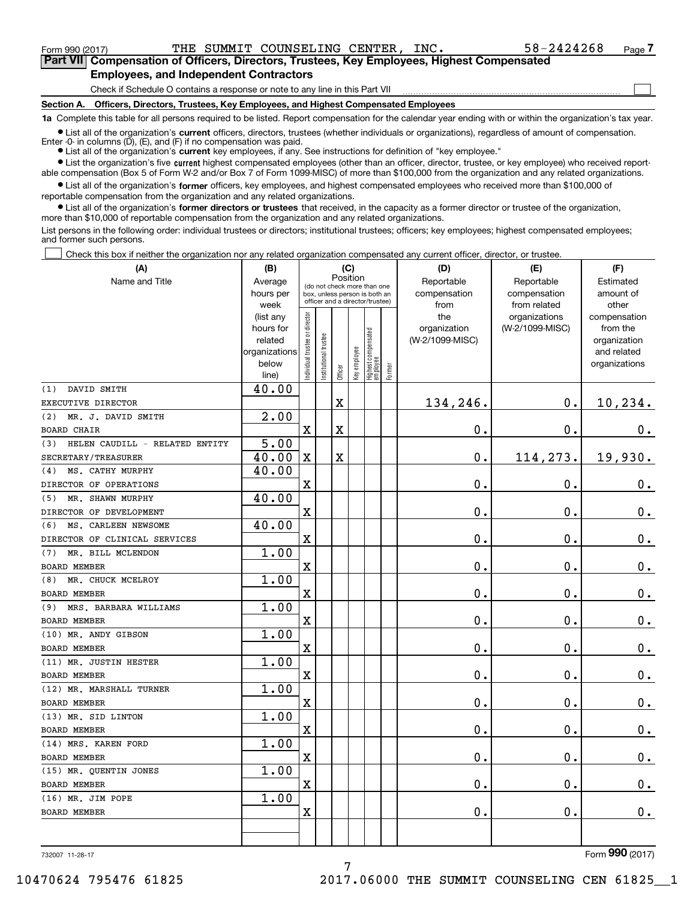Form 990 (2017) THE SUMMIT COUNSELING CENTER, INC. 58-2424268

## Part VII Compensation of Officers, Directors, Trustees, Key Employees, Highest Compensated Employees, and Independent Contractors

Check if Schedule O contains a response or note to any line in this Part VII ☐

### Section A. Officers, Directors, Trustees, Key Employees, and Highest Compensated Employees

**1a** Complete this table for all persons required to be listed. Report compensation for the calendar year ending with or within the organization's tax year.

- List all of the organization's **current** officers, directors, trustees (whether individuals or organizations), regardless of amount of compensation. Enter -0- in columns (D), (E), and (F) if no compensation was paid.
- List all of the organization's **current** key employees, if any. See instructions for definition of "key employee."
- List the organization's five **current** highest compensated employees (other than an officer, director, trustee, or key employee) who received reportable compensation (Box 5 of Form W-2 and/or Box 7 of Form 1099-MISC) of more than $100,000 from the organization and any related organizations.
- List all of the organization's **former** officers, key employees, and highest compensated employees who received more than $100,000 of reportable compensation from the organization and any related organizations.
- List all of the organization's **former directors or trustees** that received, in the capacity as a former director or trustee of the organization, more than $10,000 of reportable compensation from the organization and any related organizations.

List persons in the following order: individual trustees or directors; institutional trustees; officers; key employees; highest compensated employees; and former such persons.

☐ Check this box if neither the organization nor any related organization compensated any current officer, director, or trustee.

| (A) Name and Title | (B) Average hours per week (list any hours for related organizations below line) | (C) Position: Individual trustee or director | Institutional trustee | Officer | Key employee | Highest compensated employee | Former | (D) Reportable compensation from the organization (W-2/1099-MISC) | (E) Reportable compensation from related organizations (W-2/1099-MISC) | (F) Estimated amount of other compensation from the organization and related organizations |
|---|---|---|---|---|---|---|---|---|---|---|
| (1) DAVID SMITH<br>EXECUTIVE DIRECTOR | 40.00 | | | X | | | | 134,246. | 0. | 10,234. |
| (2) MR. J. DAVID SMITH<br>BOARD CHAIR | 2.00 | X | | X | | | | 0. | 0. | 0. |
| (3) HELEN CAUDILL - RELATED ENTITY<br>SECRETARY/TREASURER | 5.00<br>40.00 | X | | X | | | | 0. | 114,273. | 19,930. |
| (4) MS. CATHY MURPHY<br>DIRECTOR OF OPERATIONS | 40.00 | X | | | | | | 0. | 0. | 0. |
| (5) MR. SHAWN MURPHY<br>DIRECTOR OF DEVELOPMENT | 40.00 | X | | | | | | 0. | 0. | 0. |
| (6) MS. CARLEEN NEWSOME<br>DIRECTOR OF CLINICAL SERVICES | 40.00 | X | | | | | | 0. | 0. | 0. |
| (7) MR. BILL MCLENDON<br>BOARD MEMBER | 1.00 | X | | | | | | 0. | 0. | 0. |
| (8) MR. CHUCK MCELROY<br>BOARD MEMBER | 1.00 | X | | | | | | 0. | 0. | 0. |
| (9) MRS. BARBARA WILLIAMS<br>BOARD MEMBER | 1.00 | X | | | | | | 0. | 0. | 0. |
| (10) MR. ANDY GIBSON<br>BOARD MEMBER | 1.00 | X | | | | | | 0. | 0. | 0. |
| (11) MR. JUSTIN HESTER<br>BOARD MEMBER | 1.00 | X | | | | | | 0. | 0. | 0. |
| (12) MR. MARSHALL TURNER<br>BOARD MEMBER | 1.00 | X | | | | | | 0. | 0. | 0. |
| (13) MR. SID LINTON<br>BOARD MEMBER | 1.00 | X | | | | | | 0. | 0. | 0. |
| (14) MRS. KAREN FORD<br>BOARD MEMBER | 1.00 | X | | | | | | 0. | 0. | 0. |
| (15) MR. QUENTIN JONES<br>BOARD MEMBER | 1.00 | X | | | | | | 0. | 0. | 0. |
| (16) MR. JIM POPE<br>BOARD MEMBER | 1.00 | X | | | | | | 0. | 0. | 0. |

732007 11-28-17 Form **990** (2017)

10470624 795476 61825 2017.06000 THE SUMMIT COUNSELING CEN 61825__1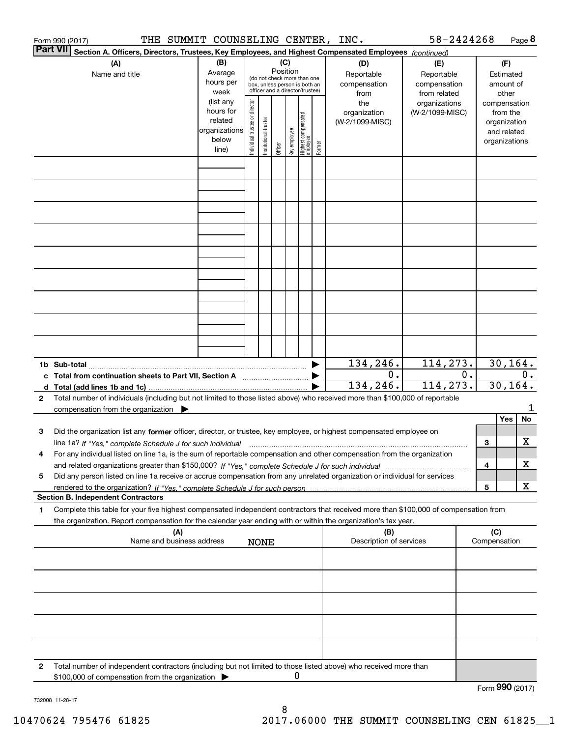Form 990 (2017) THE SUMMIT COUNSELING CENTER, INC. 58-2424268 Page 8

**Part VII Section A. Officers, Directors, Trustees, Key Employees, and Highest Compensated Employees** *(continued)*

| (A) Name and title | (B) Average hours per week (list any hours for related organizations below line) | (C) Position (do not check more than one box, unless person is both an officer and a director/trustee): Individual trustee or director | Institutional trustee | Officer | Key employee | Highest compensated employee | Former | (D) Reportable compensation from the organization (W-2/1099-MISC) | (E) Reportable compensation from related organizations (W-2/1099-MISC) | (F) Estimated amount of other compensation from the organization and related organizations |
|---|---|---|---|---|---|---|---|---|---|---|
| | | | | | | | | | | |
| | | | | | | | | | | |
| | | | | | | | | | | |
| | | | | | | | | | | |
| | | | | | | | | | | |
| | | | | | | | | | | |
| | | | | | | | | | | |
| | | | | | | | | | | |
| | | | | | | | | | | |

| | (D) | (E) | (F) |
|---|---|---|---|
| 1b Sub-total | 134,246. | 114,273. | 30,164. |
| c Total from continuation sheets to Part VII, Section A | 0. | 0. | 0. |
| d Total (add lines 1b and 1c) | 134,246. | 114,273. | 30,164. |

2 Total number of individuals (including but not limited to those listed above) who received more than $100,000 of reportable compensation from the organization ▶ 1

| | | Yes | No |
|---|---|---|---|
| 3 Did the organization list any **former** officer, director, or trustee, key employee, or highest compensated employee on line 1a? *If "Yes," complete Schedule J for such individual* | 3 | | X |
| 4 For any individual listed on line 1a, is the sum of reportable compensation and other compensation from the organization and related organizations greater than $150,000? *If "Yes," complete Schedule J for such individual* | 4 | | X |
| 5 Did any person listed on line 1a receive or accrue compensation from any unrelated organization or individual for services rendered to the organization? *If "Yes," complete Schedule J for such person* | 5 | | X |

**Section B. Independent Contractors**

1 Complete this table for your five highest compensated independent contractors that received more than $100,000 of compensation from the organization. Report compensation for the calendar year ending with or within the organization's tax year.

| (A) Name and business address | (B) Description of services | (C) Compensation |
|---|---|---|
| NONE | | |
| | | |
| | | |
| | | |
| | | |

2 Total number of independent contractors (including but not limited to those listed above) who received more than $100,000 of compensation from the organization ▶ 0

Form **990** (2017)

732008 11-28-17

10470624 795476 61825 2017.06000 THE SUMMIT COUNSELING CEN 61825__1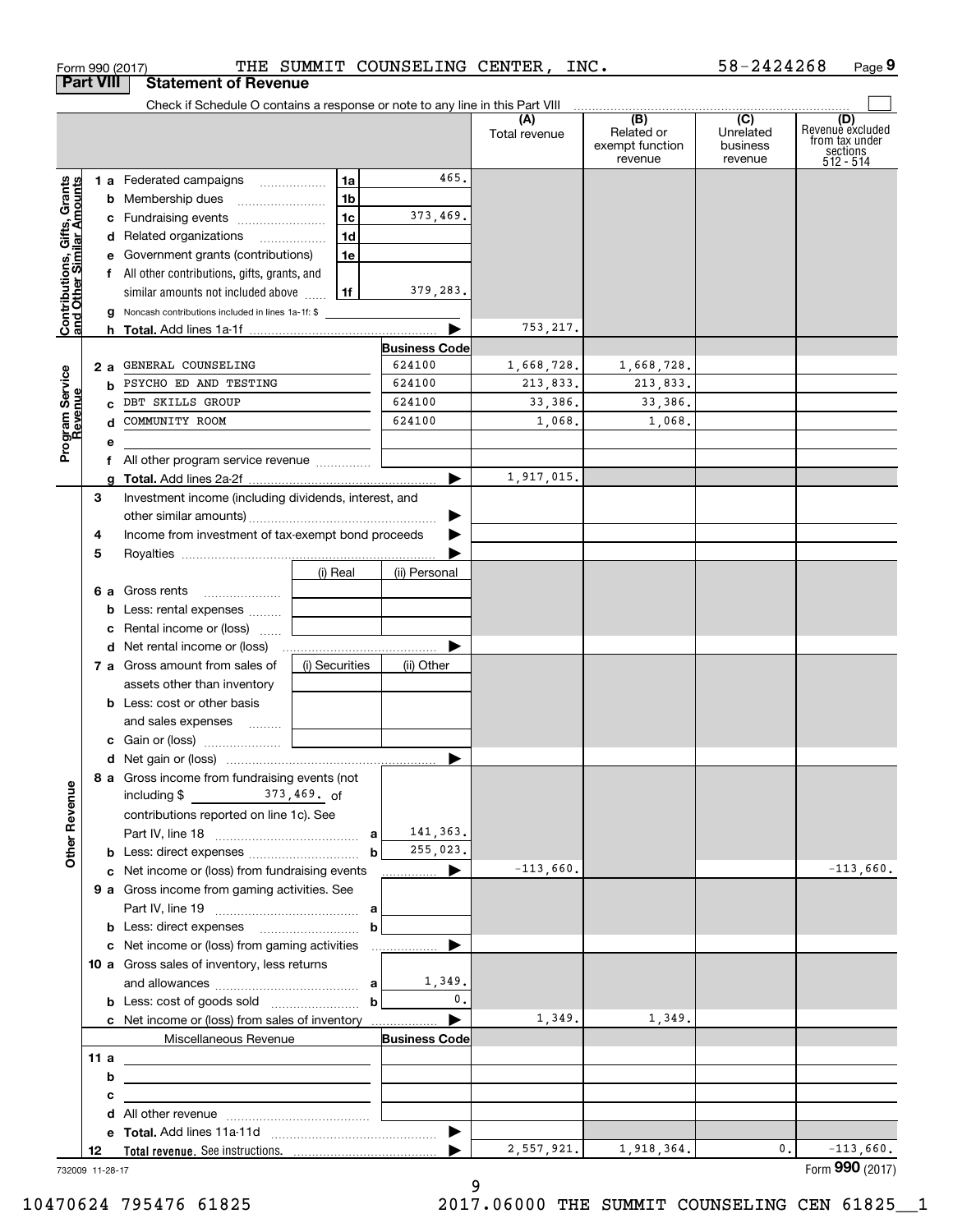Form 990 (2017) THE SUMMIT COUNSELING CENTER, INC. 58-2424268 Page 9

## Part VIII Statement of Revenue

Check if Schedule O contains a response or note to any line in this Part VIII

| | | | | (A) Total revenue | (B) Related or exempt function revenue | (C) Unrelated business revenue | (D) Revenue excluded from tax under sections 512 - 514 |
|---|---|---|---|---|---|---|---|
| **Contributions, Gifts, Grants and Other Similar Amounts** | 1 a Federated campaigns | 1a | 465. | | | | |
| | b Membership dues | 1b | | | | | |
| | c Fundraising events | 1c | 373,469. | | | | |
| | d Related organizations | 1d | | | | | |
| | e Government grants (contributions) | 1e | | | | | |
| | f All other contributions, gifts, grants, and similar amounts not included above | 1f | 379,283. | | | | |
| | g Noncash contributions included in lines 1a-1f: $ | | | | | | |
| | h **Total.** Add lines 1a-1f | | | 753,217. | | | |
| **Program Service Revenue** | | | **Business Code** | | | | |
| | 2 a GENERAL COUNSELING | | 624100 | 1,668,728. | 1,668,728. | | |
| | b PSYCHO ED AND TESTING | | 624100 | 213,833. | 213,833. | | |
| | c DBT SKILLS GROUP | | 624100 | 33,386. | 33,386. | | |
| | d COMMUNITY ROOM | | 624100 | 1,068. | 1,068. | | |
| | e | | | | | | |
| | f All other program service revenue | | | | | | |
| | g **Total.** Add lines 2a-2f | | | 1,917,015. | | | |
| **Other Revenue** | 3 Investment income (including dividends, interest, and other similar amounts) | | | | | | |
| | 4 Income from investment of tax-exempt bond proceeds | | | | | | |
| | 5 Royalties | | | | | | |
| | | (i) Real | (ii) Personal | | | | |
| | 6 a Gross rents | | | | | | |
| | b Less: rental expenses | | | | | | |
| | c Rental income or (loss) | | | | | | |
| | d Net rental income or (loss) | | | | | | |
| | | (i) Securities | (ii) Other | | | | |
| | 7 a Gross amount from sales of assets other than inventory | | | | | | |
| | b Less: cost or other basis and sales expenses | | | | | | |
| | c Gain or (loss) | | | | | | |
| | d Net gain or (loss) | | | | | | |
| | 8 a Gross income from fundraising events (not including $ 373,469. of contributions reported on line 1c). See Part IV, line 18 | a | 141,363. | | | | |
| | b Less: direct expenses | b | 255,023. | | | | |
| | c Net income or (loss) from fundraising events | | | -113,660. | | | -113,660. |
| | 9 a Gross income from gaming activities. See Part IV, line 19 | a | | | | | |
| | b Less: direct expenses | b | | | | | |
| | c Net income or (loss) from gaming activities | | | | | | |
| | 10 a Gross sales of inventory, less returns and allowances | a | 1,349. | | | | |
| | b Less: cost of goods sold | b | 0. | | | | |
| | c Net income or (loss) from sales of inventory | | | 1,349. | 1,349. | | |
| | Miscellaneous Revenue | | **Business Code** | | | | |
| | 11 a | | | | | | |
| | b | | | | | | |
| | c | | | | | | |
| | d All other revenue | | | | | | |
| | e **Total.** Add lines 11a-11d | | | | | | |
| | 12 **Total revenue.** See instructions. | | | 2,557,921. | 1,918,364. | 0. | -113,660. |

732009 11-28-17 Form **990** (2017)

10470624 795476 61825 2017.06000 THE SUMMIT COUNSELING CEN 61825__1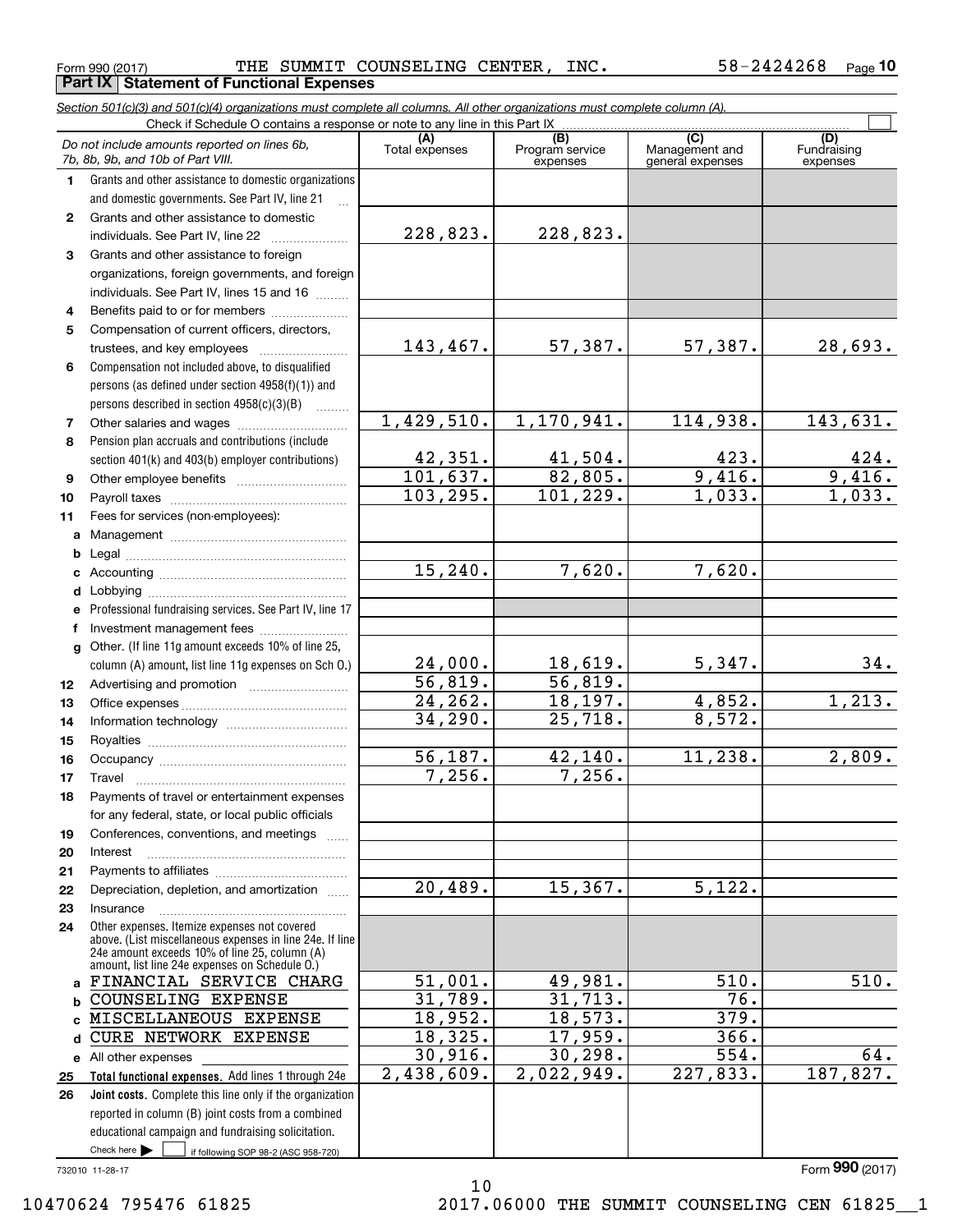Form 990 (2017) THE SUMMIT COUNSELING CENTER, INC. 58-2424268 Page 10

## Part IX Statement of Functional Expenses

*Section 501(c)(3) and 501(c)(4) organizations must complete all columns. All other organizations must complete column (A).*

Check if Schedule O contains a response or note to any line in this Part IX

| *Do not include amounts reported on lines 6b, 7b, 8b, 9b, and 10b of Part VIII.* | (A) Total expenses | (B) Program service expenses | (C) Management and general expenses | (D) Fundraising expenses |
|---|---|---|---|---|
| 1 Grants and other assistance to domestic organizations and domestic governments. See Part IV, line 21 | | | | |
| 2 Grants and other assistance to domestic individuals. See Part IV, line 22 | 228,823. | 228,823. | | |
| 3 Grants and other assistance to foreign organizations, foreign governments, and foreign individuals. See Part IV, lines 15 and 16 | | | | |
| 4 Benefits paid to or for members | | | | |
| 5 Compensation of current officers, directors, trustees, and key employees | 143,467. | 57,387. | 57,387. | 28,693. |
| 6 Compensation not included above, to disqualified persons (as defined under section 4958(f)(1)) and persons described in section 4958(c)(3)(B) | | | | |
| 7 Other salaries and wages | 1,429,510. | 1,170,941. | 114,938. | 143,631. |
| 8 Pension plan accruals and contributions (include section 401(k) and 403(b) employer contributions) | 42,351. | 41,504. | 423. | 424. |
| 9 Other employee benefits | 101,637. | 82,805. | 9,416. | 9,416. |
| 10 Payroll taxes | 103,295. | 101,229. | 1,033. | 1,033. |
| 11 Fees for services (non-employees): | | | | |
| a Management | | | | |
| b Legal | | | | |
| c Accounting | 15,240. | 7,620. | 7,620. | |
| d Lobbying | | | | |
| e Professional fundraising services. See Part IV, line 17 | | | | |
| f Investment management fees | | | | |
| g Other. (If line 11g amount exceeds 10% of line 25, column (A) amount, list line 11g expenses on Sch O.) | 24,000. | 18,619. | 5,347. | 34. |
| 12 Advertising and promotion | 56,819. | 56,819. | | |
| 13 Office expenses | 24,262. | 18,197. | 4,852. | 1,213. |
| 14 Information technology | 34,290. | 25,718. | 8,572. | |
| 15 Royalties | | | | |
| 16 Occupancy | 56,187. | 42,140. | 11,238. | 2,809. |
| 17 Travel | 7,256. | 7,256. | | |
| 18 Payments of travel or entertainment expenses for any federal, state, or local public officials | | | | |
| 19 Conferences, conventions, and meetings | | | | |
| 20 Interest | | | | |
| 21 Payments to affiliates | | | | |
| 22 Depreciation, depletion, and amortization | 20,489. | 15,367. | 5,122. | |
| 23 Insurance | | | | |
| 24 Other expenses. Itemize expenses not covered above. (List miscellaneous expenses in line 24e. If line 24e amount exceeds 10% of line 25, column (A) amount, list line 24e expenses on Schedule O.) | | | | |
| a FINANCIAL SERVICE CHARG | 51,001. | 49,981. | 510. | 510. |
| b COUNSELING EXPENSE | 31,789. | 31,713. | 76. | |
| c MISCELLANEOUS EXPENSE | 18,952. | 18,573. | 379. | |
| d CURE NETWORK EXPENSE | 18,325. | 17,959. | 366. | |
| e All other expenses | 30,916. | 30,298. | 554. | 64. |
| 25 **Total functional expenses.** Add lines 1 through 24e | 2,438,609. | 2,022,949. | 227,833. | 187,827. |
| 26 **Joint costs.** Complete this line only if the organization reported in column (B) joint costs from a combined educational campaign and fundraising solicitation. Check here ☐ if following SOP 98-2 (ASC 958-720) | | | | |

732010 11-28-17

Form **990** (2017)

10470624 795476 61825 2017.06000 THE SUMMIT COUNSELING CEN 61825__1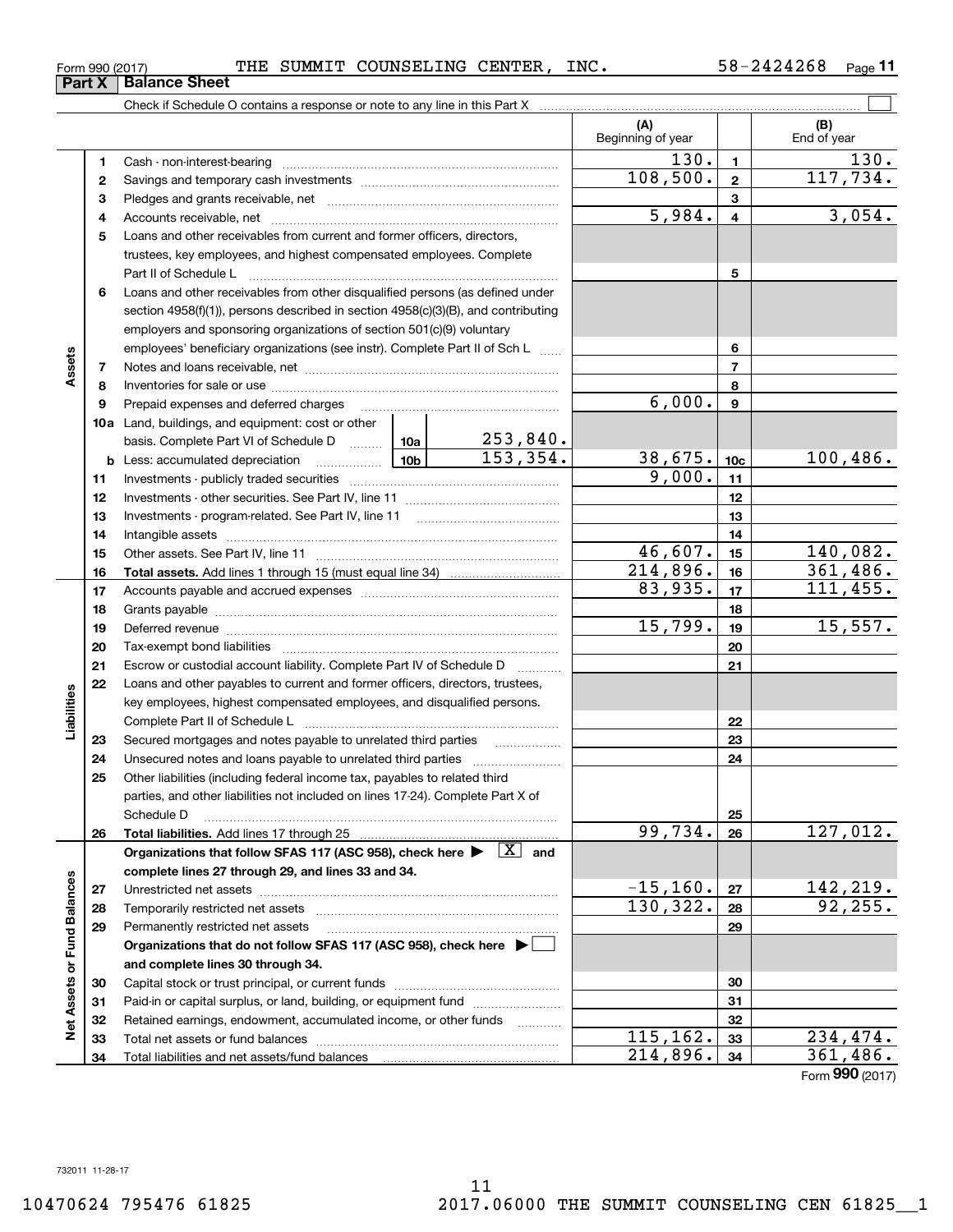Form 990 (2017) THE SUMMIT COUNSELING CENTER, INC. 58-2424268 Page **11**

## Part X Balance Sheet

Check if Schedule O contains a response or note to any line in this Part X ☐

| | | | | (A) Beginning of year | | (B) End of year |
|---|---|---|---|---|---|---|
| **Assets** | 1 | Cash - non-interest-bearing | | 130. | 1 | 130. |
| | 2 | Savings and temporary cash investments | | 108,500. | 2 | 117,734. |
| | 3 | Pledges and grants receivable, net | | | 3 | |
| | 4 | Accounts receivable, net | | 5,984. | 4 | 3,054. |
| | 5 | Loans and other receivables from current and former officers, directors, trustees, key employees, and highest compensated employees. Complete Part II of Schedule L | | | 5 | |
| | 6 | Loans and other receivables from other disqualified persons (as defined under section 4958(f)(1)), persons described in section 4958(c)(3)(B), and contributing employers and sponsoring organizations of section 501(c)(9) voluntary employees' beneficiary organizations (see instr). Complete Part II of Sch L | | | 6 | |
| | 7 | Notes and loans receivable, net | | | 7 | |
| | 8 | Inventories for sale or use | | | 8 | |
| | 9 | Prepaid expenses and deferred charges | | 6,000. | 9 | |
| | 10a | Land, buildings, and equipment: cost or other basis. Complete Part VI of Schedule D | 10a 253,840. | | | |
| | b | Less: accumulated depreciation | 10b 153,354. | 38,675. | 10c | 100,486. |
| | 11 | Investments - publicly traded securities | | 9,000. | 11 | |
| | 12 | Investments - other securities. See Part IV, line 11 | | | 12 | |
| | 13 | Investments - program-related. See Part IV, line 11 | | | 13 | |
| | 14 | Intangible assets | | | 14 | |
| | 15 | Other assets. See Part IV, line 11 | | 46,607. | 15 | 140,082. |
| | 16 | **Total assets.** Add lines 1 through 15 (must equal line 34) | | 214,896. | 16 | 361,486. |
| **Liabilities** | 17 | Accounts payable and accrued expenses | | 83,935. | 17 | 111,455. |
| | 18 | Grants payable | | | 18 | |
| | 19 | Deferred revenue | | 15,799. | 19 | 15,557. |
| | 20 | Tax-exempt bond liabilities | | | 20 | |
| | 21 | Escrow or custodial account liability. Complete Part IV of Schedule D | | | 21 | |
| | 22 | Loans and other payables to current and former officers, directors, trustees, key employees, highest compensated employees, and disqualified persons. Complete Part II of Schedule L | | | 22 | |
| | 23 | Secured mortgages and notes payable to unrelated third parties | | | 23 | |
| | 24 | Unsecured notes and loans payable to unrelated third parties | | | 24 | |
| | 25 | Other liabilities (including federal income tax, payables to related third parties, and other liabilities not included on lines 17-24). Complete Part X of Schedule D | | | 25 | |
| | 26 | **Total liabilities.** Add lines 17 through 25 | | 99,734. | 26 | 127,012. |
| **Net Assets or Fund Balances** | | **Organizations that follow SFAS 117 (ASC 958), check here ▶ [X] and complete lines 27 through 29, and lines 33 and 34.** | | | | |
| | 27 | Unrestricted net assets | | -15,160. | 27 | 142,219. |
| | 28 | Temporarily restricted net assets | | 130,322. | 28 | 92,255. |
| | 29 | Permanently restricted net assets | | | 29 | |
| | | **Organizations that do not follow SFAS 117 (ASC 958), check here ▶ ☐ and complete lines 30 through 34.** | | | | |
| | 30 | Capital stock or trust principal, or current funds | | | 30 | |
| | 31 | Paid-in or capital surplus, or land, building, or equipment fund | | | 31 | |
| | 32 | Retained earnings, endowment, accumulated income, or other funds | | | 32 | |
| | 33 | Total net assets or fund balances | | 115,162. | 33 | 234,474. |
| | 34 | Total liabilities and net assets/fund balances | | 214,896. | 34 | 361,486. |

Form **990** (2017)

732011 11-28-17

10470624 795476 61825 2017.06000 THE SUMMIT COUNSELING CEN 61825__1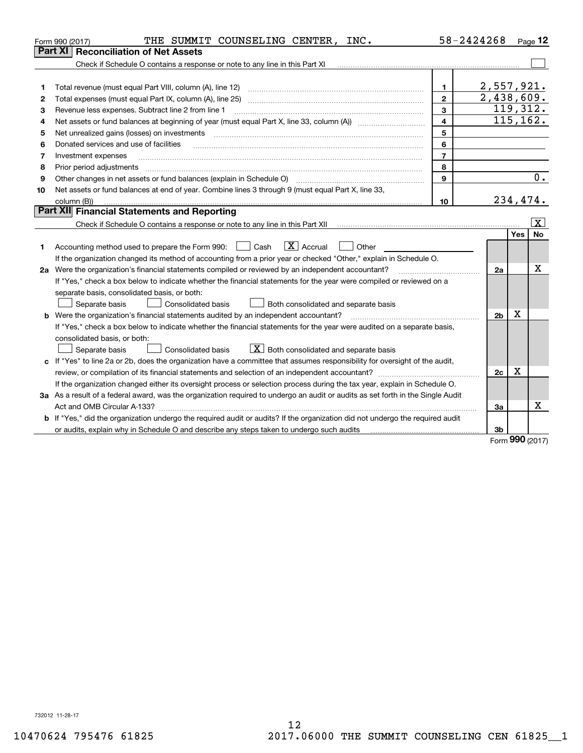Form 990 (2017) THE SUMMIT COUNSELING CENTER, INC. 58-2424268

## Part XI Reconciliation of Net Assets

Check if Schedule O contains a response or note to any line in this Part XI ☐

| | | | |
|---|---|---|---|
| 1 | Total revenue (must equal Part VIII, column (A), line 12) | 1 | 2,557,921. |
| 2 | Total expenses (must equal Part IX, column (A), line 25) | 2 | 2,438,609. |
| 3 | Revenue less expenses. Subtract line 2 from line 1 | 3 | 119,312. |
| 4 | Net assets or fund balances at beginning of year (must equal Part X, line 33, column (A)) | 4 | 115,162. |
| 5 | Net unrealized gains (losses) on investments | 5 | |
| 6 | Donated services and use of facilities | 6 | |
| 7 | Investment expenses | 7 | |
| 8 | Prior period adjustments | 8 | |
| 9 | Other changes in net assets or fund balances (explain in Schedule O) | 9 | 0. |
| 10 | Net assets or fund balances at end of year. Combine lines 3 through 9 (must equal Part X, line 33, column (B)) | 10 | 234,474. |

## Part XII Financial Statements and Reporting

Check if Schedule O contains a response or note to any line in this Part XII ☒

| | | | Yes | No |
|---|---|---|---|---|
| 1 | Accounting method used to prepare the Form 990: ☐ Cash ☒ Accrual ☐ Other ______<br>If the organization changed its method of accounting from a prior year or checked "Other," explain in Schedule O. | | | |
| 2a | Were the organization's financial statements compiled or reviewed by an independent accountant?<br>If "Yes," check a box below to indicate whether the financial statements for the year were compiled or reviewed on a separate basis, consolidated basis, or both:<br>☐ Separate basis ☐ Consolidated basis ☐ Both consolidated and separate basis | 2a | | X |
| b | Were the organization's financial statements audited by an independent accountant?<br>If "Yes," check a box below to indicate whether the financial statements for the year were audited on a separate basis, consolidated basis, or both:<br>☐ Separate basis ☐ Consolidated basis ☒ Both consolidated and separate basis | 2b | X | |
| c | If "Yes" to line 2a or 2b, does the organization have a committee that assumes responsibility for oversight of the audit, review, or compilation of its financial statements and selection of an independent accountant?<br>If the organization changed either its oversight process or selection process during the tax year, explain in Schedule O. | 2c | X | |
| 3a | As a result of a federal award, was the organization required to undergo an audit or audits as set forth in the Single Audit Act and OMB Circular A-133? | 3a | | X |
| b | If "Yes," did the organization undergo the required audit or audits? If the organization did not undergo the required audit or audits, explain why in Schedule O and describe any steps taken to undergo such audits | 3b | | |

Form 990 (2017)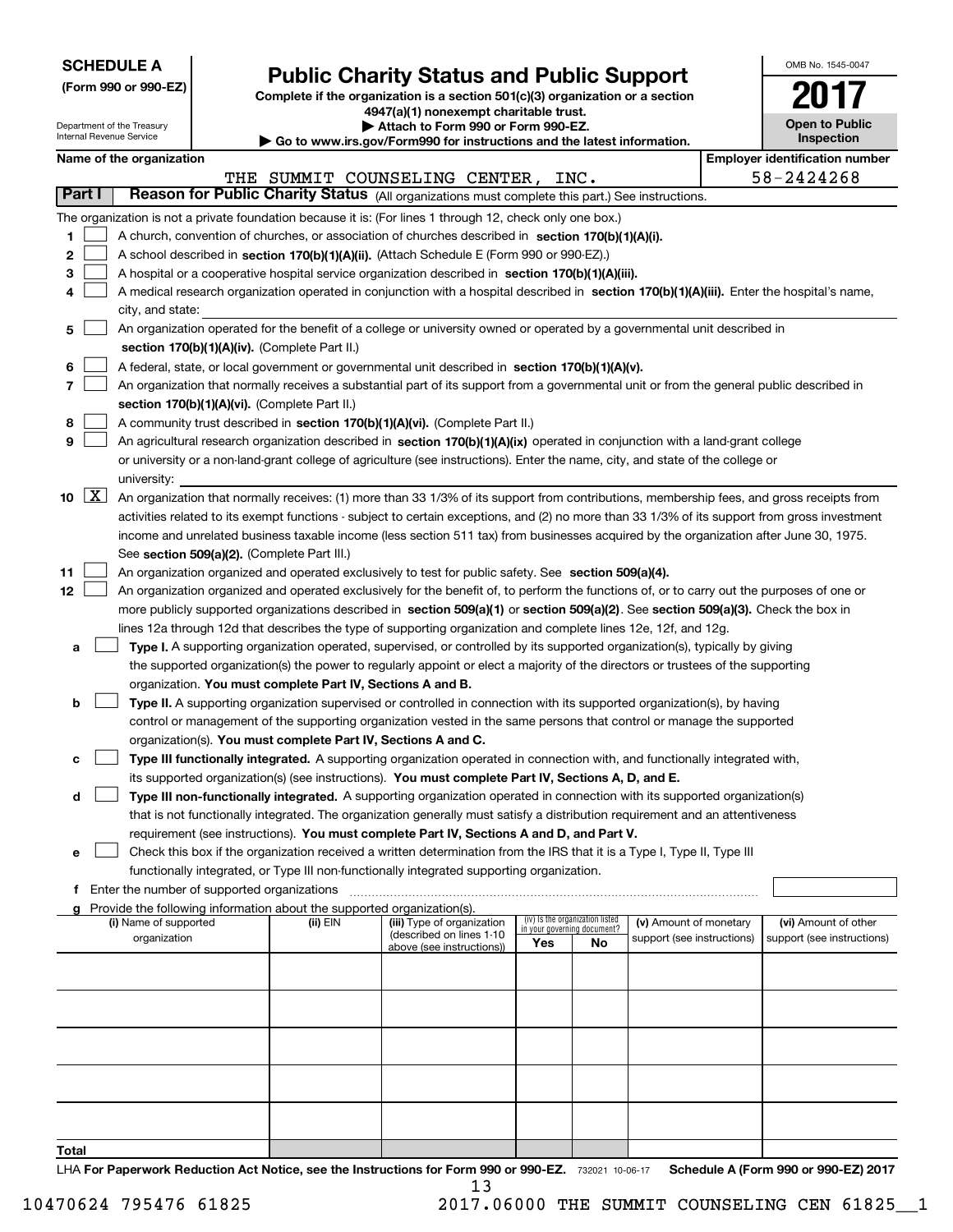**SCHEDULE A**
**(Form 990 or 990-EZ)**

Department of the Treasury
Internal Revenue Service

# Public Charity Status and Public Support

**Complete if the organization is a section 501(c)(3) organization or a section 4947(a)(1) nonexempt charitable trust.**
**▶ Attach to Form 990 or Form 990-EZ.**
**▶ Go to www.irs.gov/Form990 for instructions and the latest information.**

OMB No. 1545-0047

**2017**

**Open to Public Inspection**

**Name of the organization:** THE SUMMIT COUNSELING CENTER, INC.

**Employer identification number:** 58-2424268

## Part I — Reason for Public Charity Status (All organizations must complete this part.) See instructions.

The organization is not a private foundation because it is: (For lines 1 through 12, check only one box.)

1. ☐ A church, convention of churches, or association of churches described in **section 170(b)(1)(A)(i).**
2. ☐ A school described in **section 170(b)(1)(A)(ii).** (Attach Schedule E (Form 990 or 990-EZ).)
3. ☐ A hospital or a cooperative hospital service organization described in **section 170(b)(1)(A)(iii).**
4. ☐ A medical research organization operated in conjunction with a hospital described in **section 170(b)(1)(A)(iii).** Enter the hospital's name, city, and state:
5. ☐ An organization operated for the benefit of a college or university owned or operated by a governmental unit described in **section 170(b)(1)(A)(iv).** (Complete Part II.)
6. ☐ A federal, state, or local government or governmental unit described in **section 170(b)(1)(A)(v).**
7. ☐ An organization that normally receives a substantial part of its support from a governmental unit or from the general public described in **section 170(b)(1)(A)(vi).** (Complete Part II.)
8. ☐ A community trust described in **section 170(b)(1)(A)(vi).** (Complete Part II.)
9. ☐ An agricultural research organization described in **section 170(b)(1)(A)(ix)** operated in conjunction with a land-grant college or university or a non-land-grant college of agriculture (see instructions). Enter the name, city, and state of the college or university:
10. ☒ An organization that normally receives: (1) more than 33 1/3% of its support from contributions, membership fees, and gross receipts from activities related to its exempt functions - subject to certain exceptions, and (2) no more than 33 1/3% of its support from gross investment income and unrelated business taxable income (less section 511 tax) from businesses acquired by the organization after June 30, 1975. See **section 509(a)(2).** (Complete Part III.)
11. ☐ An organization organized and operated exclusively to test for public safety. See **section 509(a)(4).**
12. ☐ An organization organized and operated exclusively for the benefit of, to perform the functions of, or to carry out the purposes of one or more publicly supported organizations described in **section 509(a)(1)** or **section 509(a)(2).** See **section 509(a)(3).** Check the box in lines 12a through 12d that describes the type of supporting organization and complete lines 12e, 12f, and 12g.

   a. ☐ **Type I.** A supporting organization operated, supervised, or controlled by its supported organization(s), typically by giving the supported organization(s) the power to regularly appoint or elect a majority of the directors or trustees of the supporting organization. **You must complete Part IV, Sections A and B.**

   b. ☐ **Type II.** A supporting organization supervised or controlled in connection with its supported organization(s), by having control or management of the supporting organization vested in the same persons that control or manage the supported organization(s). **You must complete Part IV, Sections A and C.**

   c. ☐ **Type III functionally integrated.** A supporting organization operated in connection with, and functionally integrated with, its supported organization(s) (see instructions). **You must complete Part IV, Sections A, D, and E.**

   d. ☐ **Type III non-functionally integrated.** A supporting organization operated in connection with its supported organization(s) that is not functionally integrated. The organization generally must satisfy a distribution requirement and an attentiveness requirement (see instructions). **You must complete Part IV, Sections A and D, and Part V.**

   e. ☐ Check this box if the organization received a written determination from the IRS that it is a Type I, Type II, Type III functionally integrated, or Type III non-functionally integrated supporting organization.

   f. Enter the number of supported organizations

   g. Provide the following information about the supported organization(s).

| (i) Name of supported organization | (ii) EIN | (iii) Type of organization (described on lines 1-10 above (see instructions)) | (iv) Is the organization listed in your governing document? Yes | No | (v) Amount of monetary support (see instructions) | (vi) Amount of other support (see instructions) |
|---|---|---|---|---|---|---|
| | | | | | | |
| | | | | | | |
| | | | | | | |
| | | | | | | |
| | | | | | | |
| **Total** | | | | | | |

LHA **For Paperwork Reduction Act Notice, see the Instructions for Form 990 or 990-EZ.** 732021 10-06-17 **Schedule A (Form 990 or 990-EZ) 2017**

10470624 795476 61825 2017.06000 THE SUMMIT COUNSELING CEN 61825__1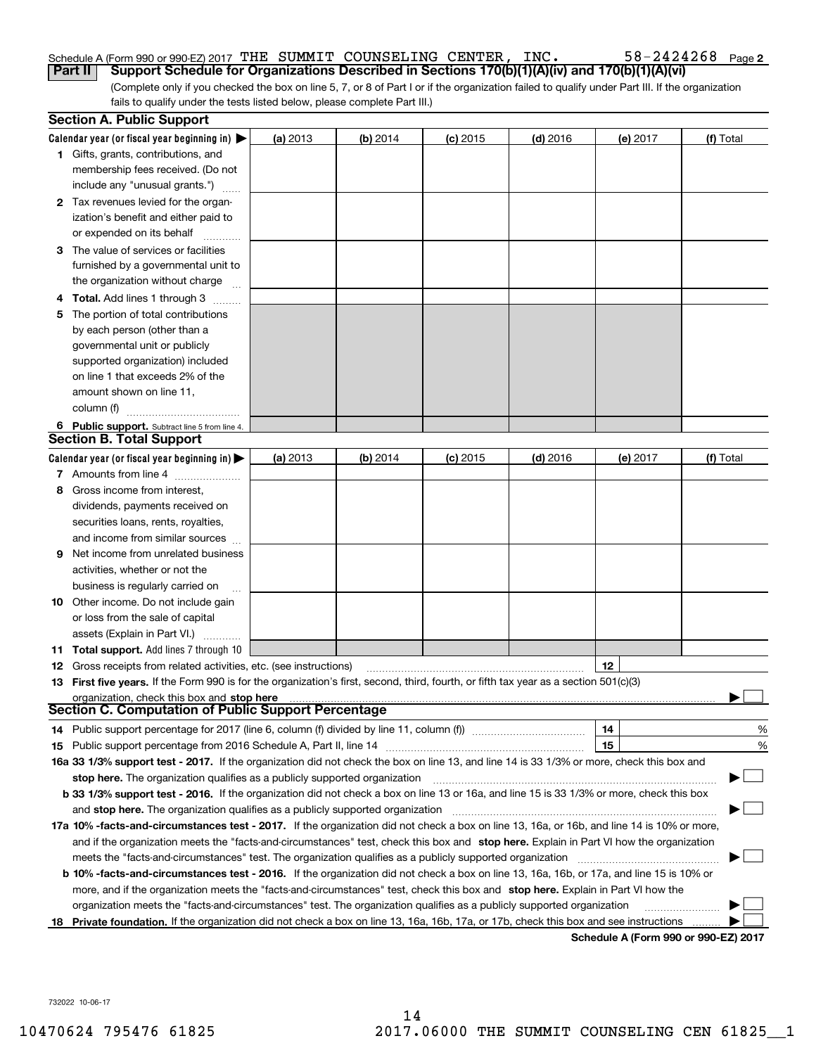Schedule A (Form 990 or 990-EZ) 2017 THE SUMMIT COUNSELING CENTER, INC. 58-2424268 Page **2**

**Part II** **Support Schedule for Organizations Described in Sections 170(b)(1)(A)(iv) and 170(b)(1)(A)(vi)**

(Complete only if you checked the box on line 5, 7, or 8 of Part I or if the organization failed to qualify under Part III. If the organization fails to qualify under the tests listed below, please complete Part III.)

**Section A. Public Support**

| Calendar year (or fiscal year beginning in) ▶ | (a) 2013 | (b) 2014 | (c) 2015 | (d) 2016 | (e) 2017 | (f) Total |
|---|---|---|---|---|---|---|
| **1** Gifts, grants, contributions, and membership fees received. (Do not include any "unusual grants.") | | | | | | |
| **2** Tax revenues levied for the organization's benefit and either paid to or expended on its behalf | | | | | | |
| **3** The value of services or facilities furnished by a governmental unit to the organization without charge | | | | | | |
| **4** **Total.** Add lines 1 through 3 | | | | | | |
| **5** The portion of total contributions by each person (other than a governmental unit or publicly supported organization) included on line 1 that exceeds 2% of the amount shown on line 11, column (f) | | | | | | |
| **6** **Public support.** Subtract line 5 from line 4. | | | | | | |

**Section B. Total Support**

| Calendar year (or fiscal year beginning in) ▶ | (a) 2013 | (b) 2014 | (c) 2015 | (d) 2016 | (e) 2017 | (f) Total |
|---|---|---|---|---|---|---|
| **7** Amounts from line 4 | | | | | | |
| **8** Gross income from interest, dividends, payments received on securities loans, rents, royalties, and income from similar sources | | | | | | |
| **9** Net income from unrelated business activities, whether or not the business is regularly carried on | | | | | | |
| **10** Other income. Do not include gain or loss from the sale of capital assets (Explain in Part VI.) | | | | | | |
| **11** **Total support.** Add lines 7 through 10 | | | | | | |

**12** Gross receipts from related activities, etc. (see instructions) **12**

**13** **First five years.** If the Form 990 is for the organization's first, second, third, fourth, or fifth tax year as a section 501(c)(3) organization, check this box and **stop here** ▶ ☐

**Section C. Computation of Public Support Percentage**

**14** Public support percentage for 2017 (line 6, column (f) divided by line 11, column (f)) **14** %

**15** Public support percentage from 2016 Schedule A, Part II, line 14 **15** %

**16a 33 1/3% support test - 2017.** If the organization did not check the box on line 13, and line 14 is 33 1/3% or more, check this box and **stop here.** The organization qualifies as a publicly supported organization ▶ ☐

**b 33 1/3% support test - 2016.** If the organization did not check a box on line 13 or 16a, and line 15 is 33 1/3% or more, check this box and **stop here.** The organization qualifies as a publicly supported organization ▶ ☐

**17a 10% -facts-and-circumstances test - 2017.** If the organization did not check a box on line 13, 16a, or 16b, and line 14 is 10% or more, and if the organization meets the "facts-and-circumstances" test, check this box and **stop here.** Explain in Part VI how the organization meets the "facts-and-circumstances" test. The organization qualifies as a publicly supported organization ▶ ☐

**b 10% -facts-and-circumstances test - 2016.** If the organization did not check a box on line 13, 16a, 16b, or 17a, and line 15 is 10% or more, and if the organization meets the "facts-and-circumstances" test, check this box and **stop here.** Explain in Part VI how the organization meets the "facts-and-circumstances" test. The organization qualifies as a publicly supported organization ▶ ☐

**18** **Private foundation.** If the organization did not check a box on line 13, 16a, 16b, 17a, or 17b, check this box and see instructions ▶ ☐

**Schedule A (Form 990 or 990-EZ) 2017**

732022 10-06-17

10470624 795476 61825 2017.06000 THE SUMMIT COUNSELING CEN 61825__1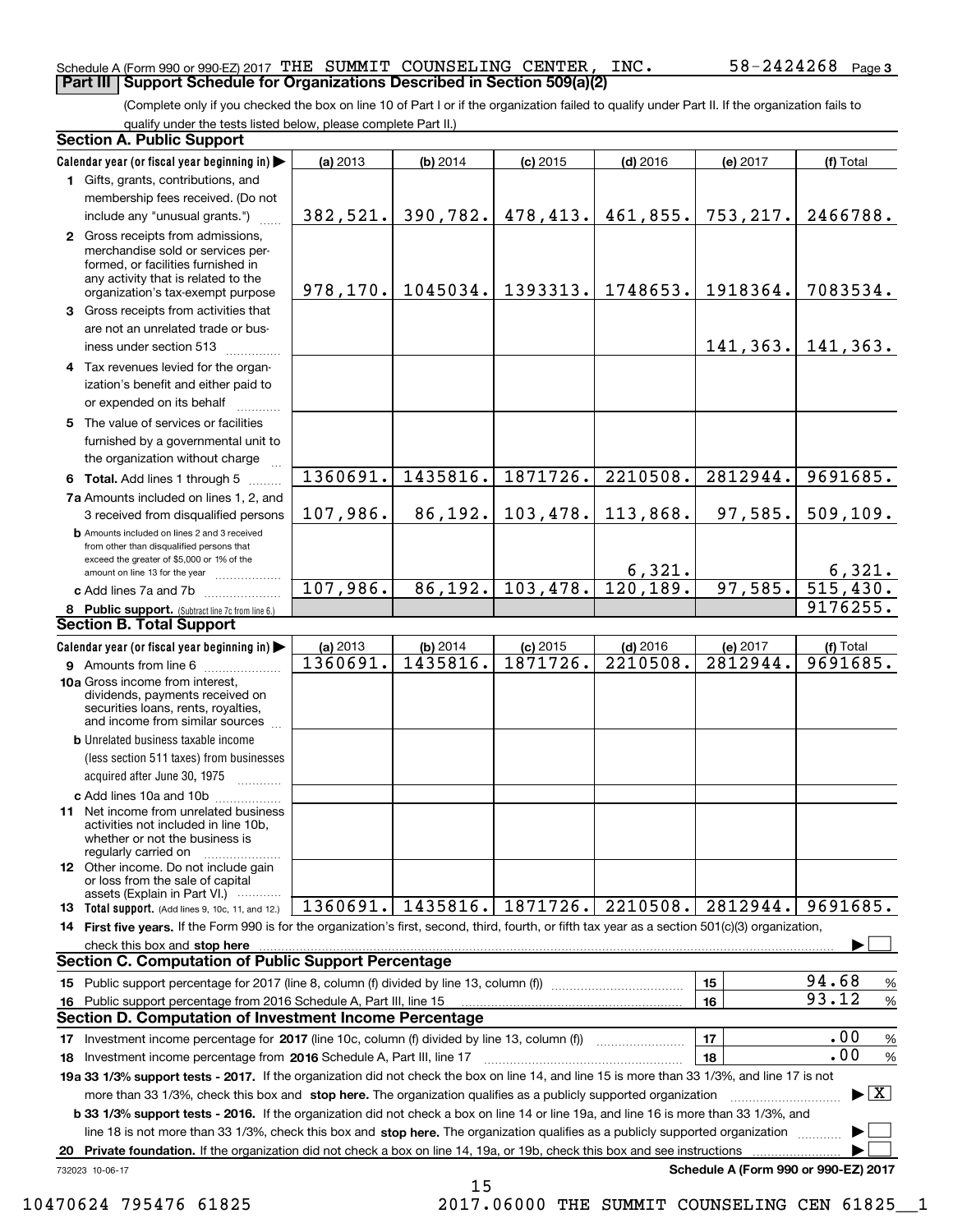Schedule A (Form 990 or 990-EZ) 2017 THE SUMMIT COUNSELING CENTER, INC. 58-2424268 Page 3

## Part III Support Schedule for Organizations Described in Section 509(a)(2)

(Complete only if you checked the box on line 10 of Part I or if the organization failed to qualify under Part II. If the organization fails to qualify under the tests listed below, please complete Part II.)

### Section A. Public Support

| Calendar year (or fiscal year beginning in) ▶ | (a) 2013 | (b) 2014 | (c) 2015 | (d) 2016 | (e) 2017 | (f) Total |
|---|---|---|---|---|---|---|
| 1 Gifts, grants, contributions, and membership fees received. (Do not include any "unusual grants.") | 382,521. | 390,782. | 478,413. | 461,855. | 753,217. | 2466788. |
| 2 Gross receipts from admissions, merchandise sold or services performed, or facilities furnished in any activity that is related to the organization's tax-exempt purpose | 978,170. | 1045034. | 1393313. | 1748653. | 1918364. | 7083534. |
| 3 Gross receipts from activities that are not an unrelated trade or business under section 513 | | | | | 141,363. | 141,363. |
| 4 Tax revenues levied for the organization's benefit and either paid to or expended on its behalf | | | | | | |
| 5 The value of services or facilities furnished by a governmental unit to the organization without charge | | | | | | |
| 6 Total. Add lines 1 through 5 | 1360691. | 1435816. | 1871726. | 2210508. | 2812944. | 9691685. |
| 7a Amounts included on lines 1, 2, and 3 received from disqualified persons | 107,986. | 86,192. | 103,478. | 113,868. | 97,585. | 509,109. |
| b Amounts included on lines 2 and 3 received from other than disqualified persons that exceed the greater of $5,000 or 1% of the amount on line 13 for the year | | | | 6,321. | | 6,321. |
| c Add lines 7a and 7b | 107,986. | 86,192. | 103,478. | 120,189. | 97,585. | 515,430. |
| 8 Public support. (Subtract line 7c from line 6.) | | | | | | 9176255. |

### Section B. Total Support

| Calendar year (or fiscal year beginning in) ▶ | (a) 2013 | (b) 2014 | (c) 2015 | (d) 2016 | (e) 2017 | (f) Total |
|---|---|---|---|---|---|---|
| 9 Amounts from line 6 | 1360691. | 1435816. | 1871726. | 2210508. | 2812944. | 9691685. |
| 10a Gross income from interest, dividends, payments received on securities loans, rents, royalties, and income from similar sources | | | | | | |
| b Unrelated business taxable income (less section 511 taxes) from businesses acquired after June 30, 1975 | | | | | | |
| c Add lines 10a and 10b | | | | | | |
| 11 Net income from unrelated business activities not included in line 10b, whether or not the business is regularly carried on | | | | | | |
| 12 Other income. Do not include gain or loss from the sale of capital assets (Explain in Part VI.) | | | | | | |
| 13 Total support. (Add lines 9, 10c, 11, and 12.) | 1360691. | 1435816. | 1871726. | 2210508. | 2812944. | 9691685. |

14 First five years. If the Form 990 is for the organization's first, second, third, fourth, or fifth tax year as a section 501(c)(3) organization, check this box and stop here ▶ ☐

### Section C. Computation of Public Support Percentage

| | | | |
|---|---|---|---|
| 15 Public support percentage for 2017 (line 8, column (f) divided by line 13, column (f)) | 15 | 94.68 | % |
| 16 Public support percentage from 2016 Schedule A, Part III, line 15 | 16 | 93.12 | % |

### Section D. Computation of Investment Income Percentage

| | | | |
|---|---|---|---|
| 17 Investment income percentage for 2017 (line 10c, column (f) divided by line 13, column (f)) | 17 | .00 | % |
| 18 Investment income percentage from 2016 Schedule A, Part III, line 17 | 18 | .00 | % |

19a 33 1/3% support tests - 2017. If the organization did not check the box on line 14, and line 15 is more than 33 1/3%, and line 17 is not more than 33 1/3%, check this box and stop here. The organization qualifies as a publicly supported organization ▶ ☒

b 33 1/3% support tests - 2016. If the organization did not check a box on line 14 or line 19a, and line 16 is more than 33 1/3%, and line 18 is not more than 33 1/3%, check this box and stop here. The organization qualifies as a publicly supported organization ▶ ☐

20 Private foundation. If the organization did not check a box on line 14, 19a, or 19b, check this box and see instructions ▶ ☐

732023 10-06-17 Schedule A (Form 990 or 990-EZ) 2017

10470624 795476 61825 2017.06000 THE SUMMIT COUNSELING CEN 61825__1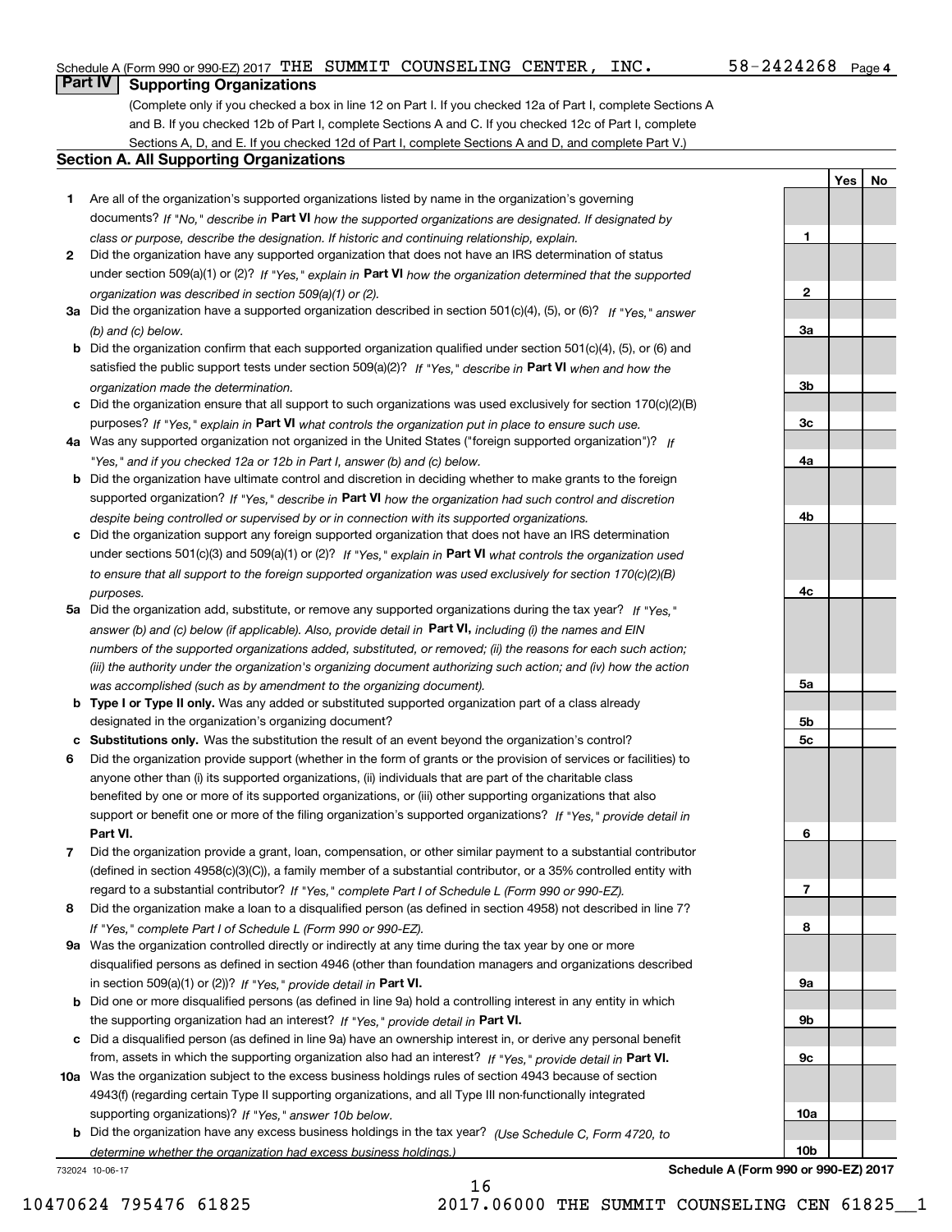Schedule A (Form 990 or 990-EZ) 2017 THE SUMMIT COUNSELING CENTER, INC. 58-2424268 Page 4

## Part IV Supporting Organizations

(Complete only if you checked a box in line 12 on Part I. If you checked 12a of Part I, complete Sections A and B. If you checked 12b of Part I, complete Sections A and C. If you checked 12c of Part I, complete Sections A, D, and E. If you checked 12d of Part I, complete Sections A and D, and complete Part V.)

### Section A. All Supporting Organizations

| | | Line | Yes | No |
|---|---|---|---|---|
| **1** | Are all of the organization's supported organizations listed by name in the organization's governing documents? *If "No," describe in* **Part VI** *how the supported organizations are designated. If designated by class or purpose, describe the designation. If historic and continuing relationship, explain.* | 1 | | |
| **2** | Did the organization have any supported organization that does not have an IRS determination of status under section 509(a)(1) or (2)? *If "Yes," explain in* **Part VI** *how the organization determined that the supported organization was described in section 509(a)(1) or (2).* | 2 | | |
| **3a** | Did the organization have a supported organization described in section 501(c)(4), (5), or (6)? *If "Yes," answer (b) and (c) below.* | 3a | | |
| **b** | Did the organization confirm that each supported organization qualified under section 501(c)(4), (5), or (6) and satisfied the public support tests under section 509(a)(2)? *If "Yes," describe in* **Part VI** *when and how the organization made the determination.* | 3b | | |
| **c** | Did the organization ensure that all support to such organizations was used exclusively for section 170(c)(2)(B) purposes? *If "Yes," explain in* **Part VI** *what controls the organization put in place to ensure such use.* | 3c | | |
| **4a** | Was any supported organization not organized in the United States ("foreign supported organization")? *If "Yes," and if you checked 12a or 12b in Part I, answer (b) and (c) below.* | 4a | | |
| **b** | Did the organization have ultimate control and discretion in deciding whether to make grants to the foreign supported organization? *If "Yes," describe in* **Part VI** *how the organization had such control and discretion despite being controlled or supervised by or in connection with its supported organizations.* | 4b | | |
| **c** | Did the organization support any foreign supported organization that does not have an IRS determination under sections 501(c)(3) and 509(a)(1) or (2)? *If "Yes," explain in* **Part VI** *what controls the organization used to ensure that all support to the foreign supported organization was used exclusively for section 170(c)(2)(B) purposes.* | 4c | | |
| **5a** | Did the organization add, substitute, or remove any supported organizations during the tax year? *If "Yes," answer (b) and (c) below (if applicable). Also, provide detail in* **Part VI,** *including (i) the names and EIN numbers of the supported organizations added, substituted, or removed; (ii) the reasons for each such action; (iii) the authority under the organization's organizing document authorizing such action; and (iv) how the action was accomplished (such as by amendment to the organizing document).* | 5a | | |
| **b** | **Type I or Type II only.** Was any added or substituted supported organization part of a class already designated in the organization's organizing document? | 5b | | |
| **c** | **Substitutions only.** Was the substitution the result of an event beyond the organization's control? | 5c | | |
| **6** | Did the organization provide support (whether in the form of grants or the provision of services or facilities) to anyone other than (i) its supported organizations, (ii) individuals that are part of the charitable class benefited by one or more of its supported organizations, or (iii) other supporting organizations that also support or benefit one or more of the filing organization's supported organizations? *If "Yes," provide detail in* **Part VI.** | 6 | | |
| **7** | Did the organization provide a grant, loan, compensation, or other similar payment to a substantial contributor (defined in section 4958(c)(3)(C)), a family member of a substantial contributor, or a 35% controlled entity with regard to a substantial contributor? *If "Yes," complete Part I of Schedule L (Form 990 or 990-EZ).* | 7 | | |
| **8** | Did the organization make a loan to a disqualified person (as defined in section 4958) not described in line 7? *If "Yes," complete Part I of Schedule L (Form 990 or 990-EZ).* | 8 | | |
| **9a** | Was the organization controlled directly or indirectly at any time during the tax year by one or more disqualified persons as defined in section 4946 (other than foundation managers and organizations described in section 509(a)(1) or (2))? *If "Yes," provide detail in* **Part VI.** | 9a | | |
| **b** | Did one or more disqualified persons (as defined in line 9a) hold a controlling interest in any entity in which the supporting organization had an interest? *If "Yes," provide detail in* **Part VI.** | 9b | | |
| **c** | Did a disqualified person (as defined in line 9a) have an ownership interest in, or derive any personal benefit from, assets in which the supporting organization also had an interest? *If "Yes," provide detail in* **Part VI.** | 9c | | |
| **10a** | Was the organization subject to the excess business holdings rules of section 4943 because of section 4943(f) (regarding certain Type II supporting organizations, and all Type III non-functionally integrated supporting organizations)? *If "Yes," answer 10b below.* | 10a | | |
| **b** | Did the organization have any excess business holdings in the tax year? *(Use Schedule C, Form 4720, to determine whether the organization had excess business holdings.)* | 10b | | |

732024 10-06-17 **Schedule A (Form 990 or 990-EZ) 2017**

10470624 795476 61825 2017.06000 THE SUMMIT COUNSELING CEN 61825__1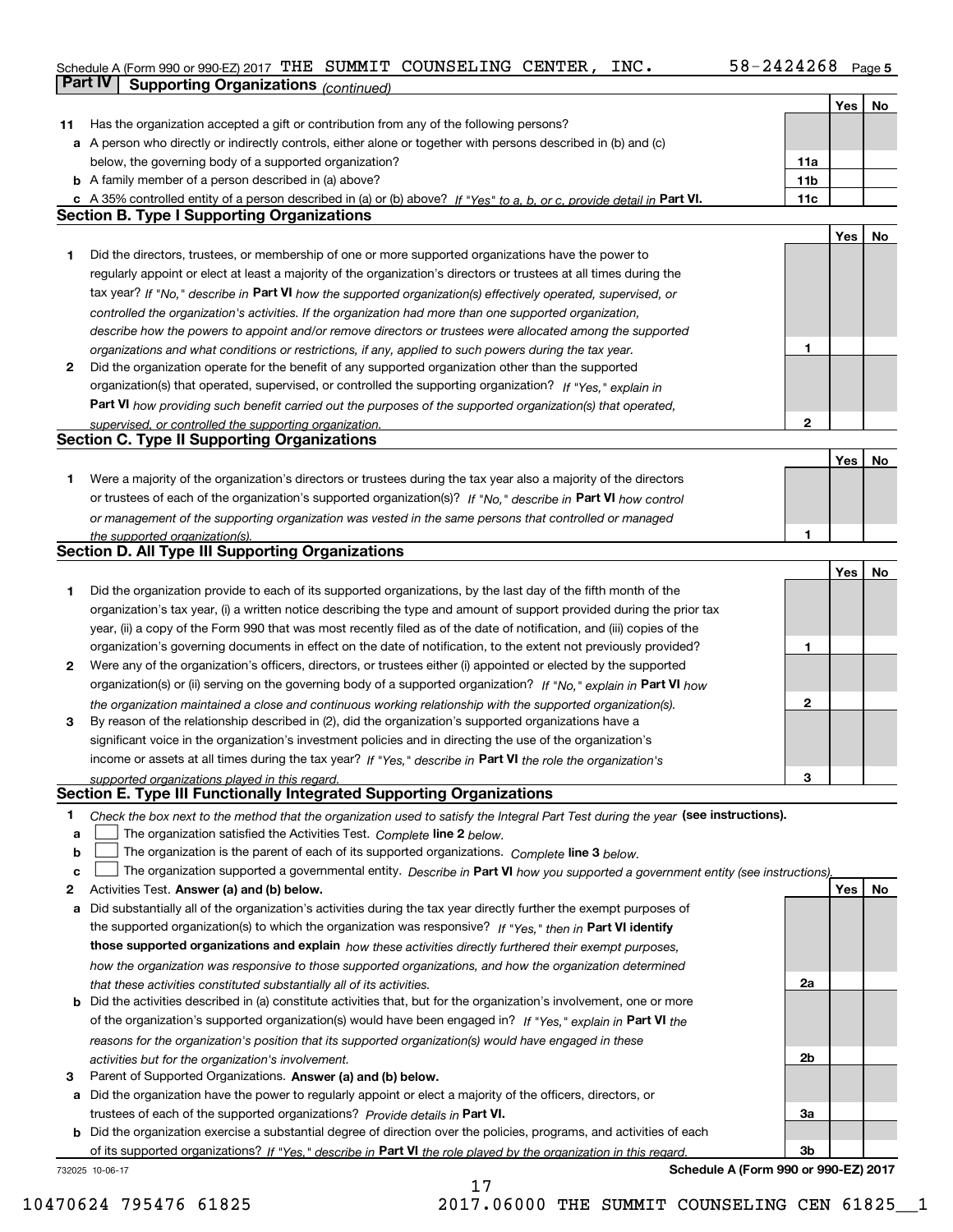Schedule A (Form 990 or 990-EZ) 2017 THE SUMMIT COUNSELING CENTER, INC. 58-2424268 Page 5

## Part IV Supporting Organizations *(continued)*

| | | | Yes | No |
|---|---|---|---|---|
| **11** | Has the organization accepted a gift or contribution from any of the following persons? | | | |
| **a** | A person who directly or indirectly controls, either alone or together with persons described in (b) and (c) below, the governing body of a supported organization? | 11a | | |
| **b** | A family member of a person described in (a) above? | 11b | | |
| **c** | A 35% controlled entity of a person described in (a) or (b) above? *If "Yes" to a, b, or c, provide detail in* **Part VI.** | 11c | | |

### Section B. Type I Supporting Organizations

| | | | Yes | No |
|---|---|---|---|---|
| **1** | Did the directors, trustees, or membership of one or more supported organizations have the power to regularly appoint or elect at least a majority of the organization's directors or trustees at all times during the tax year? *If "No," describe in* **Part VI** *how the supported organization(s) effectively operated, supervised, or controlled the organization's activities. If the organization had more than one supported organization, describe how the powers to appoint and/or remove directors or trustees were allocated among the supported organizations and what conditions or restrictions, if any, applied to such powers during the tax year.* | 1 | | |
| **2** | Did the organization operate for the benefit of any supported organization other than the supported organization(s) that operated, supervised, or controlled the supporting organization? *If "Yes," explain in* **Part VI** *how providing such benefit carried out the purposes of the supported organization(s) that operated, supervised, or controlled the supporting organization.* | 2 | | |

### Section C. Type II Supporting Organizations

| | | | Yes | No |
|---|---|---|---|---|
| **1** | Were a majority of the organization's directors or trustees during the tax year also a majority of the directors or trustees of each of the organization's supported organization(s)? *If "No," describe in* **Part VI** *how control or management of the supporting organization was vested in the same persons that controlled or managed the supported organization(s).* | 1 | | |

### Section D. All Type III Supporting Organizations

| | | | Yes | No |
|---|---|---|---|---|
| **1** | Did the organization provide to each of its supported organizations, by the last day of the fifth month of the organization's tax year, (i) a written notice describing the type and amount of support provided during the prior tax year, (ii) a copy of the Form 990 that was most recently filed as of the date of notification, and (iii) copies of the organization's governing documents in effect on the date of notification, to the extent not previously provided? | 1 | | |
| **2** | Were any of the organization's officers, directors, or trustees either (i) appointed or elected by the supported organization(s) or (ii) serving on the governing body of a supported organization? *If "No," explain in* **Part VI** *how the organization maintained a close and continuous working relationship with the supported organization(s).* | 2 | | |
| **3** | By reason of the relationship described in (2), did the organization's supported organizations have a significant voice in the organization's investment policies and in directing the use of the organization's income or assets at all times during the tax year? *If "Yes," describe in* **Part VI** *the role the organization's supported organizations played in this regard.* | 3 | | |

### Section E. Type III Functionally Integrated Supporting Organizations

**1** *Check the box next to the method that the organization used to satisfy the Integral Part Test during the year* **(see instructions).**

- **a** ☐ The organization satisfied the Activities Test. *Complete* **line 2** *below.*
- **b** ☐ The organization is the parent of each of its supported organizations. *Complete* **line 3** *below.*
- **c** ☐ The organization supported a governmental entity. *Describe in* **Part VI** *how you supported a government entity (see instructions).*

| | | | Yes | No |
|---|---|---|---|---|
| **2** | Activities Test. **Answer (a) and (b) below.** | | | |
| **a** | Did substantially all of the organization's activities during the tax year directly further the exempt purposes of the supported organization(s) to which the organization was responsive? *If "Yes," then in* **Part VI identify those supported organizations and explain** *how these activities directly furthered their exempt purposes, how the organization was responsive to those supported organizations, and how the organization determined that these activities constituted substantially all of its activities.* | 2a | | |
| **b** | Did the activities described in (a) constitute activities that, but for the organization's involvement, one or more of the organization's supported organization(s) would have been engaged in? *If "Yes," explain in* **Part VI** *the reasons for the organization's position that its supported organization(s) would have engaged in these activities but for the organization's involvement.* | 2b | | |
| **3** | Parent of Supported Organizations. **Answer (a) and (b) below.** | | | |
| **a** | Did the organization have the power to regularly appoint or elect a majority of the officers, directors, or trustees of each of the supported organizations? *Provide details in* **Part VI.** | 3a | | |
| **b** | Did the organization exercise a substantial degree of direction over the policies, programs, and activities of each of its supported organizations? *If "Yes," describe in* **Part VI** *the role played by the organization in this regard.* | 3b | | |

732025 10-06-17 **Schedule A (Form 990 or 990-EZ) 2017**

10470624 795476 61825 2017.06000 THE SUMMIT COUNSELING CEN 61825__1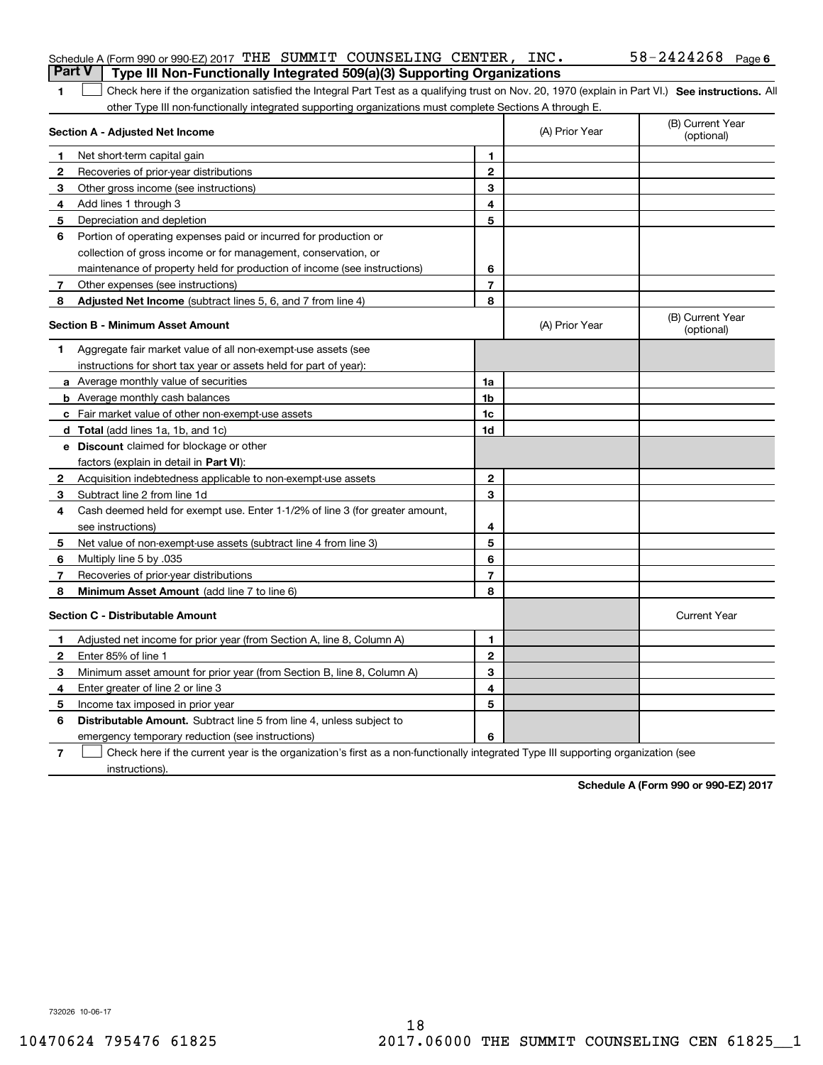Schedule A (Form 990 or 990-EZ) 2017 THE SUMMIT COUNSELING CENTER, INC. 58-2424268 Page 6

**Part V | Type III Non-Functionally Integrated 509(a)(3) Supporting Organizations**

**1** ☐ Check here if the organization satisfied the Integral Part Test as a qualifying trust on Nov. 20, 1970 (explain in Part VI.) **See instructions.** All other Type III non-functionally integrated supporting organizations must complete Sections A through E.

| **Section A - Adjusted Net Income** | | (A) Prior Year | (B) Current Year (optional) |
|---|---|---|---|
| **1** Net short-term capital gain | 1 | | |
| **2** Recoveries of prior-year distributions | 2 | | |
| **3** Other gross income (see instructions) | 3 | | |
| **4** Add lines 1 through 3 | 4 | | |
| **5** Depreciation and depletion | 5 | | |
| **6** Portion of operating expenses paid or incurred for production or collection of gross income or for management, conservation, or maintenance of property held for production of income (see instructions) | 6 | | |
| **7** Other expenses (see instructions) | 7 | | |
| **8** **Adjusted Net Income** (subtract lines 5, 6, and 7 from line 4) | 8 | | |

| **Section B - Minimum Asset Amount** | | (A) Prior Year | (B) Current Year (optional) |
|---|---|---|---|
| **1** Aggregate fair market value of all non-exempt-use assets (see instructions for short tax year or assets held for part of year): | | | |
| **a** Average monthly value of securities | 1a | | |
| **b** Average monthly cash balances | 1b | | |
| **c** Fair market value of other non-exempt-use assets | 1c | | |
| **d** **Total** (add lines 1a, 1b, and 1c) | 1d | | |
| **e** **Discount** claimed for blockage or other factors (explain in detail in **Part VI**): | | | |
| **2** Acquisition indebtedness applicable to non-exempt-use assets | 2 | | |
| **3** Subtract line 2 from line 1d | 3 | | |
| **4** Cash deemed held for exempt use. Enter 1-1/2% of line 3 (for greater amount, see instructions) | 4 | | |
| **5** Net value of non-exempt-use assets (subtract line 4 from line 3) | 5 | | |
| **6** Multiply line 5 by .035 | 6 | | |
| **7** Recoveries of prior-year distributions | 7 | | |
| **8** **Minimum Asset Amount** (add line 7 to line 6) | 8 | | |

| **Section C - Distributable Amount** | | | Current Year |
|---|---|---|---|
| **1** Adjusted net income for prior year (from Section A, line 8, Column A) | 1 | | |
| **2** Enter 85% of line 1 | 2 | | |
| **3** Minimum asset amount for prior year (from Section B, line 8, Column A) | 3 | | |
| **4** Enter greater of line 2 or line 3 | 4 | | |
| **5** Income tax imposed in prior year | 5 | | |
| **6** **Distributable Amount.** Subtract line 5 from line 4, unless subject to emergency temporary reduction (see instructions) | 6 | | |

**7** ☐ Check here if the current year is the organization's first as a non-functionally integrated Type III supporting organization (see instructions).

**Schedule A (Form 990 or 990-EZ) 2017**

732026 10-06-17

10470624 795476 61825 2017.06000 THE SUMMIT COUNSELING CEN 61825__1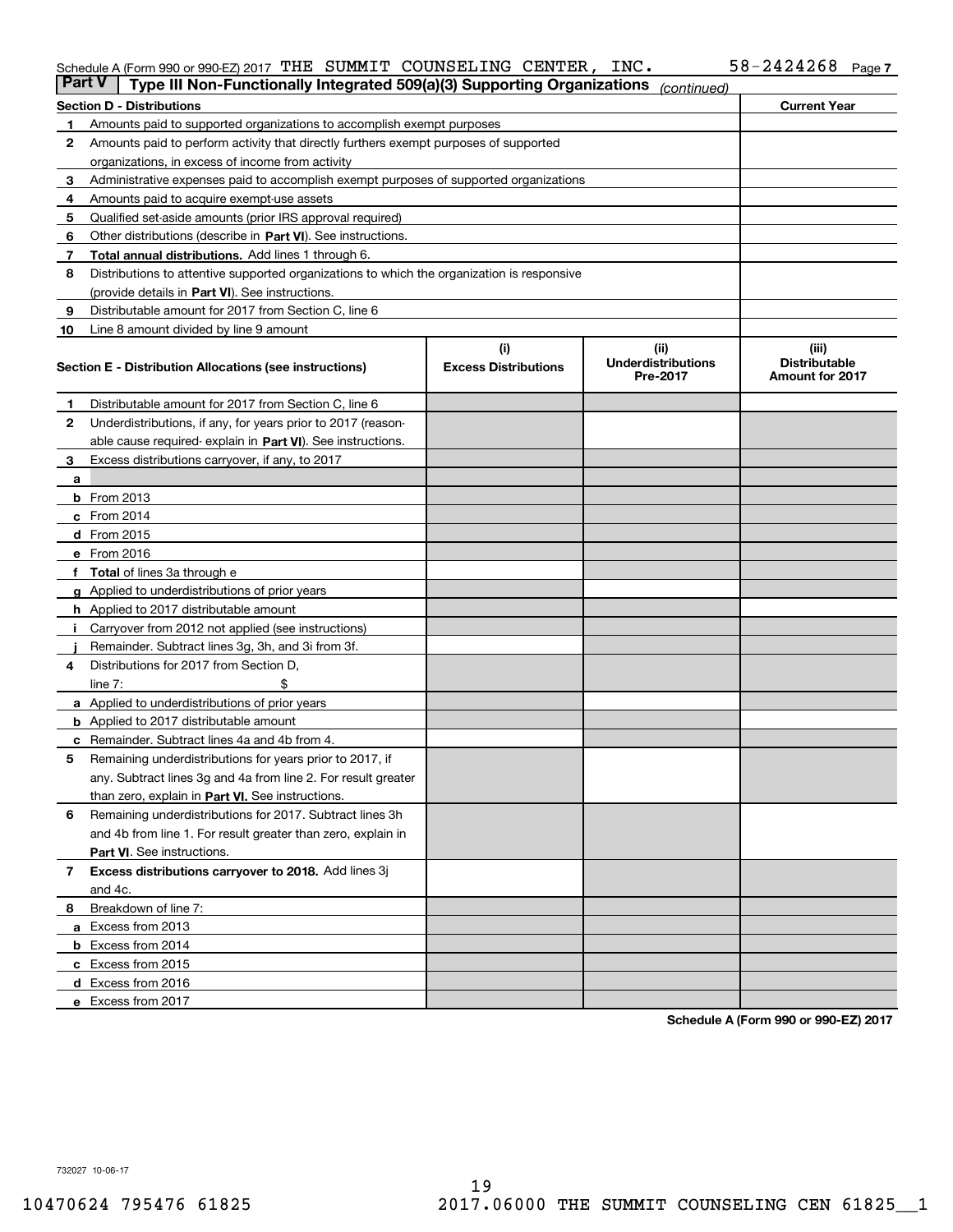Schedule A (Form 990 or 990-EZ) 2017 THE SUMMIT COUNSELING CENTER, INC. 58-2424268

## Part V Type III Non-Functionally Integrated 509(a)(3) Supporting Organizations *(continued)*

| Section D - Distributions | | Current Year |
|---|---|---|
| 1 | Amounts paid to supported organizations to accomplish exempt purposes | |
| 2 | Amounts paid to perform activity that directly furthers exempt purposes of supported organizations, in excess of income from activity | |
| 3 | Administrative expenses paid to accomplish exempt purposes of supported organizations | |
| 4 | Amounts paid to acquire exempt-use assets | |
| 5 | Qualified set-aside amounts (prior IRS approval required) | |
| 6 | Other distributions (describe in **Part VI**). See instructions. | |
| 7 | **Total annual distributions.** Add lines 1 through 6. | |
| 8 | Distributions to attentive supported organizations to which the organization is responsive (provide details in **Part VI**). See instructions. | |
| 9 | Distributable amount for 2017 from Section C, line 6 | |
| 10 | Line 8 amount divided by line 9 amount | |

| | Section E - Distribution Allocations (see instructions) | (i) Excess Distributions | (ii) Underdistributions Pre-2017 | (iii) Distributable Amount for 2017 |
|---|---|---|---|---|
| 1 | Distributable amount for 2017 from Section C, line 6 | | | |
| 2 | Underdistributions, if any, for years prior to 2017 (reasonable cause required- explain in **Part VI**). See instructions. | | | |
| 3 | Excess distributions carryover, if any, to 2017 | | | |
| a | | | | |
| b | From 2013 | | | |
| c | From 2014 | | | |
| d | From 2015 | | | |
| e | From 2016 | | | |
| f | **Total** of lines 3a through e | | | |
| g | Applied to underdistributions of prior years | | | |
| h | Applied to 2017 distributable amount | | | |
| i | Carryover from 2012 not applied (see instructions) | | | |
| j | Remainder. Subtract lines 3g, 3h, and 3i from 3f. | | | |
| 4 | Distributions for 2017 from Section D, line 7: $ | | | |
| a | Applied to underdistributions of prior years | | | |
| b | Applied to 2017 distributable amount | | | |
| c | Remainder. Subtract lines 4a and 4b from 4. | | | |
| 5 | Remaining underdistributions for years prior to 2017, if any. Subtract lines 3g and 4a from line 2. For result greater than zero, explain in **Part VI.** See instructions. | | | |
| 6 | Remaining underdistributions for 2017. Subtract lines 3h and 4b from line 1. For result greater than zero, explain in **Part VI**. See instructions. | | | |
| 7 | **Excess distributions carryover to 2018.** Add lines 3j and 4c. | | | |
| 8 | Breakdown of line 7: | | | |
| a | Excess from 2013 | | | |
| b | Excess from 2014 | | | |
| c | Excess from 2015 | | | |
| d | Excess from 2016 | | | |
| e | Excess from 2017 | | | |

**Schedule A (Form 990 or 990-EZ) 2017**

732027 10-06-17

10470624 795476 61825 2017.06000 THE SUMMIT COUNSELING CEN 61825__1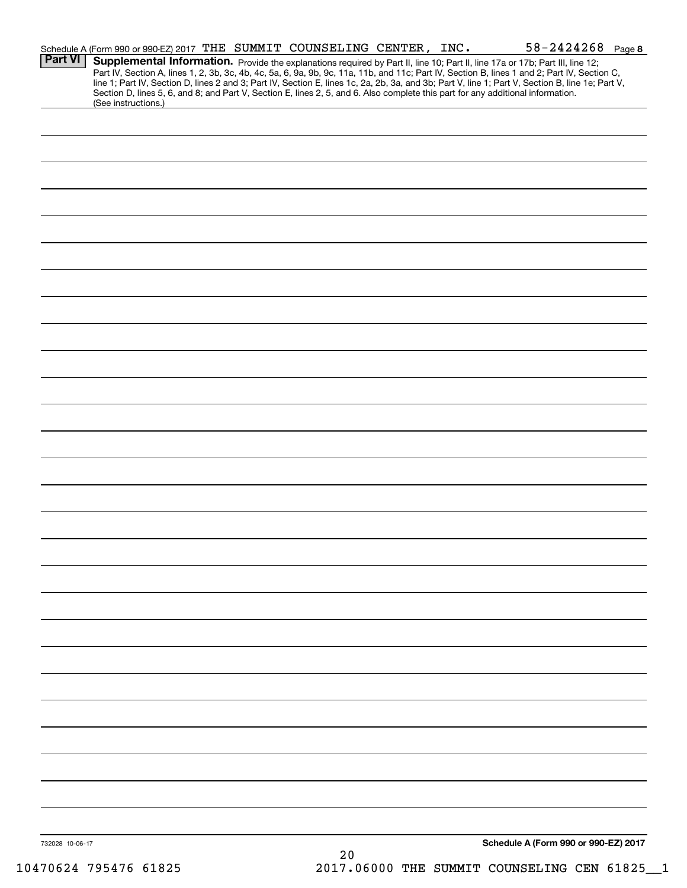Schedule A (Form 990 or 990-EZ) 2017 THE SUMMIT COUNSELING CENTER, INC. 58-2424268 Page 8

## Part VI Supplemental Information.

Provide the explanations required by Part II, line 10; Part II, line 17a or 17b; Part III, line 12; Part IV, Section A, lines 1, 2, 3b, 3c, 4b, 4c, 5a, 6, 9a, 9b, 9c, 11a, 11b, and 11c; Part IV, Section B, lines 1 and 2; Part IV, Section C, line 1; Part IV, Section D, lines 2 and 3; Part IV, Section E, lines 1c, 2a, 2b, 3a, and 3b; Part V, line 1; Part V, Section B, line 1e; Part V, Section D, lines 5, 6, and 8; and Part V, Section E, lines 2, 5, and 6. Also complete this part for any additional information. (See instructions.)

732028 10-06-17

**Schedule A (Form 990 or 990-EZ) 2017**

10470624 795476 61825 2017.06000 THE SUMMIT COUNSELING CEN 61825__1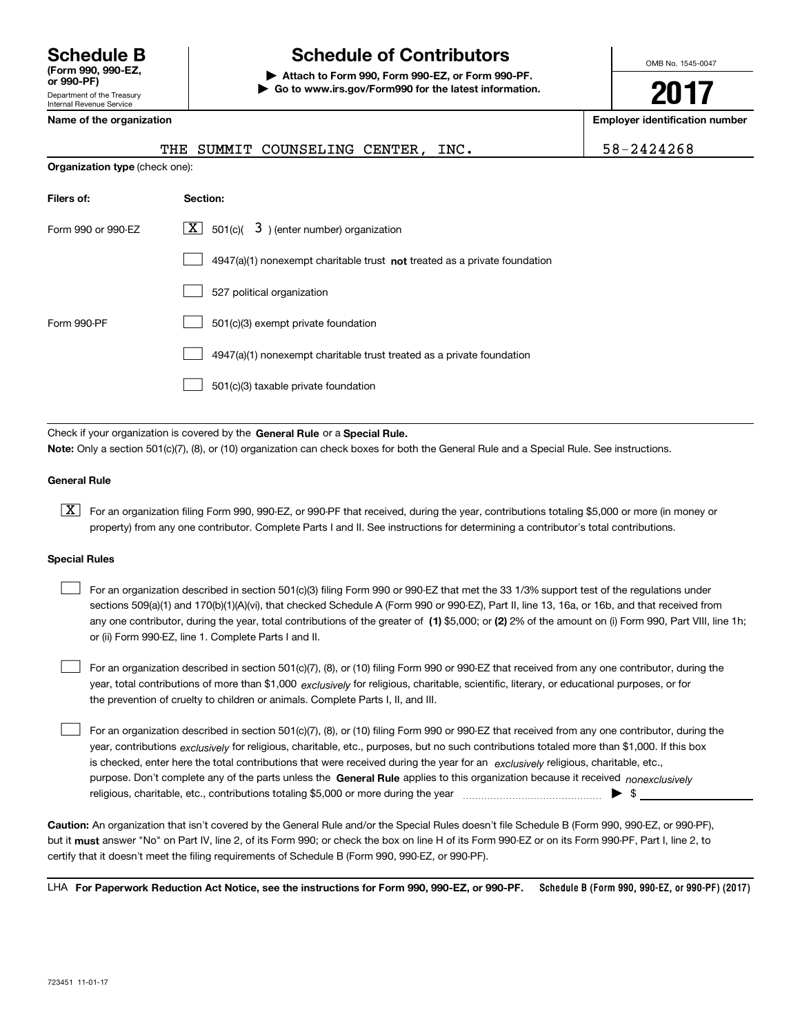# Schedule B

**(Form 990, 990-EZ, or 990-PF)**

Department of the Treasury
Internal Revenue Service

# Schedule of Contributors

▶ **Attach to Form 990, Form 990-EZ, or Form 990-PF.**
▶ **Go to www.irs.gov/Form990 for the latest information.**

OMB No. 1545-0047

**2017**

**Name of the organization**: THE SUMMIT COUNSELING CENTER, INC.

**Employer identification number**: 58-2424268

**Organization type** (check one):

| **Filers of:** | **Section:** |
| --- | --- |
| Form 990 or 990-EZ | [X] 501(c)( 3 ) (enter number) organization |
| | [ ] 4947(a)(1) nonexempt charitable trust **not** treated as a private foundation |
| | [ ] 527 political organization |
| Form 990-PF | [ ] 501(c)(3) exempt private foundation |
| | [ ] 4947(a)(1) nonexempt charitable trust treated as a private foundation |
| | [ ] 501(c)(3) taxable private foundation |

Check if your organization is covered by the **General Rule** or a **Special Rule.**

**Note:** Only a section 501(c)(7), (8), or (10) organization can check boxes for both the General Rule and a Special Rule. See instructions.

**General Rule**

[X] For an organization filing Form 990, 990-EZ, or 990-PF that received, during the year, contributions totaling $5,000 or more (in money or property) from any one contributor. Complete Parts I and II. See instructions for determining a contributor's total contributions.

**Special Rules**

[ ] For an organization described in section 501(c)(3) filing Form 990 or 990-EZ that met the 33 1/3% support test of the regulations under sections 509(a)(1) and 170(b)(1)(A)(vi), that checked Schedule A (Form 990 or 990-EZ), Part II, line 13, 16a, or 16b, and that received from any one contributor, during the year, total contributions of the greater of **(1)** $5,000; or **(2)** 2% of the amount on (i) Form 990, Part VIII, line 1h; or (ii) Form 990-EZ, line 1. Complete Parts I and II.

[ ] For an organization described in section 501(c)(7), (8), or (10) filing Form 990 or 990-EZ that received from any one contributor, during the year, total contributions of more than $1,000 *exclusively* for religious, charitable, scientific, literary, or educational purposes, or for the prevention of cruelty to children or animals. Complete Parts I, II, and III.

[ ] For an organization described in section 501(c)(7), (8), or (10) filing Form 990 or 990-EZ that received from any one contributor, during the year, contributions *exclusively* for religious, charitable, etc., purposes, but no such contributions totaled more than $1,000. If this box is checked, enter here the total contributions that were received during the year for an *exclusively* religious, charitable, etc., purpose. Don't complete any of the parts unless the **General Rule** applies to this organization because it received *nonexclusively* religious, charitable, etc., contributions totaling $5,000 or more during the year ▶ $ ____________

**Caution:** An organization that isn't covered by the General Rule and/or the Special Rules doesn't file Schedule B (Form 990, 990-EZ, or 990-PF), but it **must** answer "No" on Part IV, line 2, of its Form 990; or check the box on line H of its Form 990-EZ or on its Form 990-PF, Part I, line 2, to certify that it doesn't meet the filing requirements of Schedule B (Form 990, 990-EZ, or 990-PF).

LHA **For Paperwork Reduction Act Notice, see the instructions for Form 990, 990-EZ, or 990-PF.** **Schedule B (Form 990, 990-EZ, or 990-PF) (2017)**

723451 11-01-17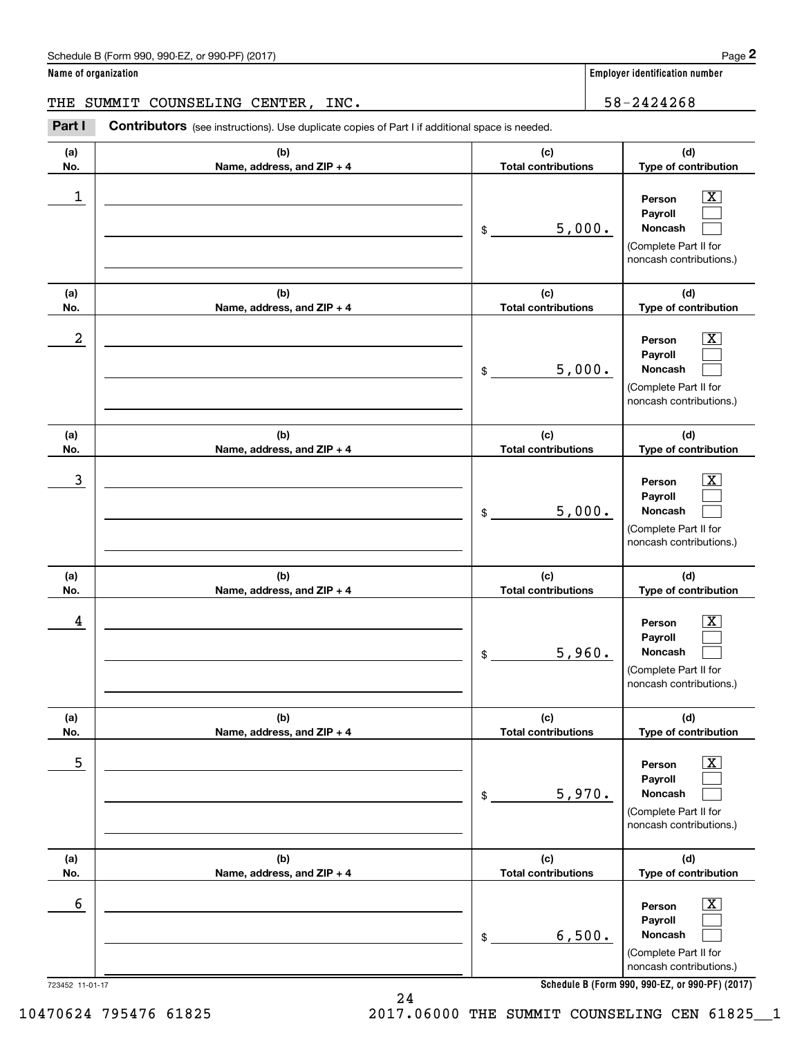Schedule B (Form 990, 990-EZ, or 990-PF) (2017)

**Name of organization**

THE SUMMIT COUNSELING CENTER, INC.

**Employer identification number**

58-2424268

**Part I** **Contributors** (see instructions). Use duplicate copies of Part I if additional space is needed.

| (a) No. | (b) Name, address, and ZIP + 4 | (c) Total contributions | (d) Type of contribution |
|---|---|---|---|
| 1 | | $ 5,000. | Person [X] Payroll [ ] Noncash [ ] (Complete Part II for noncash contributions.) |
| 2 | | $ 5,000. | Person [X] Payroll [ ] Noncash [ ] (Complete Part II for noncash contributions.) |
| 3 | | $ 5,000. | Person [X] Payroll [ ] Noncash [ ] (Complete Part II for noncash contributions.) |
| 4 | | $ 5,960. | Person [X] Payroll [ ] Noncash [ ] (Complete Part II for noncash contributions.) |
| 5 | | $ 5,970. | Person [X] Payroll [ ] Noncash [ ] (Complete Part II for noncash contributions.) |
| 6 | | $ 6,500. | Person [X] Payroll [ ] Noncash [ ] (Complete Part II for noncash contributions.) |

723452 11-01-17

**Schedule B (Form 990, 990-EZ, or 990-PF) (2017)**

10470624 795476 61825 2017.06000 THE SUMMIT COUNSELING CEN 61825__1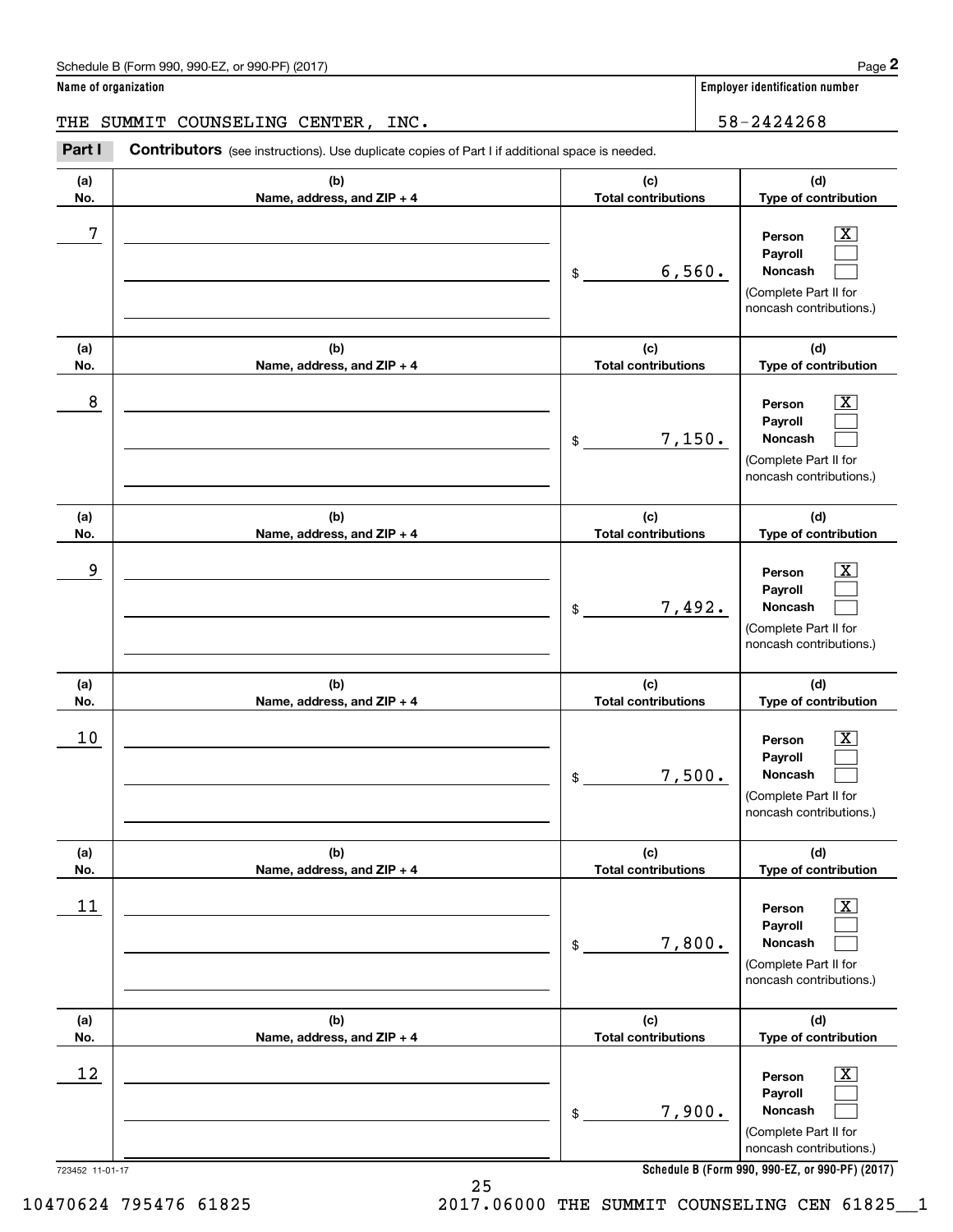Schedule B (Form 990, 990-EZ, or 990-PF) (2017) Page **2**

**Name of organization** | **Employer identification number**

THE SUMMIT COUNSELING CENTER, INC. | 58-2424268

**Part I** **Contributors** (see instructions). Use duplicate copies of Part I if additional space is needed.

| (a) No. | (b) Name, address, and ZIP + 4 | (c) Total contributions | (d) Type of contribution |
|---|---|---|---|
| 7 | | $ 6,560. | Person [X] Payroll [ ] Noncash [ ] (Complete Part II for noncash contributions.) |
| 8 | | $ 7,150. | Person [X] Payroll [ ] Noncash [ ] (Complete Part II for noncash contributions.) |
| 9 | | $ 7,492. | Person [X] Payroll [ ] Noncash [ ] (Complete Part II for noncash contributions.) |
| 10 | | $ 7,500. | Person [X] Payroll [ ] Noncash [ ] (Complete Part II for noncash contributions.) |
| 11 | | $ 7,800. | Person [X] Payroll [ ] Noncash [ ] (Complete Part II for noncash contributions.) |
| 12 | | $ 7,900. | Person [X] Payroll [ ] Noncash [ ] (Complete Part II for noncash contributions.) |

723452 11-01-17 **Schedule B (Form 990, 990-EZ, or 990-PF) (2017)**

10470624 795476 61825 2017.06000 THE SUMMIT COUNSELING CEN 61825__1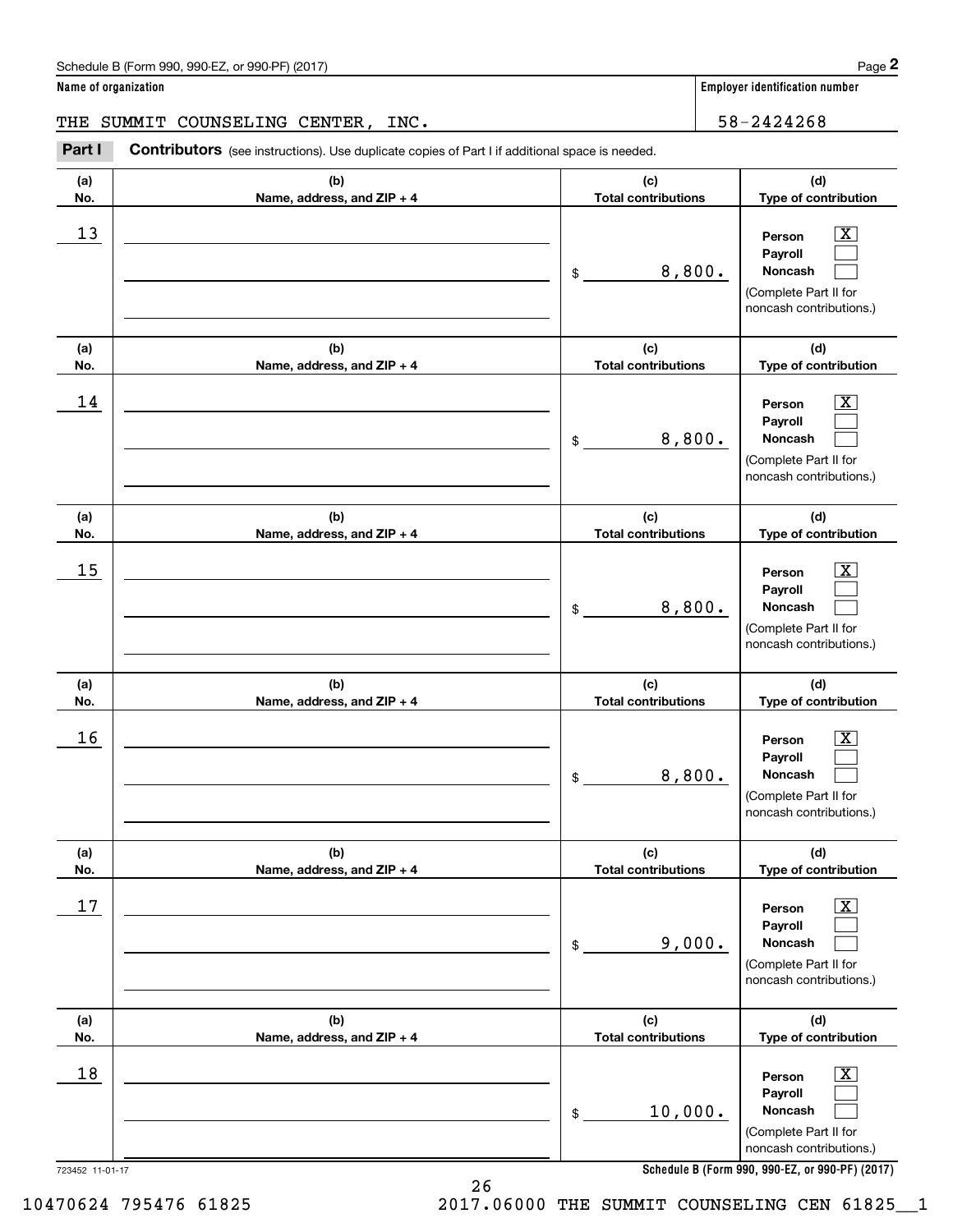Schedule B (Form 990, 990-EZ, or 990-PF) (2017) Page **2**

**Name of organization** | **Employer identification number**

THE SUMMIT COUNSELING CENTER, INC. | 58-2424268

**Part I** **Contributors** (see instructions). Use duplicate copies of Part I if additional space is needed.

| (a) No. | (b) Name, address, and ZIP + 4 | (c) Total contributions | (d) Type of contribution |
|---|---|---|---|
| 13 | | $ 8,800. | Person [X] Payroll [ ] Noncash [ ] (Complete Part II for noncash contributions.) |
| 14 | | $ 8,800. | Person [X] Payroll [ ] Noncash [ ] (Complete Part II for noncash contributions.) |
| 15 | | $ 8,800. | Person [X] Payroll [ ] Noncash [ ] (Complete Part II for noncash contributions.) |
| 16 | | $ 8,800. | Person [X] Payroll [ ] Noncash [ ] (Complete Part II for noncash contributions.) |
| 17 | | $ 9,000. | Person [X] Payroll [ ] Noncash [ ] (Complete Part II for noncash contributions.) |
| 18 | | $ 10,000. | Person [X] Payroll [ ] Noncash [ ] (Complete Part II for noncash contributions.) |

723452 11-01-17 **Schedule B (Form 990, 990-EZ, or 990-PF) (2017)**

10470624 795476 61825 2017.06000 THE SUMMIT COUNSELING CEN 61825__1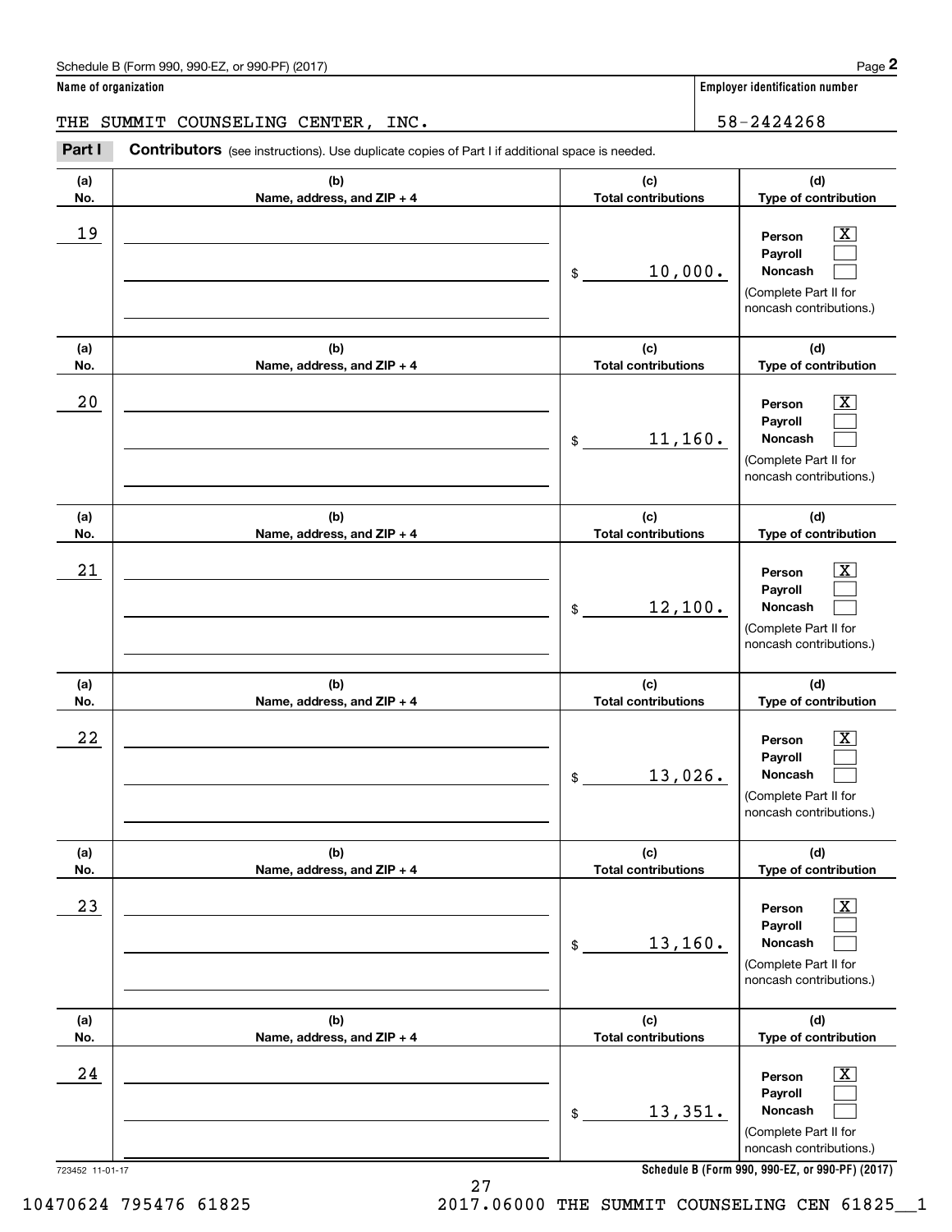Schedule B (Form 990, 990-EZ, or 990-PF) (2017)

**Name of organization**

THE SUMMIT COUNSELING CENTER, INC.

**Employer identification number**

58-2424268

**Part I** **Contributors** (see instructions). Use duplicate copies of Part I if additional space is needed.

| (a) No. | (b) Name, address, and ZIP + 4 | (c) Total contributions | (d) Type of contribution |
|---|---|---|---|
| 19 | | $ 10,000. | Person [X] Payroll [ ] Noncash [ ] (Complete Part II for noncash contributions.) |
| 20 | | $ 11,160. | Person [X] Payroll [ ] Noncash [ ] (Complete Part II for noncash contributions.) |
| 21 | | $ 12,100. | Person [X] Payroll [ ] Noncash [ ] (Complete Part II for noncash contributions.) |
| 22 | | $ 13,026. | Person [X] Payroll [ ] Noncash [ ] (Complete Part II for noncash contributions.) |
| 23 | | $ 13,160. | Person [X] Payroll [ ] Noncash [ ] (Complete Part II for noncash contributions.) |
| 24 | | $ 13,351. | Person [X] Payroll [ ] Noncash [ ] (Complete Part II for noncash contributions.) |

723452 11-01-17

**Schedule B (Form 990, 990-EZ, or 990-PF) (2017)**

10470624 795476 61825 2017.06000 THE SUMMIT COUNSELING CEN 61825__1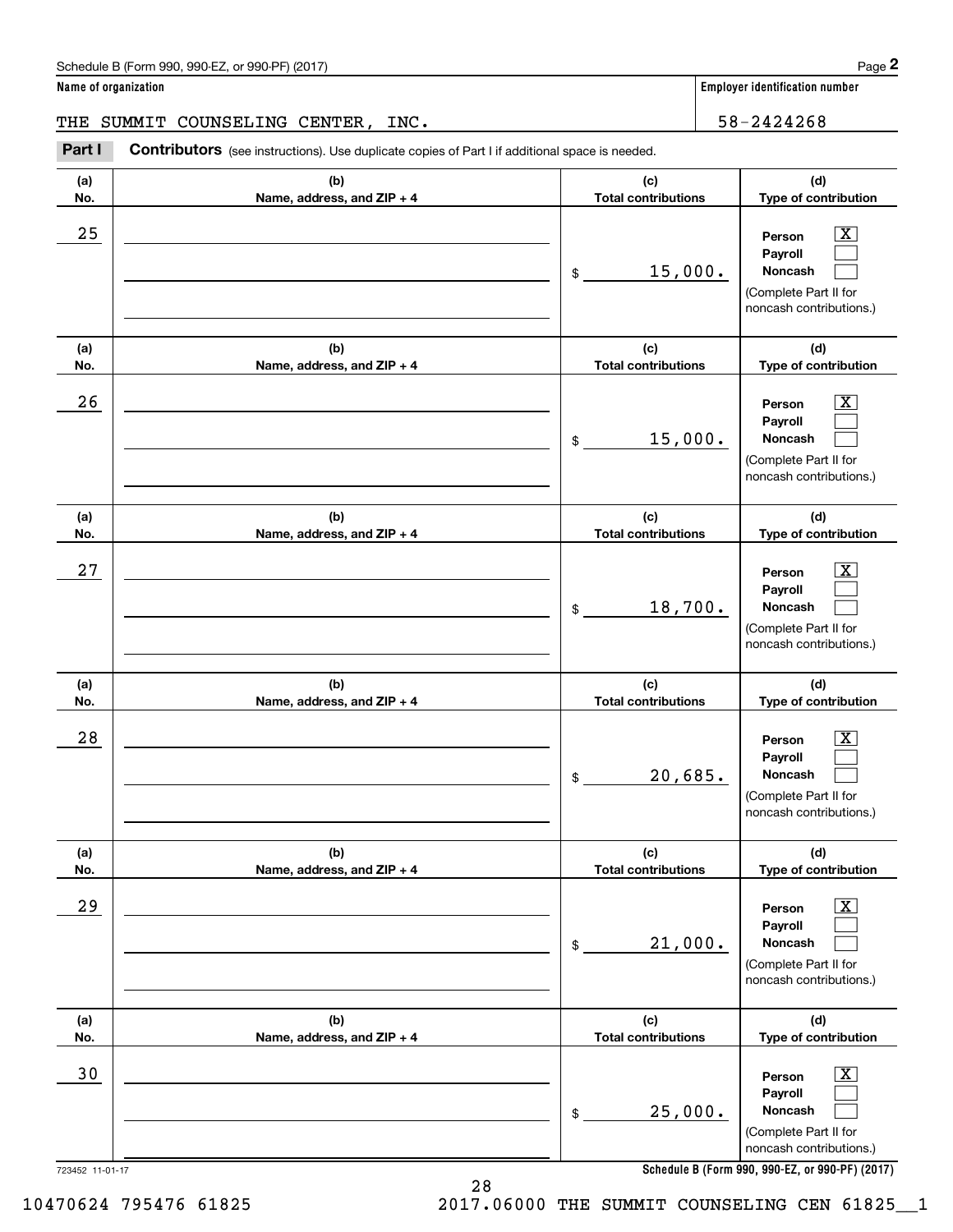Name of organization: THE SUMMIT COUNSELING CENTER, INC.

Employer identification number: 58-2424268

## Part I Contributors

(see instructions). Use duplicate copies of Part I if additional space is needed.

| (a) No. | (b) Name, address, and ZIP + 4 | (c) Total contributions | (d) Type of contribution |
|---|---|---|---|
| 25 | | $ 15,000. | Person [X] Payroll [ ] Noncash [ ] (Complete Part II for noncash contributions.) |
| 26 | | $ 15,000. | Person [X] Payroll [ ] Noncash [ ] (Complete Part II for noncash contributions.) |
| 27 | | $ 18,700. | Person [X] Payroll [ ] Noncash [ ] (Complete Part II for noncash contributions.) |
| 28 | | $ 20,685. | Person [X] Payroll [ ] Noncash [ ] (Complete Part II for noncash contributions.) |
| 29 | | $ 21,000. | Person [X] Payroll [ ] Noncash [ ] (Complete Part II for noncash contributions.) |
| 30 | | $ 25,000. | Person [X] Payroll [ ] Noncash [ ] (Complete Part II for noncash contributions.) |

723452 11-01-17

Schedule B (Form 990, 990-EZ, or 990-PF) (2017)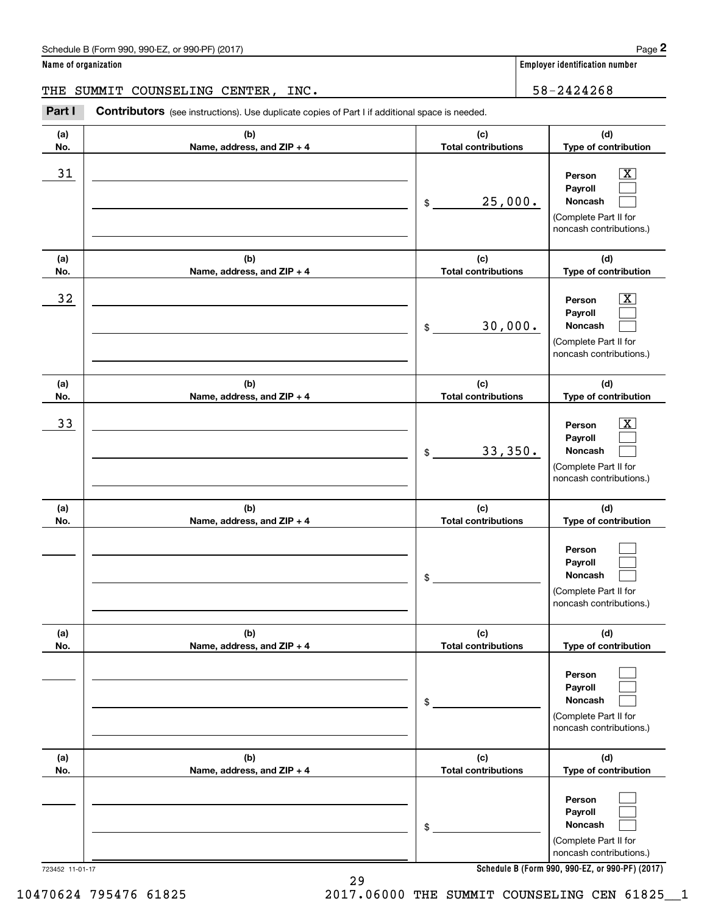Schedule B (Form 990, 990-EZ, or 990-PF) (2017)

**Name of organization**

THE SUMMIT COUNSELING CENTER, INC.

**Employer identification number**

58-2424268

**Part I** **Contributors** (see instructions). Use duplicate copies of Part I if additional space is needed.

| (a) No. | (b) Name, address, and ZIP + 4 | (c) Total contributions | (d) Type of contribution |
|---|---|---|---|
| 31 | | $ 25,000. | Person [X] Payroll [ ] Noncash [ ] (Complete Part II for noncash contributions.) |
| 32 | | $ 30,000. | Person [X] Payroll [ ] Noncash [ ] (Complete Part II for noncash contributions.) |
| 33 | | $ 33,350. | Person [X] Payroll [ ] Noncash [ ] (Complete Part II for noncash contributions.) |
| | | $ | Person [ ] Payroll [ ] Noncash [ ] (Complete Part II for noncash contributions.) |
| | | $ | Person [ ] Payroll [ ] Noncash [ ] (Complete Part II for noncash contributions.) |
| | | $ | Person [ ] Payroll [ ] Noncash [ ] (Complete Part II for noncash contributions.) |

723452 11-01-17

**Schedule B (Form 990, 990-EZ, or 990-PF) (2017)**

10470624 795476 61825 2017.06000 THE SUMMIT COUNSELING CEN 61825__1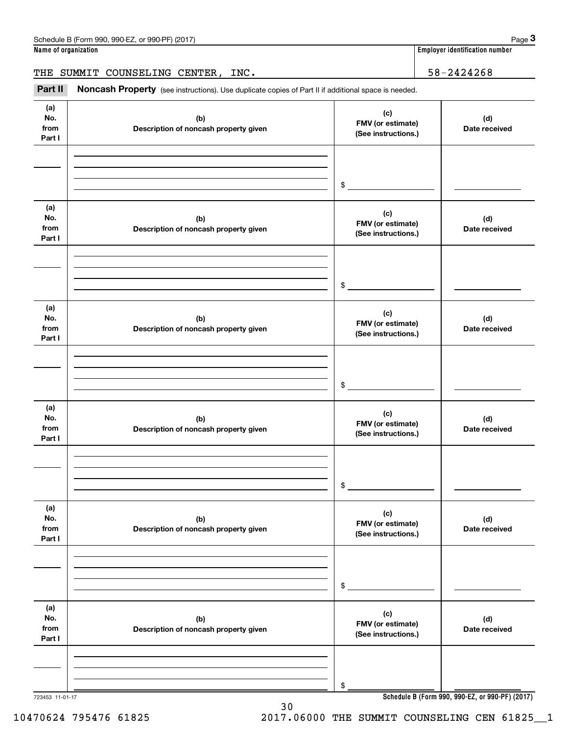Schedule B (Form 990, 990-EZ, or 990-PF) (2017)

**Name of organization**

THE SUMMIT COUNSELING CENTER, INC.

**Employer identification number**

58-2424268

**Part II** **Noncash Property** (see instructions). Use duplicate copies of Part II if additional space is needed.

| (a) No. from Part I | (b) Description of noncash property given | (c) FMV (or estimate) (See instructions.) | (d) Date received |
|---|---|---|---|
| | | $ | |

| (a) No. from Part I | (b) Description of noncash property given | (c) FMV (or estimate) (See instructions.) | (d) Date received |
|---|---|---|---|
| | | $ | |

| (a) No. from Part I | (b) Description of noncash property given | (c) FMV (or estimate) (See instructions.) | (d) Date received |
|---|---|---|---|
| | | $ | |

| (a) No. from Part I | (b) Description of noncash property given | (c) FMV (or estimate) (See instructions.) | (d) Date received |
|---|---|---|---|
| | | $ | |

| (a) No. from Part I | (b) Description of noncash property given | (c) FMV (or estimate) (See instructions.) | (d) Date received |
|---|---|---|---|
| | | $ | |

| (a) No. from Part I | (b) Description of noncash property given | (c) FMV (or estimate) (See instructions.) | (d) Date received |
|---|---|---|---|
| | | $ | |

723453 11-01-17

**Schedule B (Form 990, 990-EZ, or 990-PF) (2017)**

10470624 795476 61825 2017.06000 THE SUMMIT COUNSELING CEN 61825__1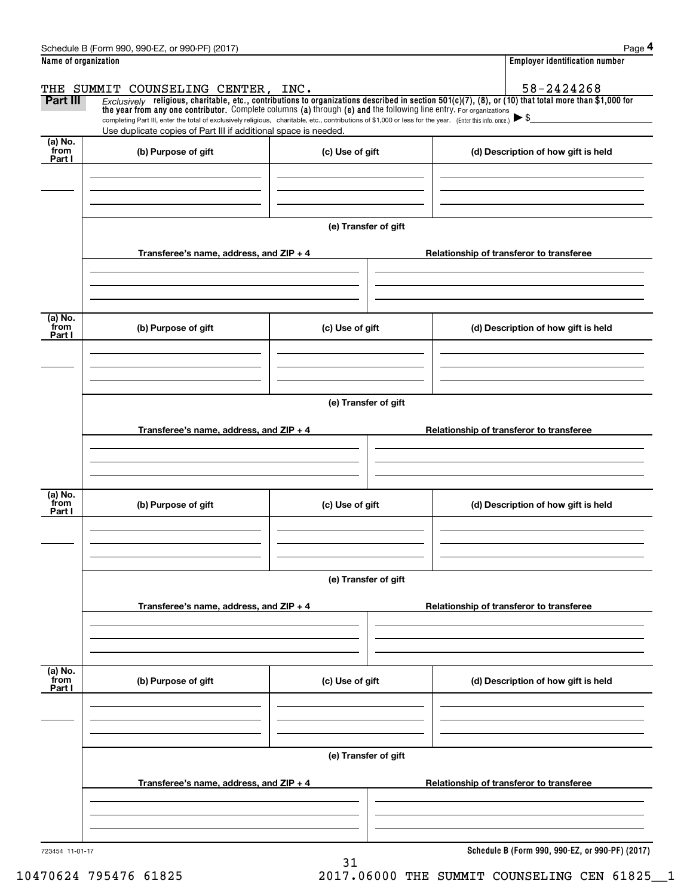Schedule B (Form 990, 990-EZ, or 990-PF) (2017)

**Name of organization**

THE SUMMIT COUNSELING CENTER, INC.

**Employer identification number**

58-2424268

**Part III** *Exclusively* **religious, charitable, etc., contributions to organizations described in section 501(c)(7), (8), or (10) that total more than $1,000 for the year from any one contributor.** Complete columns **(a)** through **(e) and** the following line entry. For organizations completing Part III, enter the total of exclusively religious, charitable, etc., contributions of $1,000 or less for the year. (Enter this info. once.) ▶ $

Use duplicate copies of Part III if additional space is needed.

| (a) No. from Part I | (b) Purpose of gift | (c) Use of gift | (d) Description of how gift is held |
|---|---|---|---|
| | | | |

(e) Transfer of gift

| Transferee's name, address, and ZIP + 4 | Relationship of transferor to transferee |
|---|---|
| | |

| (a) No. from Part I | (b) Purpose of gift | (c) Use of gift | (d) Description of how gift is held |
|---|---|---|---|
| | | | |

(e) Transfer of gift

| Transferee's name, address, and ZIP + 4 | Relationship of transferor to transferee |
|---|---|
| | |

| (a) No. from Part I | (b) Purpose of gift | (c) Use of gift | (d) Description of how gift is held |
|---|---|---|---|
| | | | |

(e) Transfer of gift

| Transferee's name, address, and ZIP + 4 | Relationship of transferor to transferee |
|---|---|
| | |

| (a) No. from Part I | (b) Purpose of gift | (c) Use of gift | (d) Description of how gift is held |
|---|---|---|---|
| | | | |

(e) Transfer of gift

| Transferee's name, address, and ZIP + 4 | Relationship of transferor to transferee |
|---|---|
| | |

723454 11-01-17

**Schedule B (Form 990, 990-EZ, or 990-PF) (2017)**

10470624 795476 61825 2017.06000 THE SUMMIT COUNSELING CEN 61825__1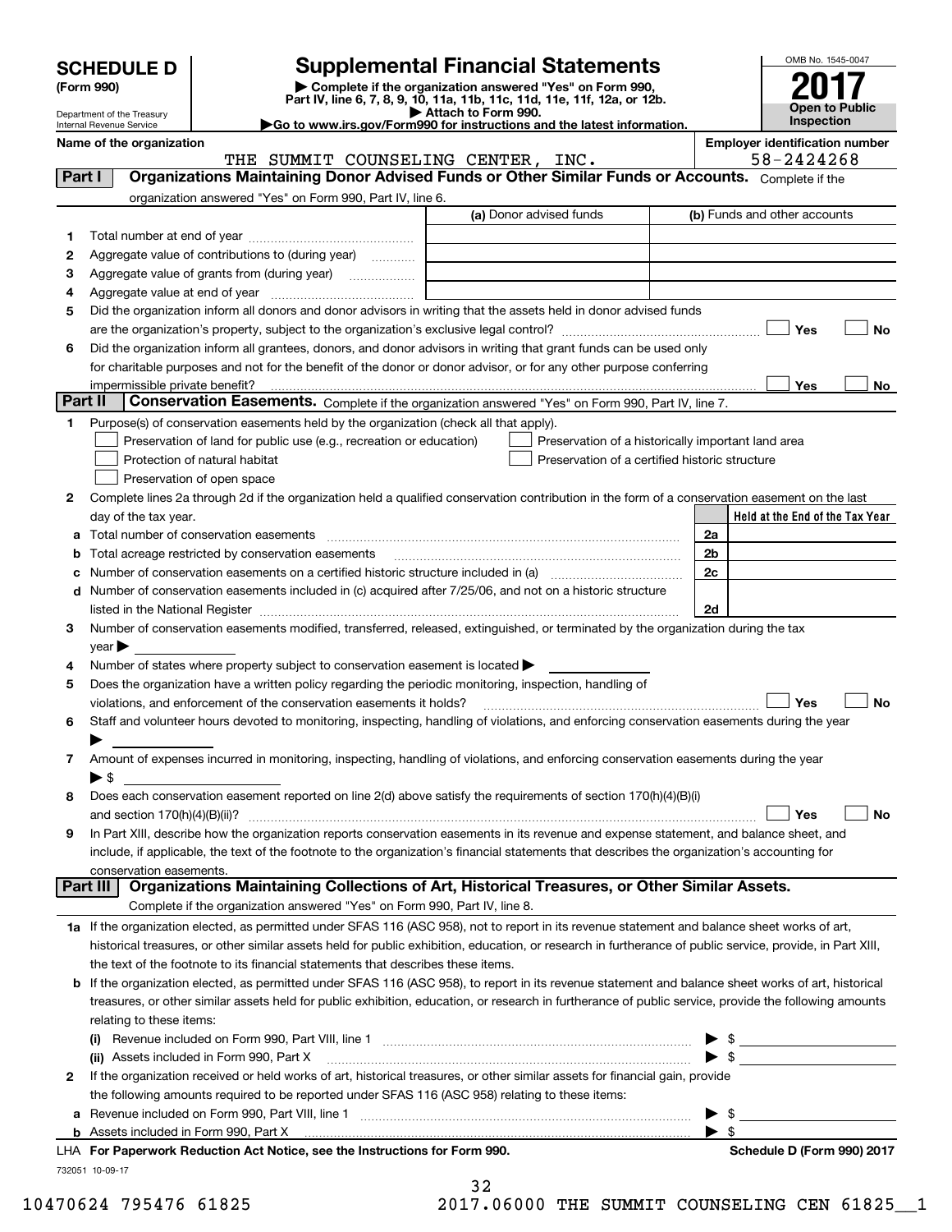**SCHEDULE D**
**(Form 990)**

Department of the Treasury
Internal Revenue Service

# Supplemental Financial Statements

▶ Complete if the organization answered "Yes" on Form 990, Part IV, line 6, 7, 8, 9, 10, 11a, 11b, 11c, 11d, 11e, 11f, 12a, or 12b.
▶ Attach to Form 990.
▶Go to www.irs.gov/Form990 for instructions and the latest information.

OMB No. 1545-0047
**2017**
**Open to Public Inspection**

**Name of the organization**
THE SUMMIT COUNSELING CENTER, INC.

**Employer identification number**
58-2424268

## Part I — Organizations Maintaining Donor Advised Funds or Other Similar Funds or Accounts.
Complete if the organization answered "Yes" on Form 990, Part IV, line 6.

| | | (a) Donor advised funds | (b) Funds and other accounts |
|---|---|---|---|
| 1 | Total number at end of year | | |
| 2 | Aggregate value of contributions to (during year) | | |
| 3 | Aggregate value of grants from (during year) | | |
| 4 | Aggregate value at end of year | | |

5 Did the organization inform all donors and donor advisors in writing that the assets held in donor advised funds are the organization's property, subject to the organization's exclusive legal control? ☐ Yes ☐ No

6 Did the organization inform all grantees, donors, and donor advisors in writing that grant funds can be used only for charitable purposes and not for the benefit of the donor or donor advisor, or for any other purpose conferring impermissible private benefit? ☐ Yes ☐ No

## Part II — Conservation Easements.
Complete if the organization answered "Yes" on Form 990, Part IV, line 7.

1 Purpose(s) of conservation easements held by the organization (check all that apply).
- ☐ Preservation of land for public use (e.g., recreation or education)
- ☐ Protection of natural habitat
- ☐ Preservation of open space
- ☐ Preservation of a historically important land area
- ☐ Preservation of a certified historic structure

2 Complete lines 2a through 2d if the organization held a qualified conservation contribution in the form of a conservation easement on the last day of the tax year.

| | | | Held at the End of the Tax Year |
|---|---|---|---|
| a | Total number of conservation easements | 2a | |
| b | Total acreage restricted by conservation easements | 2b | |
| c | Number of conservation easements on a certified historic structure included in (a) | 2c | |
| d | Number of conservation easements included in (c) acquired after 7/25/06, and not on a historic structure listed in the National Register | 2d | |

3 Number of conservation easements modified, transferred, released, extinguished, or terminated by the organization during the tax year ▶

4 Number of states where property subject to conservation easement is located ▶

5 Does the organization have a written policy regarding the periodic monitoring, inspection, handling of violations, and enforcement of the conservation easements it holds? ☐ Yes ☐ No

6 Staff and volunteer hours devoted to monitoring, inspecting, handling of violations, and enforcing conservation easements during the year ▶

7 Amount of expenses incurred in monitoring, inspecting, handling of violations, and enforcing conservation easements during the year ▶ $

8 Does each conservation easement reported on line 2(d) above satisfy the requirements of section 170(h)(4)(B)(i) and section 170(h)(4)(B)(ii)? ☐ Yes ☐ No

9 In Part XIII, describe how the organization reports conservation easements in its revenue and expense statement, and balance sheet, and include, if applicable, the text of the footnote to the organization's financial statements that describes the organization's accounting for conservation easements.

## Part III — Organizations Maintaining Collections of Art, Historical Treasures, or Other Similar Assets.
Complete if the organization answered "Yes" on Form 990, Part IV, line 8.

1a If the organization elected, as permitted under SFAS 116 (ASC 958), not to report in its revenue statement and balance sheet works of art, historical treasures, or other similar assets held for public exhibition, education, or research in furtherance of public service, provide, in Part XIII, the text of the footnote to its financial statements that describes these items.

b If the organization elected, as permitted under SFAS 116 (ASC 958), to report in its revenue statement and balance sheet works of art, historical treasures, or other similar assets held for public exhibition, education, or research in furtherance of public service, provide the following amounts relating to these items:

(i) Revenue included on Form 990, Part VIII, line 1 ▶ $

(ii) Assets included in Form 990, Part X ▶ $

2 If the organization received or held works of art, historical treasures, or other similar assets for financial gain, provide the following amounts required to be reported under SFAS 116 (ASC 958) relating to these items:

a Revenue included on Form 990, Part VIII, line 1 ▶ $

b Assets included in Form 990, Part X ▶ $

LHA **For Paperwork Reduction Act Notice, see the Instructions for Form 990.** **Schedule D (Form 990) 2017**

732051 10-09-17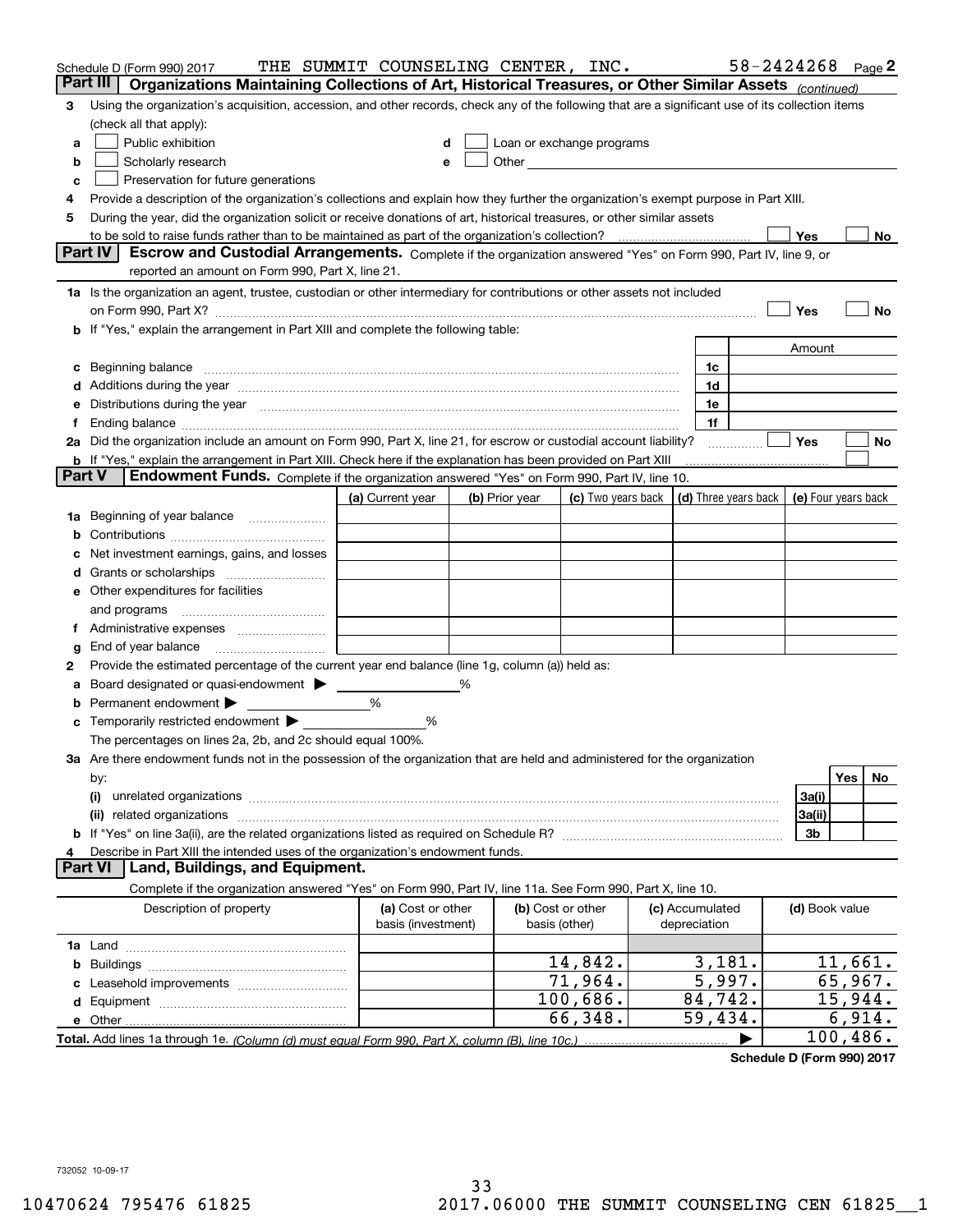Schedule D (Form 990) 2017 THE SUMMIT COUNSELING CENTER, INC. 58-2424268 Page 2

## Part III Organizations Maintaining Collections of Art, Historical Treasures, or Other Similar Assets *(continued)*

3 Using the organization's acquisition, accession, and other records, check any of the following that are a significant use of its collection items (check all that apply):

a ☐ Public exhibition
b ☐ Scholarly research
c ☐ Preservation for future generations
d ☐ Loan or exchange programs
e ☐ Other

4 Provide a description of the organization's collections and explain how they further the organization's exempt purpose in Part XIII.

5 During the year, did the organization solicit or receive donations of art, historical treasures, or other similar assets to be sold to raise funds rather than to be maintained as part of the organization's collection? ☐ Yes ☐ No

## Part IV Escrow and Custodial Arrangements.

Complete if the organization answered "Yes" on Form 990, Part IV, line 9, or reported an amount on Form 990, Part X, line 21.

1a Is the organization an agent, trustee, custodian or other intermediary for contributions or other assets not included on Form 990, Part X? ☐ Yes ☐ No

b If "Yes," explain the arrangement in Part XIII and complete the following table:

| | | Amount |
|---|---|---|
| c Beginning balance | 1c | |
| d Additions during the year | 1d | |
| e Distributions during the year | 1e | |
| f Ending balance | 1f | |

2a Did the organization include an amount on Form 990, Part X, line 21, for escrow or custodial account liability? ☐ Yes ☐ No

b If "Yes," explain the arrangement in Part XIII. Check here if the explanation has been provided on Part XIII ☐

## Part V Endowment Funds.

Complete if the organization answered "Yes" on Form 990, Part IV, line 10.

| | (a) Current year | (b) Prior year | (c) Two years back | (d) Three years back | (e) Four years back |
|---|---|---|---|---|---|
| 1a Beginning of year balance | | | | | |
| b Contributions | | | | | |
| c Net investment earnings, gains, and losses | | | | | |
| d Grants or scholarships | | | | | |
| e Other expenditures for facilities and programs | | | | | |
| f Administrative expenses | | | | | |
| g End of year balance | | | | | |

2 Provide the estimated percentage of the current year end balance (line 1g, column (a)) held as:

a Board designated or quasi-endowment ▶ ____ %
b Permanent endowment ▶ ____ %
c Temporarily restricted endowment ▶ ____ %

The percentages on lines 2a, 2b, and 2c should equal 100%.

3a Are there endowment funds not in the possession of the organization that are held and administered for the organization by:

| | | Yes | No |
|---|---|---|---|
| (i) unrelated organizations | 3a(i) | | |
| (ii) related organizations | 3a(ii) | | |
| b If "Yes" on line 3a(ii), are the related organizations listed as required on Schedule R? | 3b | | |

4 Describe in Part XIII the intended uses of the organization's endowment funds.

## Part VI Land, Buildings, and Equipment.

Complete if the organization answered "Yes" on Form 990, Part IV, line 11a. See Form 990, Part X, line 10.

| Description of property | (a) Cost or other basis (investment) | (b) Cost or other basis (other) | (c) Accumulated depreciation | (d) Book value |
|---|---|---|---|---|
| 1a Land | | | | |
| b Buildings | | 14,842. | 3,181. | 11,661. |
| c Leasehold improvements | | 71,964. | 5,997. | 65,967. |
| d Equipment | | 100,686. | 84,742. | 15,944. |
| e Other | | 66,348. | 59,434. | 6,914. |
| **Total.** Add lines 1a through 1e. *(Column (d) must equal Form 990, Part X, column (B), line 10c.)* ▶ | | | | 100,486. |

**Schedule D (Form 990) 2017**

732052 10-09-17

10470624 795476 61825 2017.06000 THE SUMMIT COUNSELING CEN 61825__1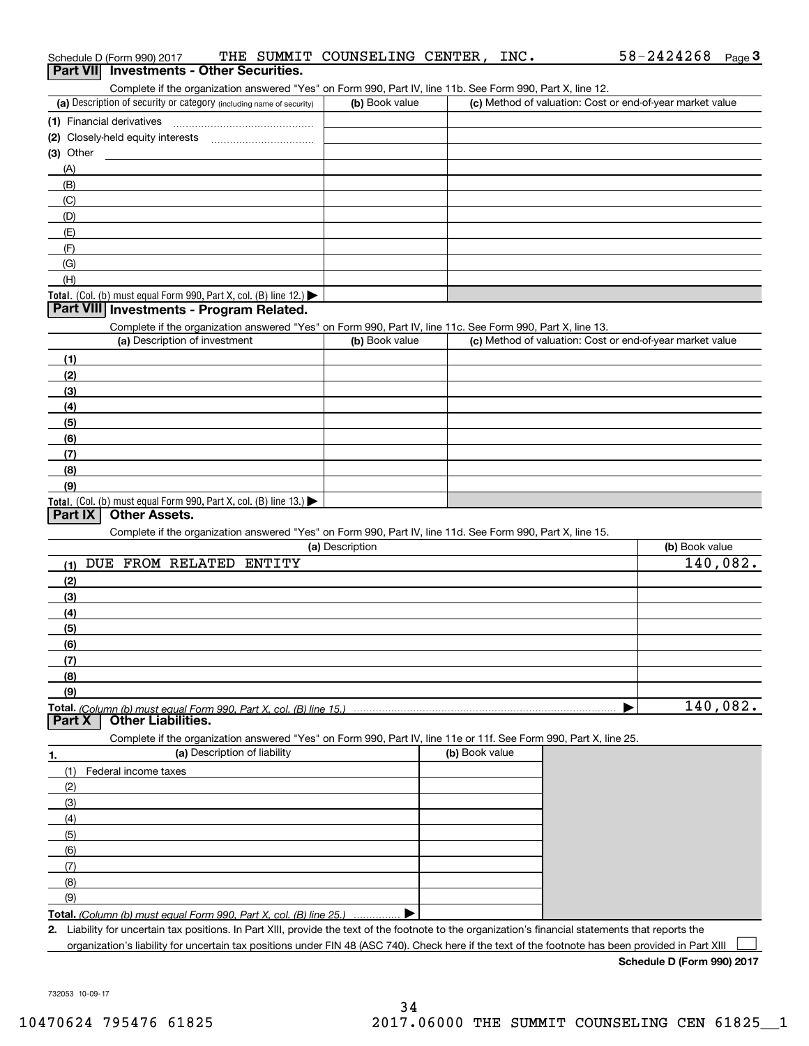Schedule D (Form 990) 2017 THE SUMMIT COUNSELING CENTER, INC. 58-2424268

## Part VII Investments - Other Securities.

Complete if the organization answered "Yes" on Form 990, Part IV, line 11b. See Form 990, Part X, line 12.

| (a) Description of security or category (including name of security) | (b) Book value | (c) Method of valuation: Cost or end-of-year market value |
|---|---|---|
| (1) Financial derivatives | | |
| (2) Closely-held equity interests | | |
| (3) Other | | |
| (A) | | |
| (B) | | |
| (C) | | |
| (D) | | |
| (E) | | |
| (F) | | |
| (G) | | |
| (H) | | |
| Total. (Col. (b) must equal Form 990, Part X, col. (B) line 12.) ▶ | | |

## Part VIII Investments - Program Related.

Complete if the organization answered "Yes" on Form 990, Part IV, line 11c. See Form 990, Part X, line 13.

| (a) Description of investment | (b) Book value | (c) Method of valuation: Cost or end-of-year market value |
|---|---|---|
| (1) | | |
| (2) | | |
| (3) | | |
| (4) | | |
| (5) | | |
| (6) | | |
| (7) | | |
| (8) | | |
| (9) | | |
| Total. (Col. (b) must equal Form 990, Part X, col. (B) line 13.) ▶ | | |

## Part IX Other Assets.

Complete if the organization answered "Yes" on Form 990, Part IV, line 11d. See Form 990, Part X, line 15.

| (a) Description | (b) Book value |
|---|---|
| (1) DUE FROM RELATED ENTITY | 140,082. |
| (2) | |
| (3) | |
| (4) | |
| (5) | |
| (6) | |
| (7) | |
| (8) | |
| (9) | |
| Total. (Column (b) must equal Form 990, Part X, col. (B) line 15.) ▶ | 140,082. |

## Part X Other Liabilities.

Complete if the organization answered "Yes" on Form 990, Part IV, line 11e or 11f. See Form 990, Part X, line 25.

| 1. (a) Description of liability | (b) Book value |
|---|---|
| (1) Federal income taxes | |
| (2) | |
| (3) | |
| (4) | |
| (5) | |
| (6) | |
| (7) | |
| (8) | |
| (9) | |
| Total. (Column (b) must equal Form 990, Part X, col. (B) line 25.) ▶ | |

2. Liability for uncertain tax positions. In Part XIII, provide the text of the footnote to the organization's financial statements that reports the organization's liability for uncertain tax positions under FIN 48 (ASC 740). Check here if the text of the footnote has been provided in Part XIII ☐

Schedule D (Form 990) 2017

732053 10-09-17

10470624 795476 61825 2017.06000 THE SUMMIT COUNSELING CEN 61825__1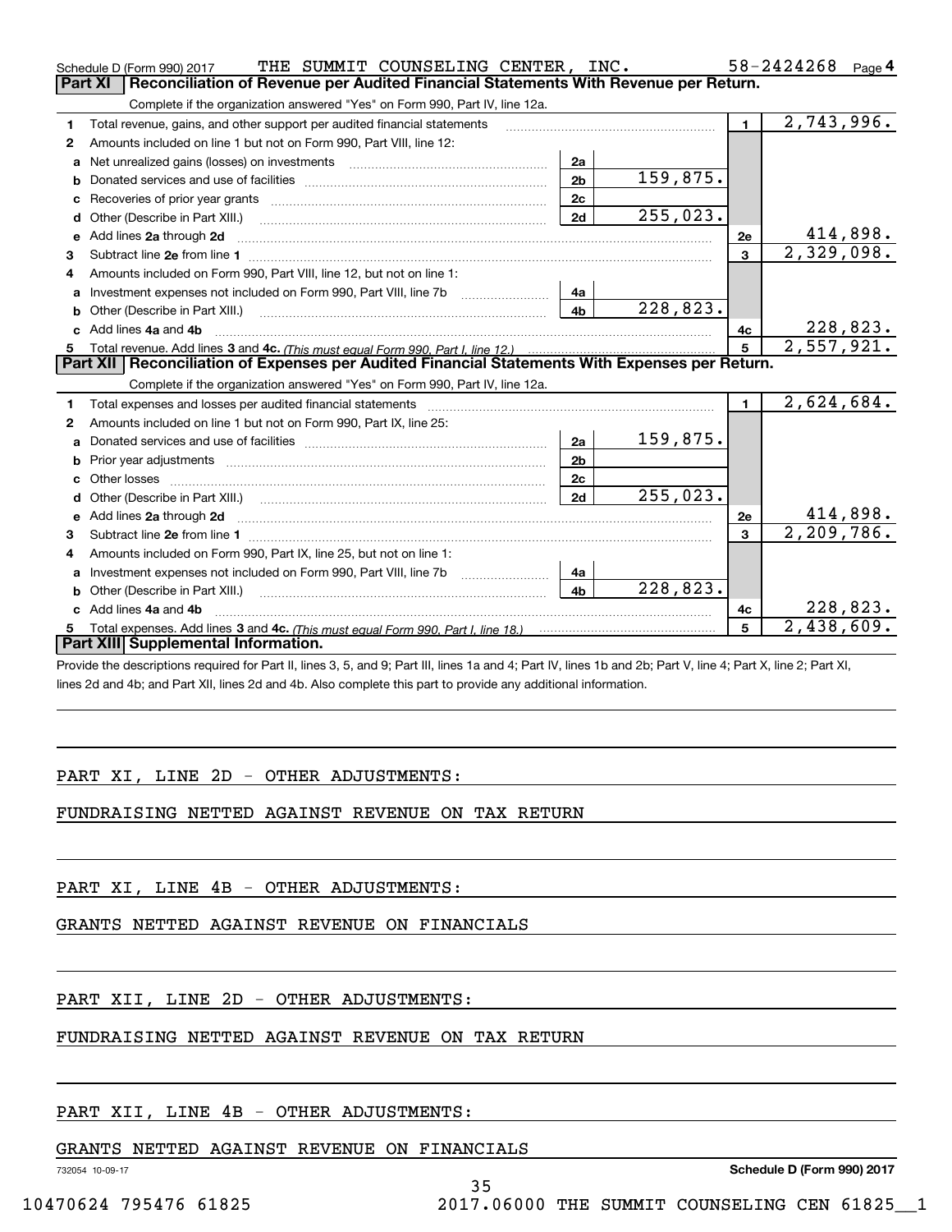Schedule D (Form 990) 2017 THE SUMMIT COUNSELING CENTER, INC. 58-2424268 Page 4

## Part XI Reconciliation of Revenue per Audited Financial Statements With Revenue per Return.

Complete if the organization answered "Yes" on Form 990, Part IV, line 12a.

| | | | | | |
|---|---|---|---|---|---|
| 1 | Total revenue, gains, and other support per audited financial statements | | | 1 | 2,743,996. |
| 2 | Amounts included on line 1 but not on Form 990, Part VIII, line 12: | | | | |
| a | Net unrealized gains (losses) on investments | 2a | | | |
| b | Donated services and use of facilities | 2b | 159,875. | | |
| c | Recoveries of prior year grants | 2c | | | |
| d | Other (Describe in Part XIII.) | 2d | 255,023. | | |
| e | Add lines 2a through 2d | | | 2e | 414,898. |
| 3 | Subtract line 2e from line 1 | | | 3 | 2,329,098. |
| 4 | Amounts included on Form 990, Part VIII, line 12, but not on line 1: | | | | |
| a | Investment expenses not included on Form 990, Part VIII, line 7b | 4a | | | |
| b | Other (Describe in Part XIII.) | 4b | 228,823. | | |
| c | Add lines 4a and 4b | | | 4c | 228,823. |
| 5 | Total revenue. Add lines 3 and 4c. *(This must equal Form 990, Part I, line 12.)* | | | 5 | 2,557,921. |

## Part XII Reconciliation of Expenses per Audited Financial Statements With Expenses per Return.

Complete if the organization answered "Yes" on Form 990, Part IV, line 12a.

| | | | | | |
|---|---|---|---|---|---|
| 1 | Total expenses and losses per audited financial statements | | | 1 | 2,624,684. |
| 2 | Amounts included on line 1 but not on Form 990, Part IX, line 25: | | | | |
| a | Donated services and use of facilities | 2a | 159,875. | | |
| b | Prior year adjustments | 2b | | | |
| c | Other losses | 2c | | | |
| d | Other (Describe in Part XIII.) | 2d | 255,023. | | |
| e | Add lines 2a through 2d | | | 2e | 414,898. |
| 3 | Subtract line 2e from line 1 | | | 3 | 2,209,786. |
| 4 | Amounts included on Form 990, Part IX, line 25, but not on line 1: | | | | |
| a | Investment expenses not included on Form 990, Part VIII, line 7b | 4a | | | |
| b | Other (Describe in Part XIII.) | 4b | 228,823. | | |
| c | Add lines 4a and 4b | | | 4c | 228,823. |
| 5 | Total expenses. Add lines 3 and 4c. *(This must equal Form 990, Part I, line 18.)* | | | 5 | 2,438,609. |

## Part XIII Supplemental Information.

Provide the descriptions required for Part II, lines 3, 5, and 9; Part III, lines 1a and 4; Part IV, lines 1b and 2b; Part V, line 4; Part X, line 2; Part XI, lines 2d and 4b; and Part XII, lines 2d and 4b. Also complete this part to provide any additional information.

PART XI, LINE 2D - OTHER ADJUSTMENTS:

FUNDRAISING NETTED AGAINST REVENUE ON TAX RETURN

PART XI, LINE 4B - OTHER ADJUSTMENTS:

GRANTS NETTED AGAINST REVENUE ON FINANCIALS

PART XII, LINE 2D - OTHER ADJUSTMENTS:

FUNDRAISING NETTED AGAINST REVENUE ON TAX RETURN

PART XII, LINE 4B - OTHER ADJUSTMENTS:

GRANTS NETTED AGAINST REVENUE ON FINANCIALS

732054 10-09-17 **Schedule D (Form 990) 2017**

10470624 795476 61825 2017.06000 THE SUMMIT COUNSELING CEN 61825__1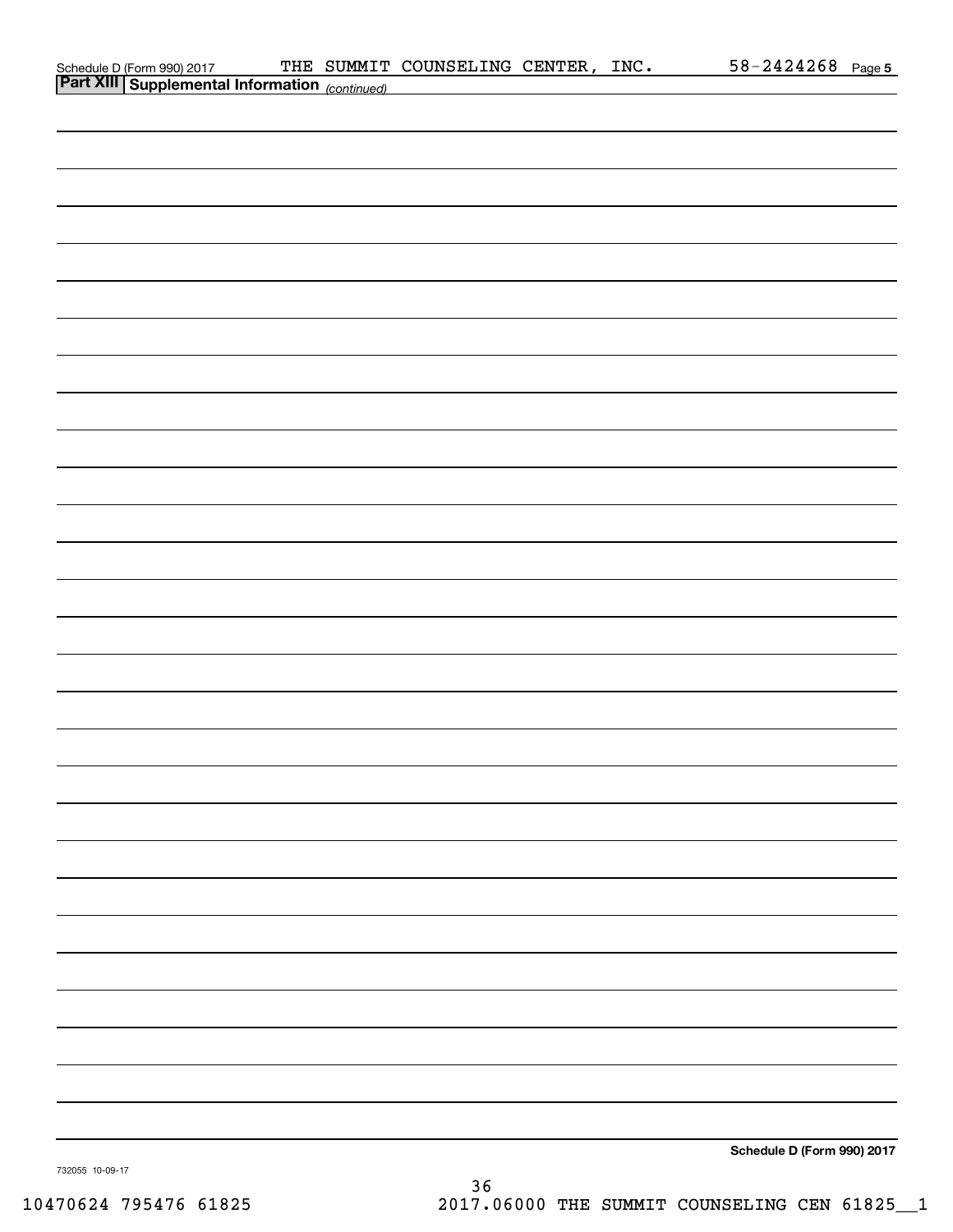Schedule D (Form 990) 2017 THE SUMMIT COUNSELING CENTER, INC. 58-2424268 Page 5

**Part XIII Supplemental Information** *(continued)*

Schedule D (Form 990) 2017

732055 10-09-17

10470624 795476 61825 2017.06000 THE SUMMIT COUNSELING CEN 61825__1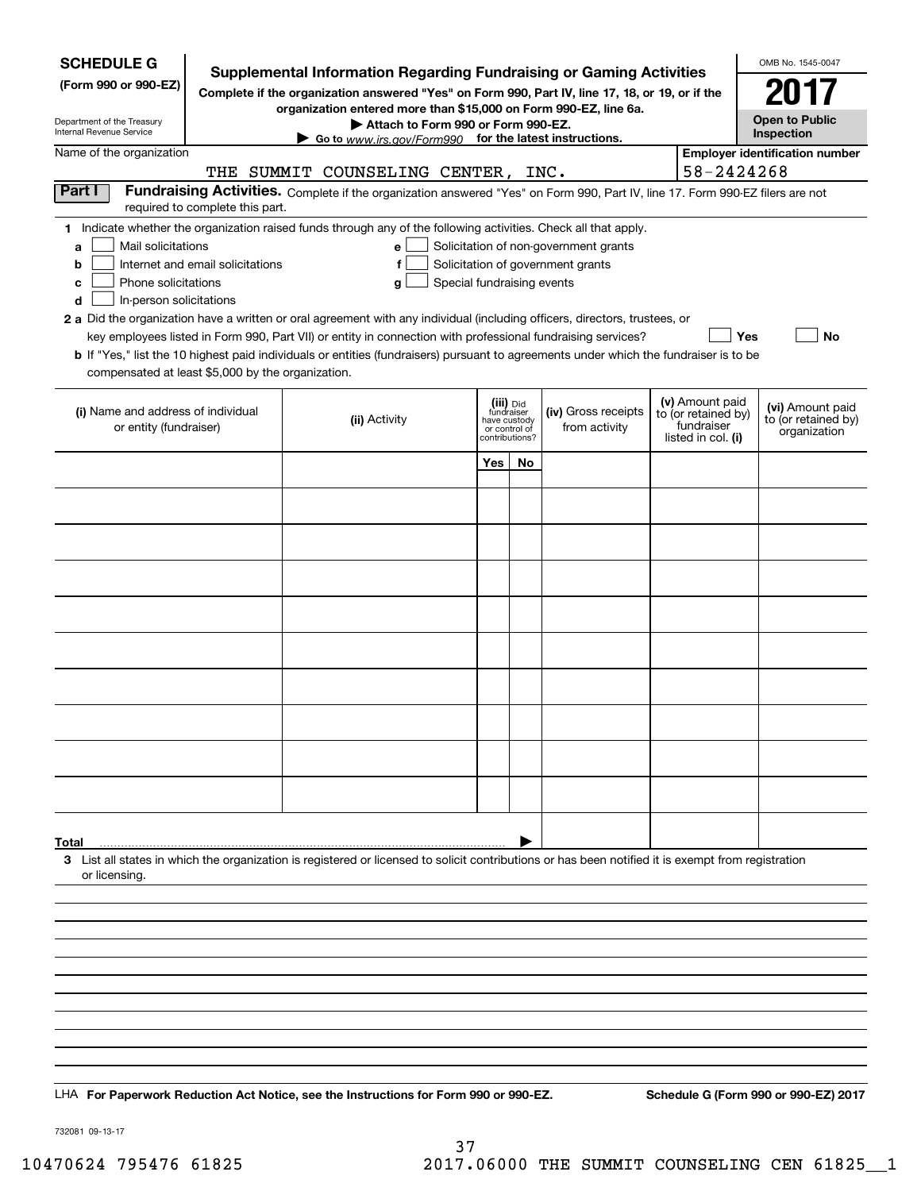**SCHEDULE G (Form 990 or 990-EZ)**

Department of the Treasury
Internal Revenue Service

# Supplemental Information Regarding Fundraising or Gaming Activities

**Complete if the organization answered "Yes" on Form 990, Part IV, line 17, 18, or 19, or if the organization entered more than $15,000 on Form 990-EZ, line 6a.**

**▶ Attach to Form 990 or Form 990-EZ.**

**▶ Go to www.irs.gov/Form990 for the latest instructions.**

OMB No. 1545-0047

**2017**

**Open to Public Inspection**

Name of the organization: THE SUMMIT COUNSELING CENTER, INC.

**Employer identification number:** 58-2424268

**Part I Fundraising Activities.** Complete if the organization answered "Yes" on Form 990, Part IV, line 17. Form 990-EZ filers are not required to complete this part.

**1** Indicate whether the organization raised funds through any of the following activities. Check all that apply.

- **a** ☐ Mail solicitations
- **b** ☐ Internet and email solicitations
- **c** ☐ Phone solicitations
- **d** ☐ In-person solicitations
- **e** ☐ Solicitation of non-government grants
- **f** ☐ Solicitation of government grants
- **g** ☐ Special fundraising events

**2 a** Did the organization have a written or oral agreement with any individual (including officers, directors, trustees, or key employees listed in Form 990, Part VII) or entity in connection with professional fundraising services? ☐ Yes ☐ No

**b** If "Yes," list the 10 highest paid individuals or entities (fundraisers) pursuant to agreements under which the fundraiser is to be compensated at least $5,000 by the organization.

| (i) Name and address of individual or entity (fundraiser) | (ii) Activity | (iii) Did fundraiser have custody or control of contributions? | | (iv) Gross receipts from activity | (v) Amount paid to (or retained by) fundraiser listed in col. (i) | (vi) Amount paid to (or retained by) organization |
|---|---|---|---|---|---|---|
| | | Yes | No | | | |
| | | | | | | |
| | | | | | | |
| | | | | | | |
| | | | | | | |
| | | | | | | |
| | | | | | | |
| | | | | | | |
| | | | | | | |
| | | | | | | |
| **Total** ▶ | | | | | | |

**3** List all states in which the organization is registered or licensed to solicit contributions or has been notified it is exempt from registration or licensing.

LHA **For Paperwork Reduction Act Notice, see the Instructions for Form 990 or 990-EZ.** **Schedule G (Form 990 or 990-EZ) 2017**

732081 09-13-17

10470624 795476 61825 2017.06000 THE SUMMIT COUNSELING CEN 61825__1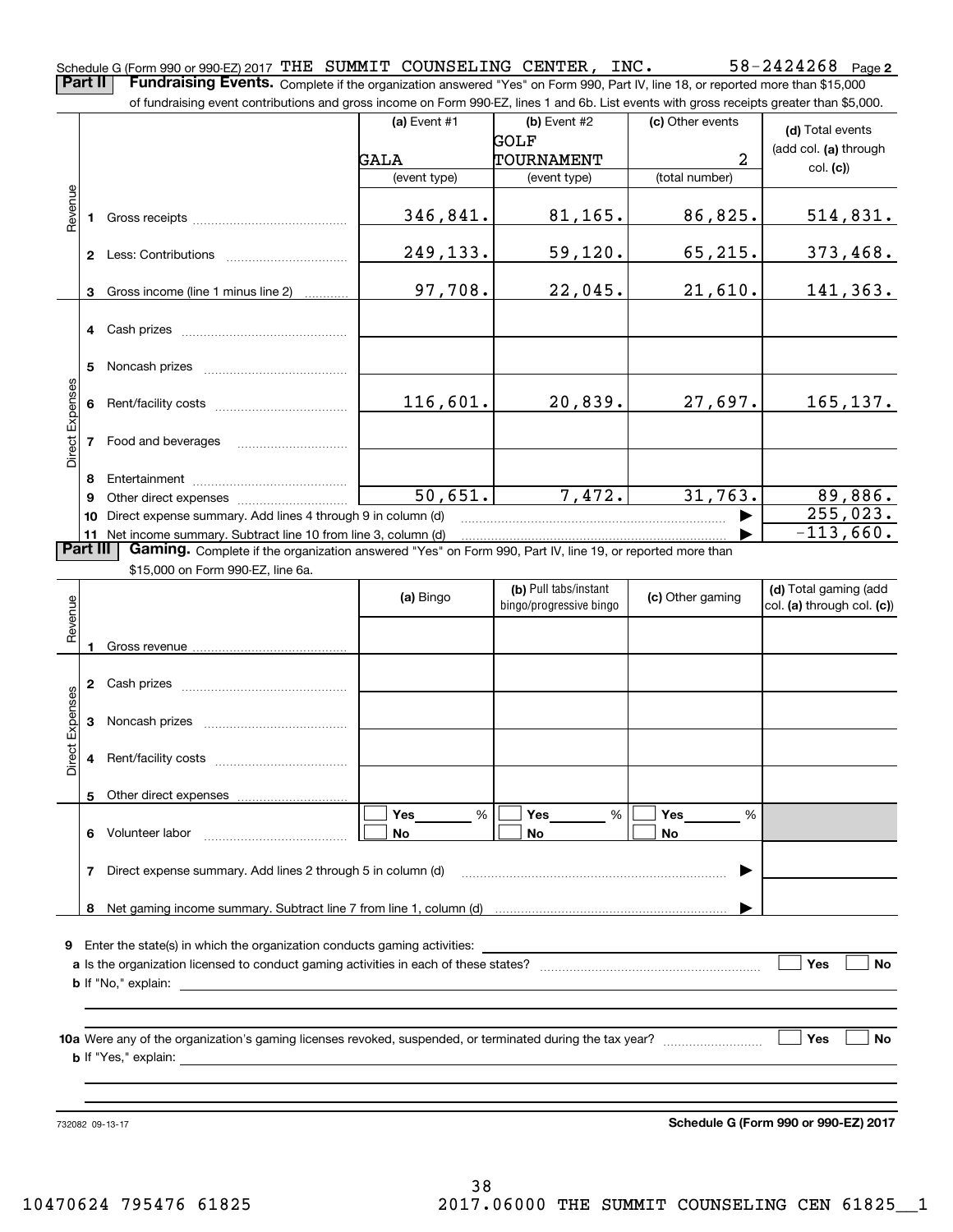Schedule G (Form 990 or 990-EZ) 2017 THE SUMMIT COUNSELING CENTER, INC. 58-2424268 Page 2

**Part II** **Fundraising Events.** Complete if the organization answered "Yes" on Form 990, Part IV, line 18, or reported more than $15,000 of fundraising event contributions and gross income on Form 990-EZ, lines 1 and 6b. List events with gross receipts greater than $5,000.

| | | (a) Event #1 | (b) Event #2 | (c) Other events | (d) Total events (add col. (a) through col. (c)) |
|---|---|---|---|---|---|
| | | GALA | GOLF TOURNAMENT | 2 | |
| | | (event type) | (event type) | (total number) | |
| Revenue | 1 Gross receipts | 346,841. | 81,165. | 86,825. | 514,831. |
| | 2 Less: Contributions | 249,133. | 59,120. | 65,215. | 373,468. |
| | 3 Gross income (line 1 minus line 2) | 97,708. | 22,045. | 21,610. | 141,363. |
| Direct Expenses | 4 Cash prizes | | | | |
| | 5 Noncash prizes | | | | |
| | 6 Rent/facility costs | 116,601. | 20,839. | 27,697. | 165,137. |
| | 7 Food and beverages | | | | |
| | 8 Entertainment | | | | |
| | 9 Other direct expenses | 50,651. | 7,472. | 31,763. | 89,886. |
| | 10 Direct expense summary. Add lines 4 through 9 in column (d) | | | ▶ | 255,023. |
| | 11 Net income summary. Subtract line 10 from line 3, column (d) | | | ▶ | -113,660. |

**Part III** **Gaming.** Complete if the organization answered "Yes" on Form 990, Part IV, line 19, or reported more than $15,000 on Form 990-EZ, line 6a.

| | | (a) Bingo | (b) Pull tabs/instant bingo/progressive bingo | (c) Other gaming | (d) Total gaming (add col. (a) through col. (c)) |
|---|---|---|---|---|---|
| Revenue | 1 Gross revenue | | | | |
| Direct Expenses | 2 Cash prizes | | | | |
| | 3 Noncash prizes | | | | |
| | 4 Rent/facility costs | | | | |
| | 5 Other direct expenses | | | | |
| | 6 Volunteer labor | ☐ Yes ____ % ☐ No | ☐ Yes ____ % ☐ No | ☐ Yes ____ % ☐ No | |
| | 7 Direct expense summary. Add lines 2 through 5 in column (d) | | | ▶ | |
| | 8 Net gaming income summary. Subtract line 7 from line 1, column (d) | | | ▶ | |

**9** Enter the state(s) in which the organization conducts gaming activities: ______

**a** Is the organization licensed to conduct gaming activities in each of these states? ☐ Yes ☐ No

**b** If "No," explain: ______

**10a** Were any of the organization's gaming licenses revoked, suspended, or terminated during the tax year? ☐ Yes ☐ No

**b** If "Yes," explain: ______

732082 09-13-17

**Schedule G (Form 990 or 990-EZ) 2017**

10470624 795476 61825 2017.06000 THE SUMMIT COUNSELING CEN 61825__1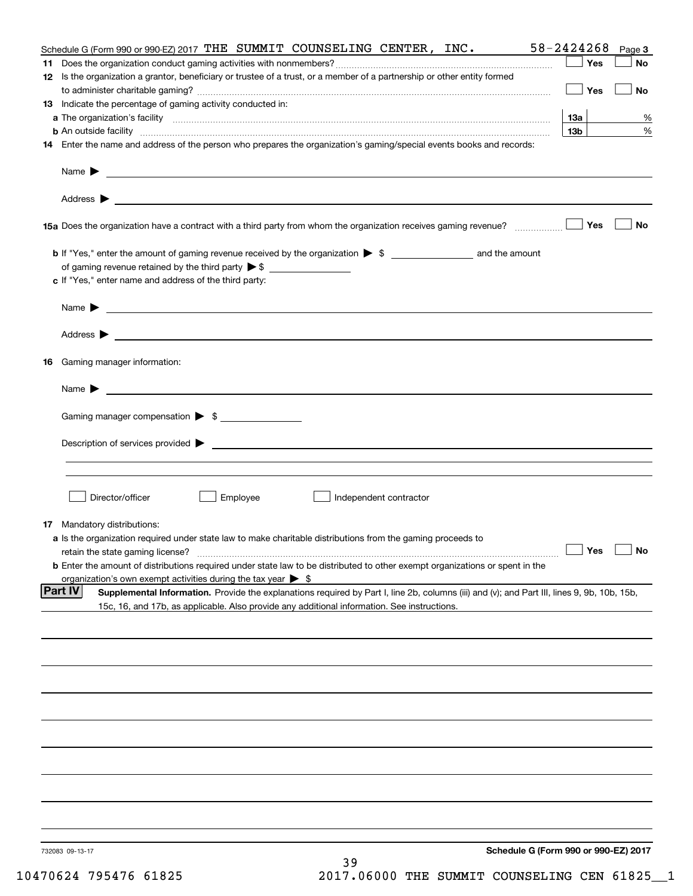Schedule G (Form 990 or 990-EZ) 2017 THE SUMMIT COUNSELING CENTER, INC. 58-2424268 Page 3

**11** Does the organization conduct gaming activities with nonmembers? ☐ Yes ☐ No

**12** Is the organization a grantor, beneficiary or trustee of a trust, or a member of a partnership or other entity formed to administer charitable gaming? ☐ Yes ☐ No

**13** Indicate the percentage of gaming activity conducted in:

**a** The organization's facility **13a** %

**b** An outside facility **13b** %

**14** Enter the name and address of the person who prepares the organization's gaming/special events books and records:

Name ▶

Address ▶

**15a** Does the organization have a contract with a third party from whom the organization receives gaming revenue? ☐ Yes ☐ No

**b** If "Yes," enter the amount of gaming revenue received by the organization ▶ $ ______ and the amount of gaming revenue retained by the third party ▶ $ ______

**c** If "Yes," enter name and address of the third party:

Name ▶

Address ▶

**16** Gaming manager information:

Name ▶

Gaming manager compensation ▶ $

Description of services provided ▶

☐ Director/officer ☐ Employee ☐ Independent contractor

**17** Mandatory distributions:

**a** Is the organization required under state law to make charitable distributions from the gaming proceeds to retain the state gaming license? ☐ Yes ☐ No

**b** Enter the amount of distributions required under state law to be distributed to other exempt organizations or spent in the organization's own exempt activities during the tax year ▶ $

**Part IV** **Supplemental Information.** Provide the explanations required by Part I, line 2b, columns (iii) and (v); and Part III, lines 9, 9b, 10b, 15b, 15c, 16, and 17b, as applicable. Also provide any additional information. See instructions.

732083 09-13-17

**Schedule G (Form 990 or 990-EZ) 2017**

10470624 795476 61825 2017.06000 THE SUMMIT COUNSELING CEN 61825__1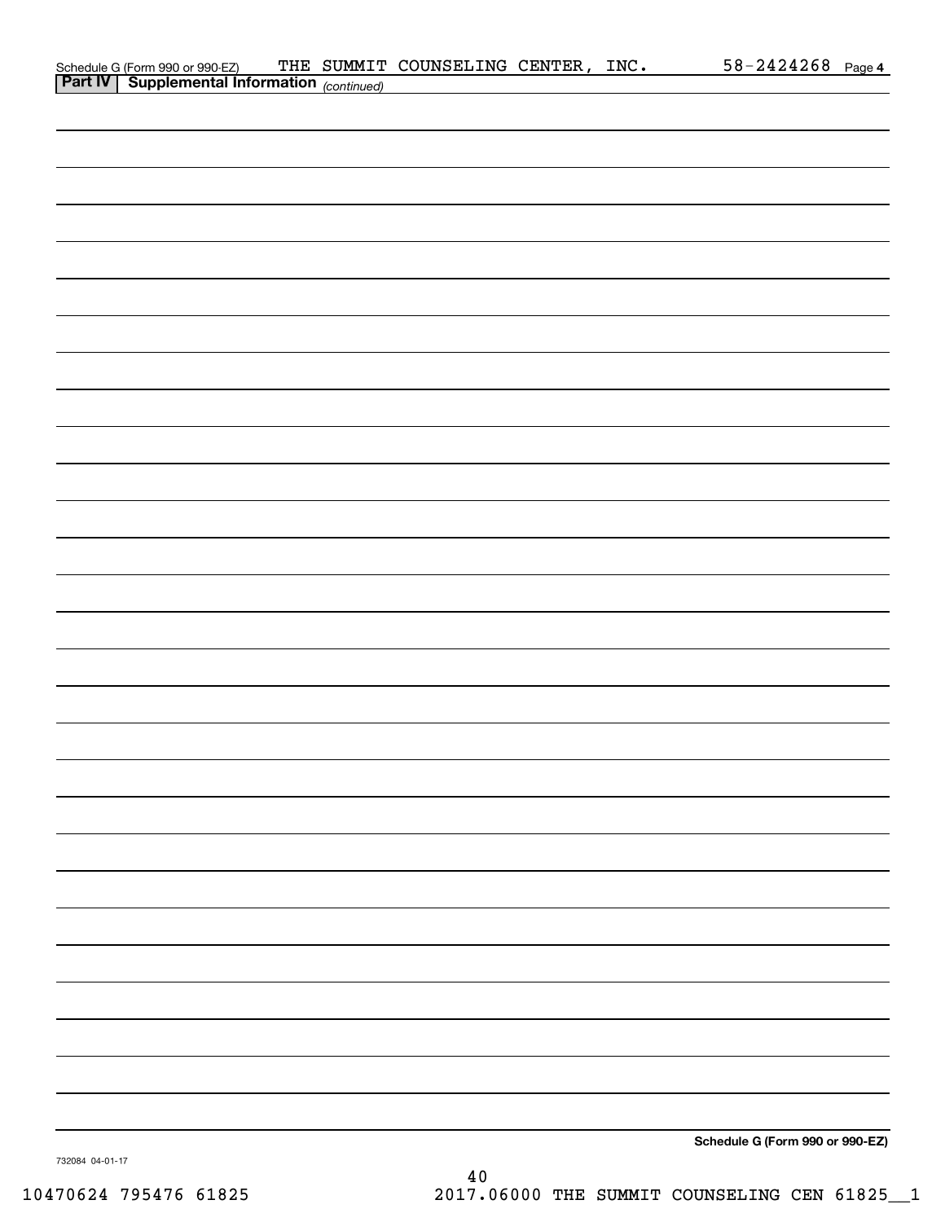Schedule G (Form 990 or 990-EZ) THE SUMMIT COUNSELING CENTER, INC. 58-2424268 Page 4

**Part IV | Supplemental Information** *(continued)*

**Schedule G (Form 990 or 990-EZ)**

732084 04-01-17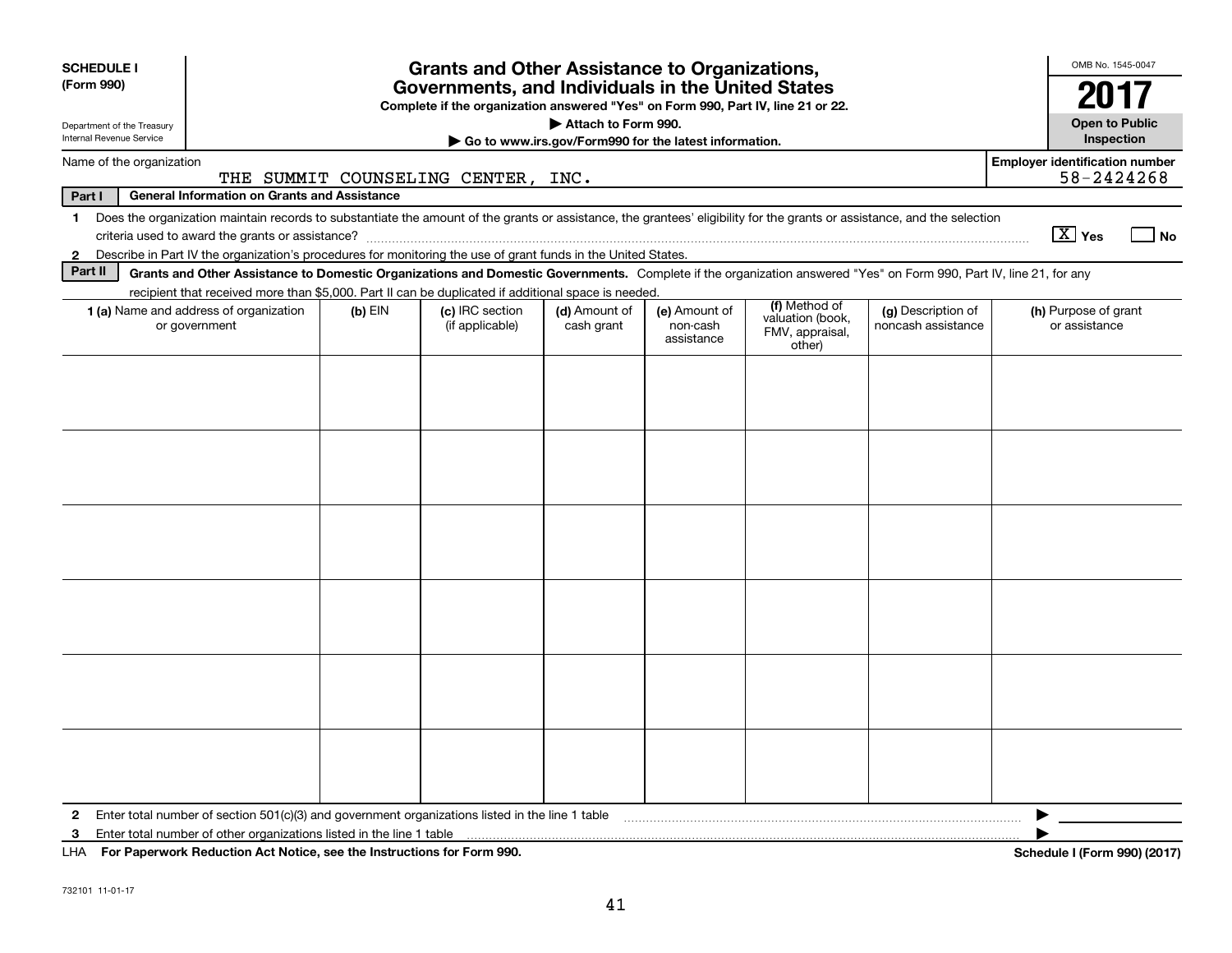**SCHEDULE I (Form 990)**

Department of the Treasury
Internal Revenue Service

# Grants and Other Assistance to Organizations, Governments, and Individuals in the United States

**Complete if the organization answered "Yes" on Form 990, Part IV, line 21 or 22.**

**▶ Attach to Form 990.**

**▶ Go to www.irs.gov/Form990 for the latest information.**

OMB No. 1545-0047

**2017**

**Open to Public Inspection**

Name of the organization: THE SUMMIT COUNSELING CENTER, INC.

Employer identification number: 58-2424268

**Part I — General Information on Grants and Assistance**

1 Does the organization maintain records to substantiate the amount of the grants or assistance, the grantees' eligibility for the grants or assistance, and the selection criteria used to award the grants or assistance? [X] Yes [ ] No

2 Describe in Part IV the organization's procedures for monitoring the use of grant funds in the United States.

**Part II — Grants and Other Assistance to Domestic Organizations and Domestic Governments.** Complete if the organization answered "Yes" on Form 990, Part IV, line 21, for any recipient that received more than $5,000. Part II can be duplicated if additional space is needed.

| 1 (a) Name and address of organization or government | (b) EIN | (c) IRC section (if applicable) | (d) Amount of cash grant | (e) Amount of non-cash assistance | (f) Method of valuation (book, FMV, appraisal, other) | (g) Description of noncash assistance | (h) Purpose of grant or assistance |
|---|---|---|---|---|---|---|---|
| | | | | | | | |
| | | | | | | | |
| | | | | | | | |
| | | | | | | | |
| | | | | | | | |
| | | | | | | | |

2 Enter total number of section 501(c)(3) and government organizations listed in the line 1 table ▶

3 Enter total number of other organizations listed in the line 1 table ▶

LHA **For Paperwork Reduction Act Notice, see the Instructions for Form 990.** **Schedule I (Form 990) (2017)**

732101 11-01-17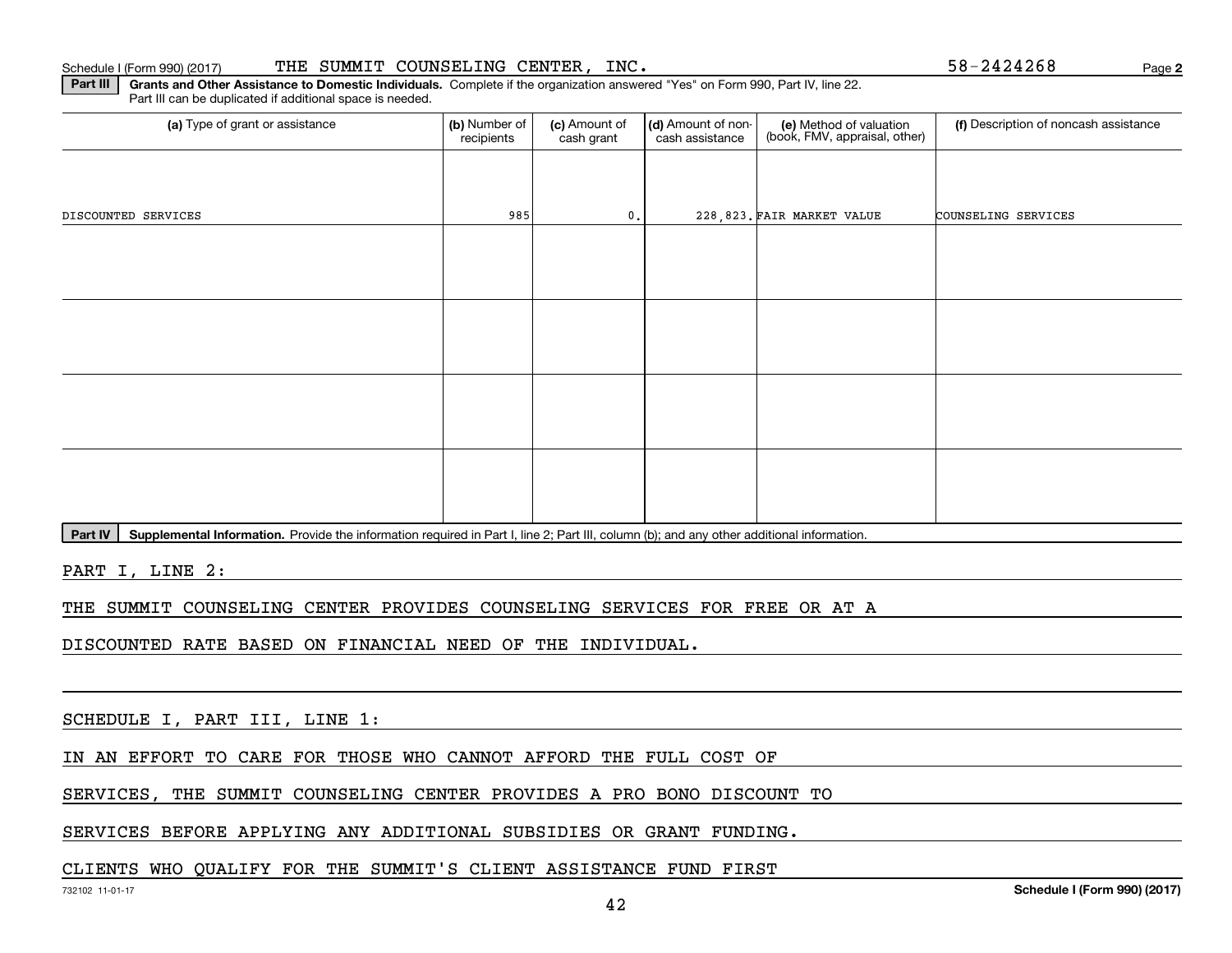Schedule I (Form 990) (2017) THE SUMMIT COUNSELING CENTER, INC. 58-2424268

**Part III** **Grants and Other Assistance to Domestic Individuals.** Complete if the organization answered "Yes" on Form 990, Part IV, line 22. Part III can be duplicated if additional space is needed.

| (a) Type of grant or assistance | (b) Number of recipients | (c) Amount of cash grant | (d) Amount of non-cash assistance | (e) Method of valuation (book, FMV, appraisal, other) | (f) Description of noncash assistance |
|---|---|---|---|---|---|
| DISCOUNTED SERVICES | 985 | 0. | 228,823. | FAIR MARKET VALUE | COUNSELING SERVICES |
| | | | | | |
| | | | | | |
| | | | | | |
| | | | | | |

**Part IV** **Supplemental Information.** Provide the information required in Part I, line 2; Part III, column (b); and any other additional information.

PART I, LINE 2:

THE SUMMIT COUNSELING CENTER PROVIDES COUNSELING SERVICES FOR FREE OR AT A DISCOUNTED RATE BASED ON FINANCIAL NEED OF THE INDIVIDUAL.

SCHEDULE I, PART III, LINE 1:

IN AN EFFORT TO CARE FOR THOSE WHO CANNOT AFFORD THE FULL COST OF SERVICES, THE SUMMIT COUNSELING CENTER PROVIDES A PRO BONO DISCOUNT TO SERVICES BEFORE APPLYING ANY ADDITIONAL SUBSIDIES OR GRANT FUNDING. CLIENTS WHO QUALIFY FOR THE SUMMIT'S CLIENT ASSISTANCE FUND FIRST

732102 11-01-17 **Schedule I (Form 990) (2017)**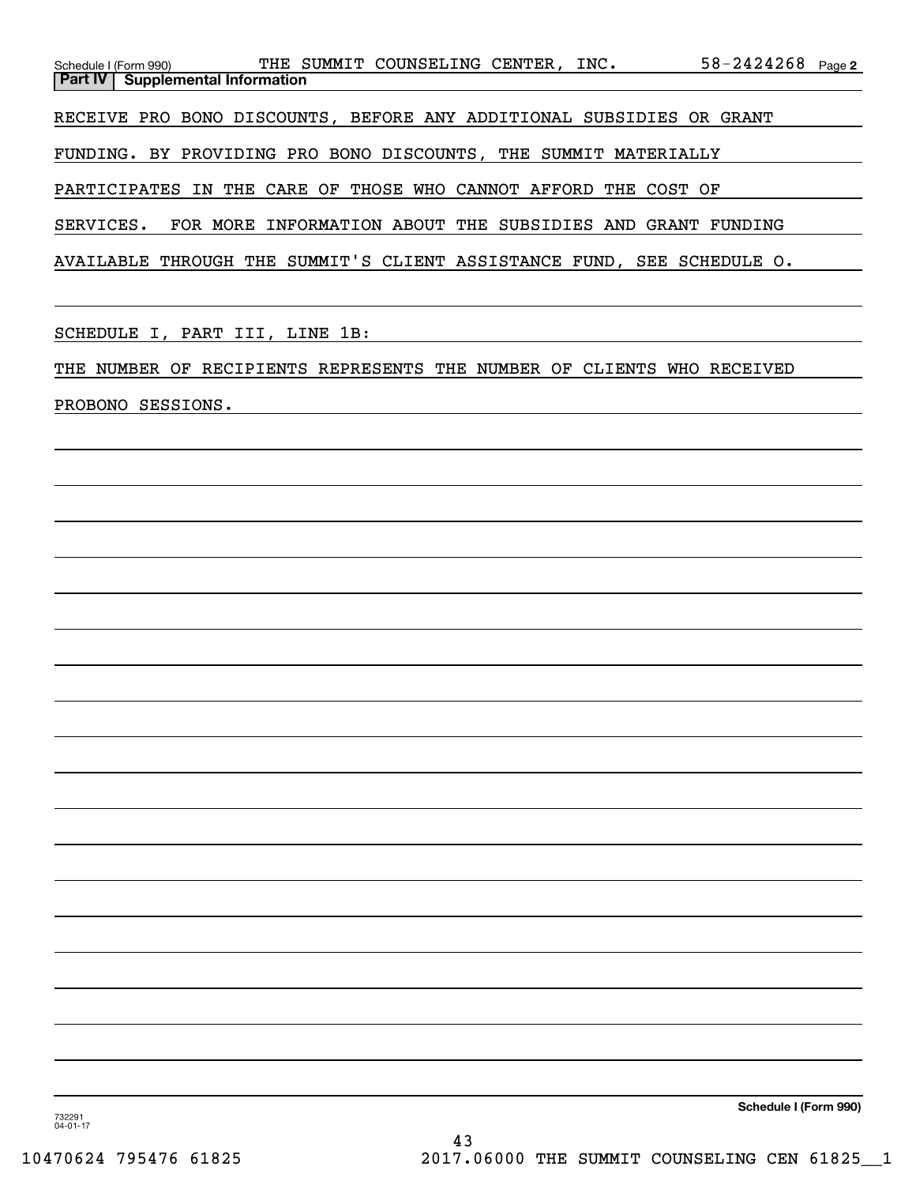Schedule I (Form 990) THE SUMMIT COUNSELING CENTER, INC. 58-2424268 Page 2

**Part IV | Supplemental Information**

RECEIVE PRO BONO DISCOUNTS, BEFORE ANY ADDITIONAL SUBSIDIES OR GRANT FUNDING. BY PROVIDING PRO BONO DISCOUNTS, THE SUMMIT MATERIALLY PARTICIPATES IN THE CARE OF THOSE WHO CANNOT AFFORD THE COST OF SERVICES. FOR MORE INFORMATION ABOUT THE SUBSIDIES AND GRANT FUNDING AVAILABLE THROUGH THE SUMMIT'S CLIENT ASSISTANCE FUND, SEE SCHEDULE O.

SCHEDULE I, PART III, LINE 1B:

THE NUMBER OF RECIPIENTS REPRESENTS THE NUMBER OF CLIENTS WHO RECEIVED PROBONO SESSIONS.

Schedule I (Form 990)

732291 04-01-17

10470624 795476 61825 2017.06000 THE SUMMIT COUNSELING CEN 61825__1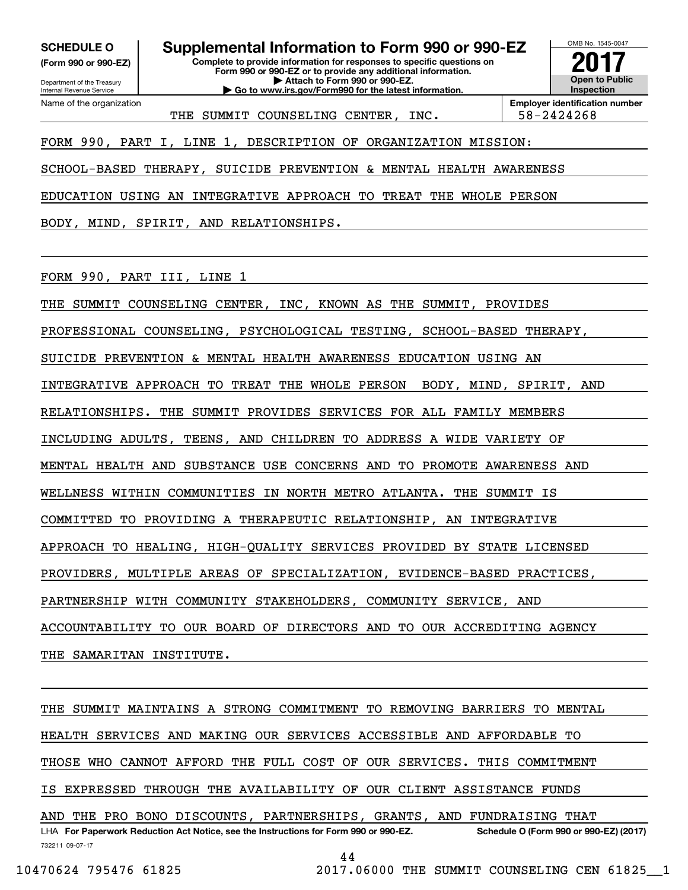**SCHEDULE O**
**(Form 990 or 990-EZ)**

Department of the Treasury
Internal Revenue Service

# Supplemental Information to Form 990 or 990-EZ

**Complete to provide information for responses to specific questions on Form 990 or 990-EZ or to provide any additional information.**
**▶ Attach to Form 990 or 990-EZ.**
**▶ Go to www.irs.gov/Form990 for the latest information.**

OMB No. 1545-0047
**2017**
**Open to Public Inspection**

| Name of the organization | Employer identification number |
|---|---|
| THE SUMMIT COUNSELING CENTER, INC. | 58-2424268 |

FORM 990, PART I, LINE 1, DESCRIPTION OF ORGANIZATION MISSION:

SCHOOL-BASED THERAPY, SUICIDE PREVENTION & MENTAL HEALTH AWARENESS EDUCATION USING AN INTEGRATIVE APPROACH TO TREAT THE WHOLE PERSON BODY, MIND, SPIRIT, AND RELATIONSHIPS.

FORM 990, PART III, LINE 1

THE SUMMIT COUNSELING CENTER, INC, KNOWN AS THE SUMMIT, PROVIDES PROFESSIONAL COUNSELING, PSYCHOLOGICAL TESTING, SCHOOL-BASED THERAPY, SUICIDE PREVENTION & MENTAL HEALTH AWARENESS EDUCATION USING AN INTEGRATIVE APPROACH TO TREAT THE WHOLE PERSON BODY, MIND, SPIRIT, AND RELATIONSHIPS. THE SUMMIT PROVIDES SERVICES FOR ALL FAMILY MEMBERS INCLUDING ADULTS, TEENS, AND CHILDREN TO ADDRESS A WIDE VARIETY OF MENTAL HEALTH AND SUBSTANCE USE CONCERNS AND TO PROMOTE AWARENESS AND WELLNESS WITHIN COMMUNITIES IN NORTH METRO ATLANTA. THE SUMMIT IS COMMITTED TO PROVIDING A THERAPEUTIC RELATIONSHIP, AN INTEGRATIVE APPROACH TO HEALING, HIGH-QUALITY SERVICES PROVIDED BY STATE LICENSED PROVIDERS, MULTIPLE AREAS OF SPECIALIZATION, EVIDENCE-BASED PRACTICES, PARTNERSHIP WITH COMMUNITY STAKEHOLDERS, COMMUNITY SERVICE, AND ACCOUNTABILITY TO OUR BOARD OF DIRECTORS AND TO OUR ACCREDITING AGENCY THE SAMARITAN INSTITUTE.

THE SUMMIT MAINTAINS A STRONG COMMITMENT TO REMOVING BARRIERS TO MENTAL HEALTH SERVICES AND MAKING OUR SERVICES ACCESSIBLE AND AFFORDABLE TO THOSE WHO CANNOT AFFORD THE FULL COST OF OUR SERVICES. THIS COMMITMENT IS EXPRESSED THROUGH THE AVAILABILITY OF OUR CLIENT ASSISTANCE FUNDS AND THE PRO BONO DISCOUNTS, PARTNERSHIPS, GRANTS, AND FUNDRAISING THAT

LHA **For Paperwork Reduction Act Notice, see the Instructions for Form 990 or 990-EZ.** **Schedule O (Form 990 or 990-EZ) (2017)**

732211 09-07-17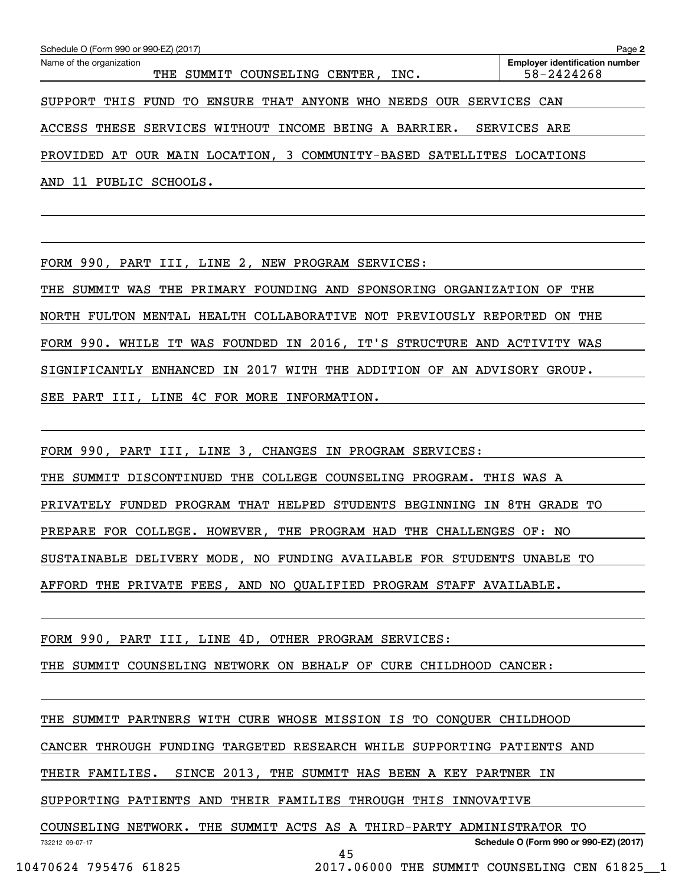Name of the organization: THE SUMMIT COUNSELING CENTER, INC.

Employer identification number: 58-2424268

SUPPORT THIS FUND TO ENSURE THAT ANYONE WHO NEEDS OUR SERVICES CAN ACCESS THESE SERVICES WITHOUT INCOME BEING A BARRIER. SERVICES ARE PROVIDED AT OUR MAIN LOCATION, 3 COMMUNITY-BASED SATELLITES LOCATIONS AND 11 PUBLIC SCHOOLS.

FORM 990, PART III, LINE 2, NEW PROGRAM SERVICES:

THE SUMMIT WAS THE PRIMARY FOUNDING AND SPONSORING ORGANIZATION OF THE NORTH FULTON MENTAL HEALTH COLLABORATIVE NOT PREVIOUSLY REPORTED ON THE FORM 990. WHILE IT WAS FOUNDED IN 2016, IT'S STRUCTURE AND ACTIVITY WAS SIGNIFICANTLY ENHANCED IN 2017 WITH THE ADDITION OF AN ADVISORY GROUP. SEE PART III, LINE 4C FOR MORE INFORMATION.

FORM 990, PART III, LINE 3, CHANGES IN PROGRAM SERVICES:

THE SUMMIT DISCONTINUED THE COLLEGE COUNSELING PROGRAM. THIS WAS A PRIVATELY FUNDED PROGRAM THAT HELPED STUDENTS BEGINNING IN 8TH GRADE TO PREPARE FOR COLLEGE. HOWEVER, THE PROGRAM HAD THE CHALLENGES OF: NO SUSTAINABLE DELIVERY MODE, NO FUNDING AVAILABLE FOR STUDENTS UNABLE TO AFFORD THE PRIVATE FEES, AND NO QUALIFIED PROGRAM STAFF AVAILABLE.

FORM 990, PART III, LINE 4D, OTHER PROGRAM SERVICES:

THE SUMMIT COUNSELING NETWORK ON BEHALF OF CURE CHILDHOOD CANCER:

THE SUMMIT PARTNERS WITH CURE WHOSE MISSION IS TO CONQUER CHILDHOOD CANCER THROUGH FUNDING TARGETED RESEARCH WHILE SUPPORTING PATIENTS AND THEIR FAMILIES. SINCE 2013, THE SUMMIT HAS BEEN A KEY PARTNER IN SUPPORTING PATIENTS AND THEIR FAMILIES THROUGH THIS INNOVATIVE COUNSELING NETWORK. THE SUMMIT ACTS AS A THIRD-PARTY ADMINISTRATOR TO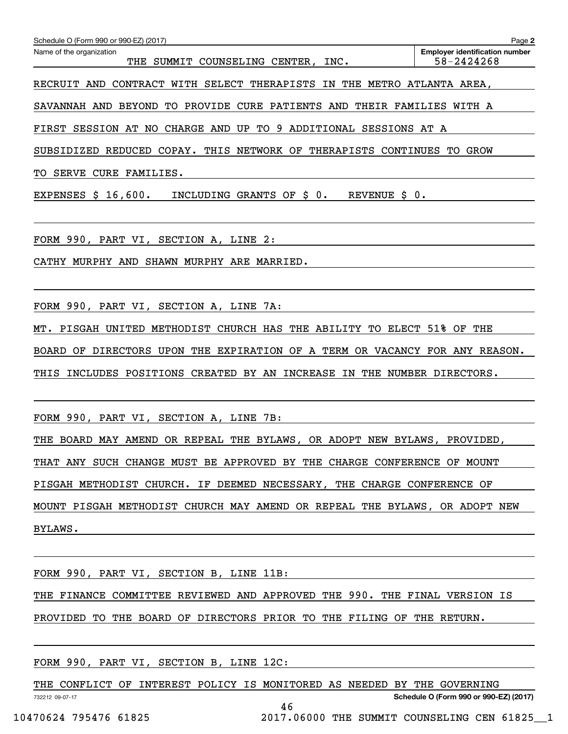Schedule O (Form 990 or 990-EZ) (2017) Page 2

Name of the organization: THE SUMMIT COUNSELING CENTER, INC.

Employer identification number: 58-2424268

RECRUIT AND CONTRACT WITH SELECT THERAPISTS IN THE METRO ATLANTA AREA, SAVANNAH AND BEYOND TO PROVIDE CURE PATIENTS AND THEIR FAMILIES WITH A FIRST SESSION AT NO CHARGE AND UP TO 9 ADDITIONAL SESSIONS AT A SUBSIDIZED REDUCED COPAY. THIS NETWORK OF THERAPISTS CONTINUES TO GROW TO SERVE CURE FAMILIES.

EXPENSES $ 16,600. INCLUDING GRANTS OF $ 0. REVENUE $ 0.

FORM 990, PART VI, SECTION A, LINE 2:

CATHY MURPHY AND SHAWN MURPHY ARE MARRIED.

FORM 990, PART VI, SECTION A, LINE 7A:

MT. PISGAH UNITED METHODIST CHURCH HAS THE ABILITY TO ELECT 51% OF THE BOARD OF DIRECTORS UPON THE EXPIRATION OF A TERM OR VACANCY FOR ANY REASON. THIS INCLUDES POSITIONS CREATED BY AN INCREASE IN THE NUMBER DIRECTORS.

FORM 990, PART VI, SECTION A, LINE 7B:

THE BOARD MAY AMEND OR REPEAL THE BYLAWS, OR ADOPT NEW BYLAWS, PROVIDED, THAT ANY SUCH CHANGE MUST BE APPROVED BY THE CHARGE CONFERENCE OF MOUNT PISGAH METHODIST CHURCH. IF DEEMED NECESSARY, THE CHARGE CONFERENCE OF MOUNT PISGAH METHODIST CHURCH MAY AMEND OR REPEAL THE BYLAWS, OR ADOPT NEW BYLAWS.

FORM 990, PART VI, SECTION B, LINE 11B:

THE FINANCE COMMITTEE REVIEWED AND APPROVED THE 990. THE FINAL VERSION IS PROVIDED TO THE BOARD OF DIRECTORS PRIOR TO THE FILING OF THE RETURN.

FORM 990, PART VI, SECTION B, LINE 12C:

THE CONFLICT OF INTEREST POLICY IS MONITORED AS NEEDED BY THE GOVERNING

732212 09-07-17 Schedule O (Form 990 or 990-EZ) (2017)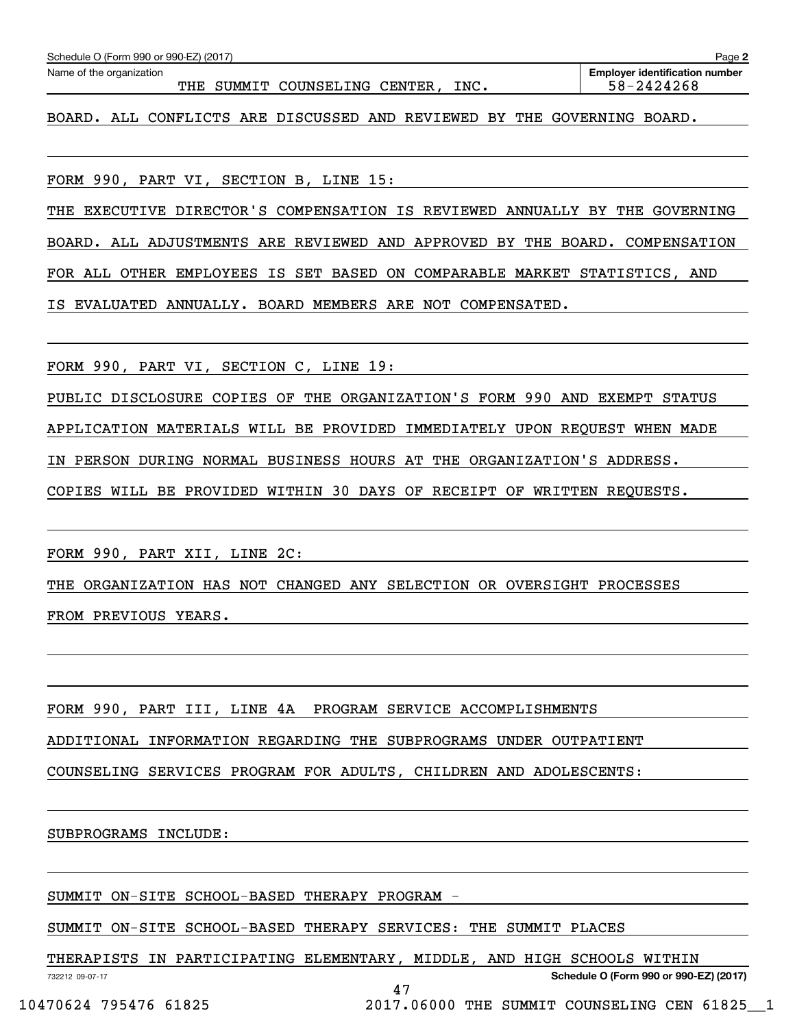BOARD. ALL CONFLICTS ARE DISCUSSED AND REVIEWED BY THE GOVERNING BOARD.

FORM 990, PART VI, SECTION B, LINE 15:

THE EXECUTIVE DIRECTOR'S COMPENSATION IS REVIEWED ANNUALLY BY THE GOVERNING BOARD. ALL ADJUSTMENTS ARE REVIEWED AND APPROVED BY THE BOARD. COMPENSATION FOR ALL OTHER EMPLOYEES IS SET BASED ON COMPARABLE MARKET STATISTICS, AND IS EVALUATED ANNUALLY. BOARD MEMBERS ARE NOT COMPENSATED.

FORM 990, PART VI, SECTION C, LINE 19:

PUBLIC DISCLOSURE COPIES OF THE ORGANIZATION'S FORM 990 AND EXEMPT STATUS APPLICATION MATERIALS WILL BE PROVIDED IMMEDIATELY UPON REQUEST WHEN MADE IN PERSON DURING NORMAL BUSINESS HOURS AT THE ORGANIZATION'S ADDRESS. COPIES WILL BE PROVIDED WITHIN 30 DAYS OF RECEIPT OF WRITTEN REQUESTS.

FORM 990, PART XII, LINE 2C:

THE ORGANIZATION HAS NOT CHANGED ANY SELECTION OR OVERSIGHT PROCESSES FROM PREVIOUS YEARS.

FORM 990, PART III, LINE 4A PROGRAM SERVICE ACCOMPLISHMENTS

ADDITIONAL INFORMATION REGARDING THE SUBPROGRAMS UNDER OUTPATIENT COUNSELING SERVICES PROGRAM FOR ADULTS, CHILDREN AND ADOLESCENTS:

SUBPROGRAMS INCLUDE:

SUMMIT ON-SITE SCHOOL-BASED THERAPY PROGRAM -

SUMMIT ON-SITE SCHOOL-BASED THERAPY SERVICES: THE SUMMIT PLACES THERAPISTS IN PARTICIPATING ELEMENTARY, MIDDLE, AND HIGH SCHOOLS WITHIN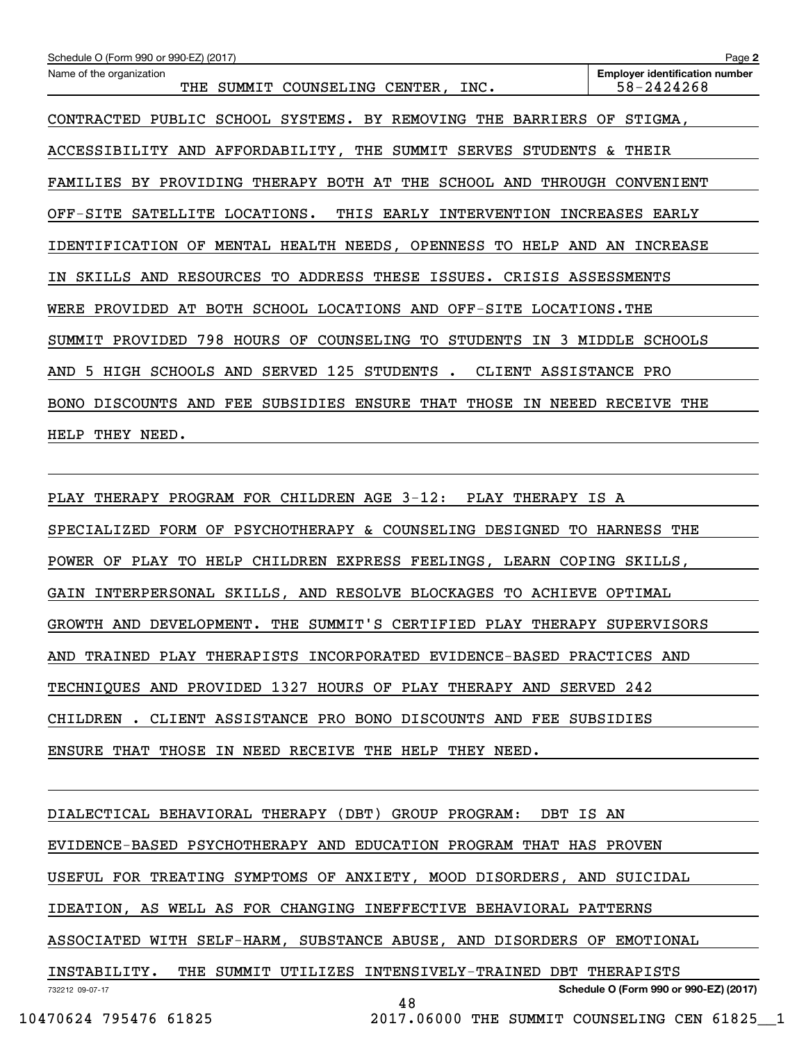Schedule O (Form 990 or 990-EZ) (2017)

| Name of the organization | Employer identification number |
| --- | --- |
| THE SUMMIT COUNSELING CENTER, INC. | 58-2424268 |

CONTRACTED PUBLIC SCHOOL SYSTEMS. BY REMOVING THE BARRIERS OF STIGMA, ACCESSIBILITY AND AFFORDABILITY, THE SUMMIT SERVES STUDENTS & THEIR FAMILIES BY PROVIDING THERAPY BOTH AT THE SCHOOL AND THROUGH CONVENIENT OFF-SITE SATELLITE LOCATIONS. THIS EARLY INTERVENTION INCREASES EARLY IDENTIFICATION OF MENTAL HEALTH NEEDS, OPENNESS TO HELP AND AN INCREASE IN SKILLS AND RESOURCES TO ADDRESS THESE ISSUES. CRISIS ASSESSMENTS WERE PROVIDED AT BOTH SCHOOL LOCATIONS AND OFF-SITE LOCATIONS.THE SUMMIT PROVIDED 798 HOURS OF COUNSELING TO STUDENTS IN 3 MIDDLE SCHOOLS AND 5 HIGH SCHOOLS AND SERVED 125 STUDENTS . CLIENT ASSISTANCE PRO BONO DISCOUNTS AND FEE SUBSIDIES ENSURE THAT THOSE IN NEEED RECEIVE THE HELP THEY NEED.

PLAY THERAPY PROGRAM FOR CHILDREN AGE 3-12: PLAY THERAPY IS A SPECIALIZED FORM OF PSYCHOTHERAPY & COUNSELING DESIGNED TO HARNESS THE POWER OF PLAY TO HELP CHILDREN EXPRESS FEELINGS, LEARN COPING SKILLS, GAIN INTERPERSONAL SKILLS, AND RESOLVE BLOCKAGES TO ACHIEVE OPTIMAL GROWTH AND DEVELOPMENT. THE SUMMIT'S CERTIFIED PLAY THERAPY SUPERVISORS AND TRAINED PLAY THERAPISTS INCORPORATED EVIDENCE-BASED PRACTICES AND TECHNIQUES AND PROVIDED 1327 HOURS OF PLAY THERAPY AND SERVED 242 CHILDREN . CLIENT ASSISTANCE PRO BONO DISCOUNTS AND FEE SUBSIDIES ENSURE THAT THOSE IN NEED RECEIVE THE HELP THEY NEED.

DIALECTICAL BEHAVIORAL THERAPY (DBT) GROUP PROGRAM: DBT IS AN EVIDENCE-BASED PSYCHOTHERAPY AND EDUCATION PROGRAM THAT HAS PROVEN USEFUL FOR TREATING SYMPTOMS OF ANXIETY, MOOD DISORDERS, AND SUICIDAL IDEATION, AS WELL AS FOR CHANGING INEFFECTIVE BEHAVIORAL PATTERNS ASSOCIATED WITH SELF-HARM, SUBSTANCE ABUSE, AND DISORDERS OF EMOTIONAL INSTABILITY. THE SUMMIT UTILIZES INTENSIVELY-TRAINED DBT THERAPISTS

Schedule O (Form 990 or 990-EZ) (2017)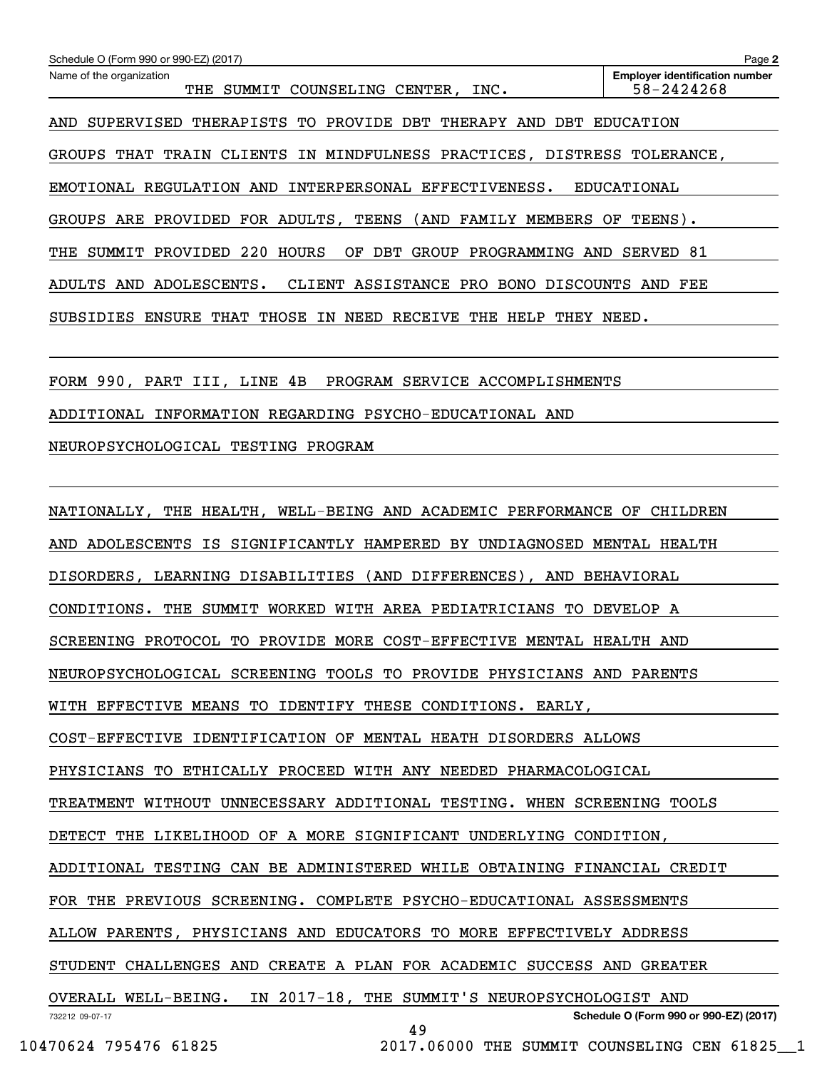Schedule O (Form 990 or 990-EZ) (2017)

Name of the organization: THE SUMMIT COUNSELING CENTER, INC.

Employer identification number: 58-2424268

AND SUPERVISED THERAPISTS TO PROVIDE DBT THERAPY AND DBT EDUCATION GROUPS THAT TRAIN CLIENTS IN MINDFULNESS PRACTICES, DISTRESS TOLERANCE, EMOTIONAL REGULATION AND INTERPERSONAL EFFECTIVENESS. EDUCATIONAL GROUPS ARE PROVIDED FOR ADULTS, TEENS (AND FAMILY MEMBERS OF TEENS). THE SUMMIT PROVIDED 220 HOURS OF DBT GROUP PROGRAMMING AND SERVED 81 ADULTS AND ADOLESCENTS. CLIENT ASSISTANCE PRO BONO DISCOUNTS AND FEE SUBSIDIES ENSURE THAT THOSE IN NEED RECEIVE THE HELP THEY NEED.

FORM 990, PART III, LINE 4B PROGRAM SERVICE ACCOMPLISHMENTS

ADDITIONAL INFORMATION REGARDING PSYCHO-EDUCATIONAL AND NEUROPSYCHOLOGICAL TESTING PROGRAM

NATIONALLY, THE HEALTH, WELL-BEING AND ACADEMIC PERFORMANCE OF CHILDREN AND ADOLESCENTS IS SIGNIFICANTLY HAMPERED BY UNDIAGNOSED MENTAL HEALTH DISORDERS, LEARNING DISABILITIES (AND DIFFERENCES), AND BEHAVIORAL CONDITIONS. THE SUMMIT WORKED WITH AREA PEDIATRICIANS TO DEVELOP A SCREENING PROTOCOL TO PROVIDE MORE COST-EFFECTIVE MENTAL HEALTH AND NEUROPSYCHOLOGICAL SCREENING TOOLS TO PROVIDE PHYSICIANS AND PARENTS WITH EFFECTIVE MEANS TO IDENTIFY THESE CONDITIONS. EARLY, COST-EFFECTIVE IDENTIFICATION OF MENTAL HEATH DISORDERS ALLOWS PHYSICIANS TO ETHICALLY PROCEED WITH ANY NEEDED PHARMACOLOGICAL TREATMENT WITHOUT UNNECESSARY ADDITIONAL TESTING. WHEN SCREENING TOOLS DETECT THE LIKELIHOOD OF A MORE SIGNIFICANT UNDERLYING CONDITION, ADDITIONAL TESTING CAN BE ADMINISTERED WHILE OBTAINING FINANCIAL CREDIT FOR THE PREVIOUS SCREENING. COMPLETE PSYCHO-EDUCATIONAL ASSESSMENTS ALLOW PARENTS, PHYSICIANS AND EDUCATORS TO MORE EFFECTIVELY ADDRESS STUDENT CHALLENGES AND CREATE A PLAN FOR ACADEMIC SUCCESS AND GREATER OVERALL WELL-BEING. IN 2017-18, THE SUMMIT'S NEUROPSYCHOLOGIST AND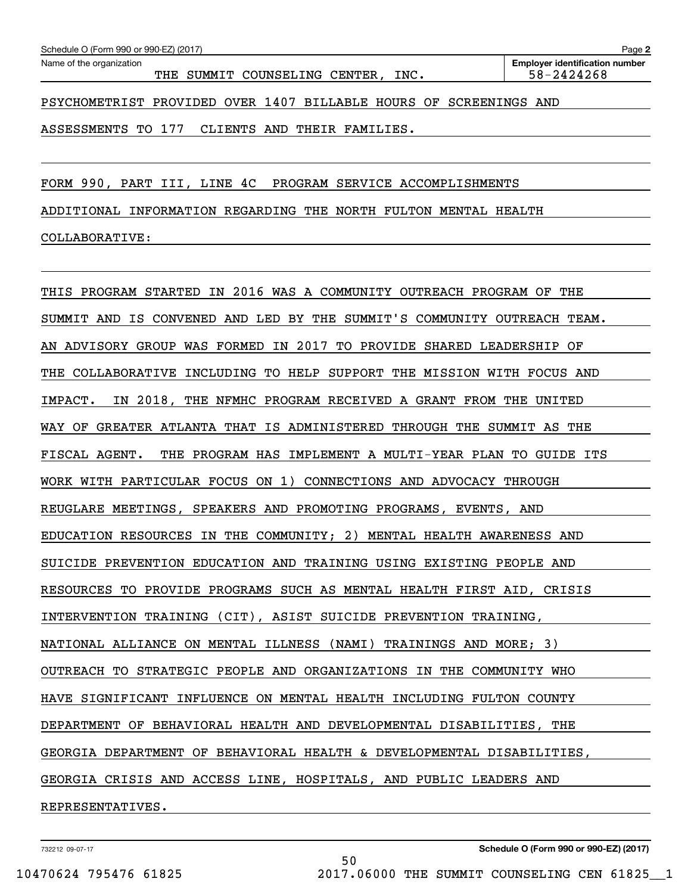Name of the organization: THE SUMMIT COUNSELING CENTER, INC.

Employer identification number: 58-2424268

PSYCHOMETRIST PROVIDED OVER 1407 BILLABLE HOURS OF SCREENINGS AND ASSESSMENTS TO 177 CLIENTS AND THEIR FAMILIES.

FORM 990, PART III, LINE 4C PROGRAM SERVICE ACCOMPLISHMENTS

ADDITIONAL INFORMATION REGARDING THE NORTH FULTON MENTAL HEALTH COLLABORATIVE:

THIS PROGRAM STARTED IN 2016 WAS A COMMUNITY OUTREACH PROGRAM OF THE SUMMIT AND IS CONVENED AND LED BY THE SUMMIT'S COMMUNITY OUTREACH TEAM. AN ADVISORY GROUP WAS FORMED IN 2017 TO PROVIDE SHARED LEADERSHIP OF THE COLLABORATIVE INCLUDING TO HELP SUPPORT THE MISSION WITH FOCUS AND IMPACT. IN 2018, THE NFMHC PROGRAM RECEIVED A GRANT FROM THE UNITED WAY OF GREATER ATLANTA THAT IS ADMINISTERED THROUGH THE SUMMIT AS THE FISCAL AGENT. THE PROGRAM HAS IMPLEMENT A MULTI-YEAR PLAN TO GUIDE ITS WORK WITH PARTICULAR FOCUS ON 1) CONNECTIONS AND ADVOCACY THROUGH REUGLARE MEETINGS, SPEAKERS AND PROMOTING PROGRAMS, EVENTS, AND EDUCATION RESOURCES IN THE COMMUNITY; 2) MENTAL HEALTH AWARENESS AND SUICIDE PREVENTION EDUCATION AND TRAINING USING EXISTING PEOPLE AND RESOURCES TO PROVIDE PROGRAMS SUCH AS MENTAL HEALTH FIRST AID, CRISIS INTERVENTION TRAINING (CIT), ASIST SUICIDE PREVENTION TRAINING, NATIONAL ALLIANCE ON MENTAL ILLNESS (NAMI) TRAININGS AND MORE; 3) OUTREACH TO STRATEGIC PEOPLE AND ORGANIZATIONS IN THE COMMUNITY WHO HAVE SIGNIFICANT INFLUENCE ON MENTAL HEALTH INCLUDING FULTON COUNTY DEPARTMENT OF BEHAVIORAL HEALTH AND DEVELOPMENTAL DISABILITIES, THE GEORGIA DEPARTMENT OF BEHAVIORAL HEALTH & DEVELOPMENTAL DISABILITIES, GEORGIA CRISIS AND ACCESS LINE, HOSPITALS, AND PUBLIC LEADERS AND REPRESENTATIVES.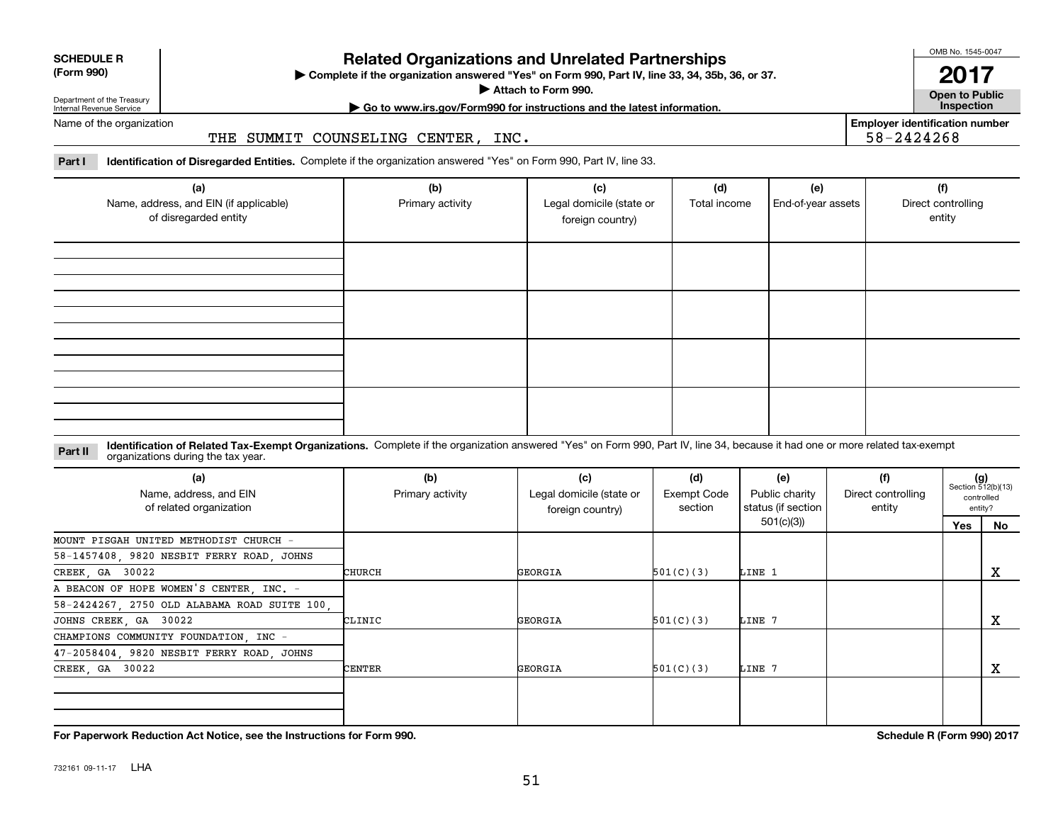**SCHEDULE R (Form 990)**

Department of the Treasury
Internal Revenue Service

# Related Organizations and Unrelated Partnerships

▶ Complete if the organization answered "Yes" on Form 990, Part IV, line 33, 34, 35b, 36, or 37.
▶ Attach to Form 990.
▶ Go to www.irs.gov/Form990 for instructions and the latest information.

OMB No. 1545-0047

**2017**

**Open to Public Inspection**

Name of the organization: THE SUMMIT COUNSELING CENTER, INC.

Employer identification number: 58-2424268

**Part I** **Identification of Disregarded Entities.** Complete if the organization answered "Yes" on Form 990, Part IV, line 33.

| (a) Name, address, and EIN (if applicable) of disregarded entity | (b) Primary activity | (c) Legal domicile (state or foreign country) | (d) Total income | (e) End-of-year assets | (f) Direct controlling entity |
|---|---|---|---|---|---|
| | | | | | |
| | | | | | |
| | | | | | |
| | | | | | |

**Part II** **Identification of Related Tax-Exempt Organizations.** Complete if the organization answered "Yes" on Form 990, Part IV, line 34, because it had one or more related tax-exempt organizations during the tax year.

| (a) Name, address, and EIN of related organization | (b) Primary activity | (c) Legal domicile (state or foreign country) | (d) Exempt Code section | (e) Public charity status (if section 501(c)(3)) | (f) Direct controlling entity | (g) Section 512(b)(13) controlled entity? Yes | No |
|---|---|---|---|---|---|---|---|
| MOUNT PISGAH UNITED METHODIST CHURCH - 58-1457408, 9820 NESBIT FERRY ROAD, JOHNS CREEK, GA 30022 | CHURCH | GEORGIA | 501(C)(3) | LINE 1 | | | X |
| A BEACON OF HOPE WOMEN'S CENTER, INC. - 58-2424267, 2750 OLD ALABAMA ROAD SUITE 100, JOHNS CREEK, GA 30022 | CLINIC | GEORGIA | 501(C)(3) | LINE 7 | | | X |
| CHAMPIONS COMMUNITY FOUNDATION, INC - 47-2058404, 9820 NESBIT FERRY ROAD, JOHNS CREEK, GA 30022 | CENTER | GEORGIA | 501(C)(3) | LINE 7 | | | X |
| | | | | | | | |

**For Paperwork Reduction Act Notice, see the Instructions for Form 990.**

**Schedule R (Form 990) 2017**

732161 09-11-17 LHA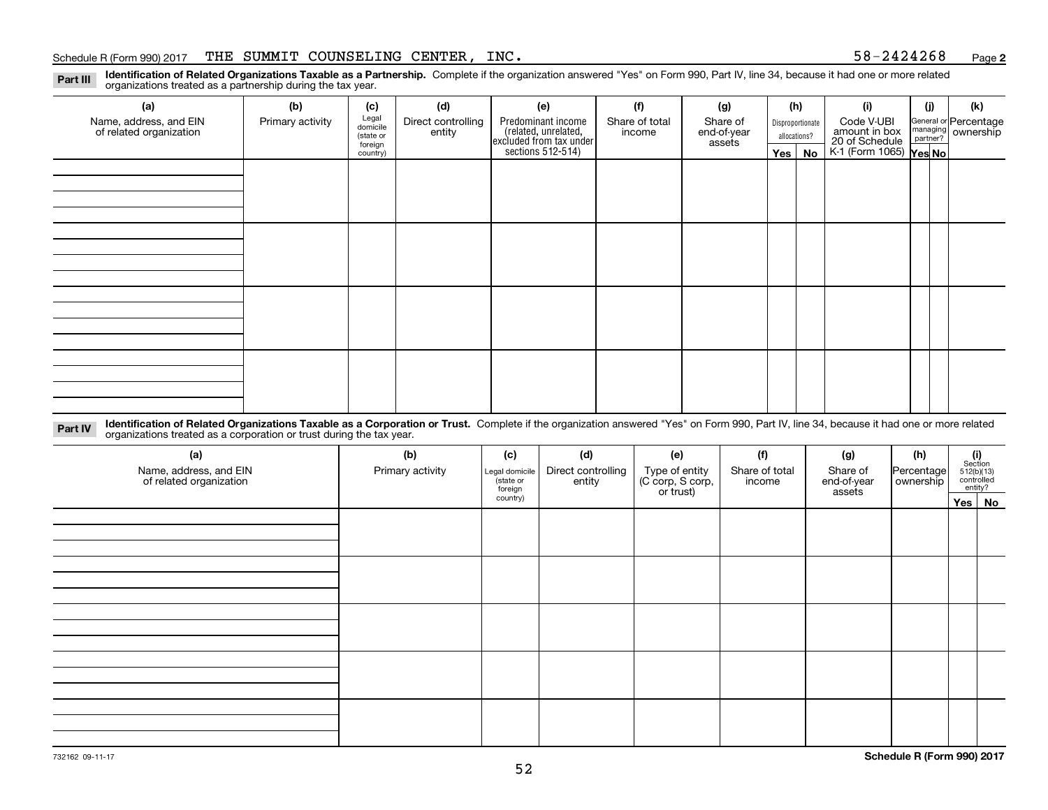Schedule R (Form 990) 2017 THE SUMMIT COUNSELING CENTER, INC. 58-2424268 Page 2

**Part III** **Identification of Related Organizations Taxable as a Partnership.** Complete if the organization answered "Yes" on Form 990, Part IV, line 34, because it had one or more related organizations treated as a partnership during the tax year.

| (a) Name, address, and EIN of related organization | (b) Primary activity | (c) Legal domicile (state or foreign country) | (d) Direct controlling entity | (e) Predominant income (related, unrelated, excluded from tax under sections 512-514) | (f) Share of total income | (g) Share of end-of-year assets | (h) Disproportionate allocations? Yes | No | (i) Code V-UBI amount in box 20 of Schedule K-1 (Form 1065) | (j) General or managing partner? Yes | No | (k) Percentage ownership |
|---|---|---|---|---|---|---|---|---|---|---|---|---|
| | | | | | | | | | | | | |
| | | | | | | | | | | | | |
| | | | | | | | | | | | | |
| | | | | | | | | | | | | |

**Part IV** **Identification of Related Organizations Taxable as a Corporation or Trust.** Complete if the organization answered "Yes" on Form 990, Part IV, line 34, because it had one or more related organizations treated as a corporation or trust during the tax year.

| (a) Name, address, and EIN of related organization | (b) Primary activity | (c) Legal domicile (state or foreign country) | (d) Direct controlling entity | (e) Type of entity (C corp, S corp, or trust) | (f) Share of total income | (g) Share of end-of-year assets | (h) Percentage ownership | (i) Section 512(b)(13) controlled entity? Yes | No |
|---|---|---|---|---|---|---|---|---|---|
| | | | | | | | | | |
| | | | | | | | | | |
| | | | | | | | | | |
| | | | | | | | | | |
| | | | | | | | | | |

732162 09-11-17 **Schedule R (Form 990) 2017**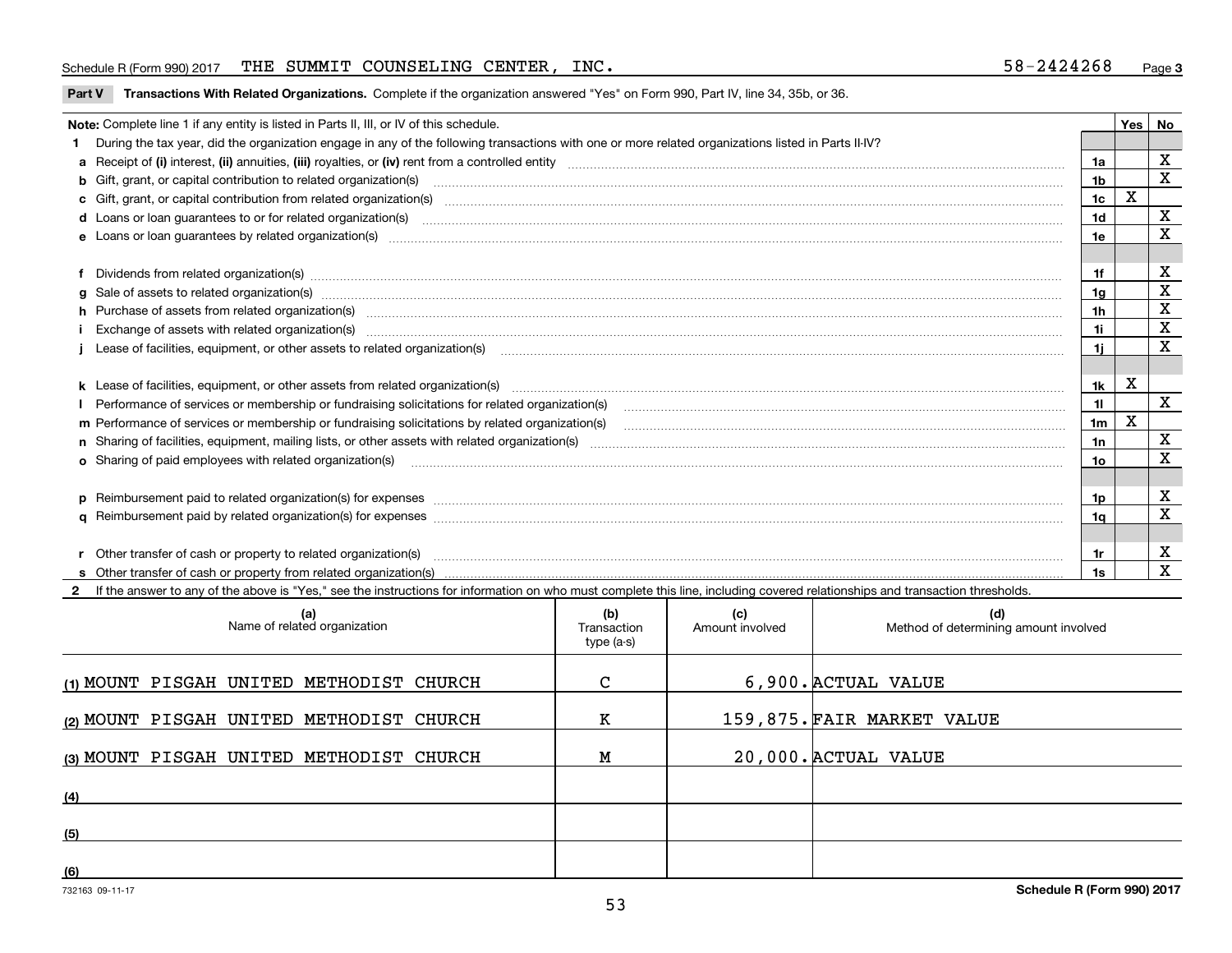Schedule R (Form 990) 2017 THE SUMMIT COUNSELING CENTER, INC. 58-2424268

**Part V Transactions With Related Organizations.** Complete if the organization answered "Yes" on Form 990, Part IV, line 34, 35b, or 36.

| Note: Complete line 1 if any entity is listed in Parts II, III, or IV of this schedule. | | Yes | No |
|---|---|---|---|
| **1** During the tax year, did the organization engage in any of the following transactions with one or more related organizations listed in Parts II-IV? | | | |
| **a** Receipt of **(i)** interest, **(ii)** annuities, **(iii)** royalties, or **(iv)** rent from a controlled entity | 1a | | X |
| **b** Gift, grant, or capital contribution to related organization(s) | 1b | | X |
| **c** Gift, grant, or capital contribution from related organization(s) | 1c | X | |
| **d** Loans or loan guarantees to or for related organization(s) | 1d | | X |
| **e** Loans or loan guarantees by related organization(s) | 1e | | X |
| **f** Dividends from related organization(s) | 1f | | X |
| **g** Sale of assets to related organization(s) | 1g | | X |
| **h** Purchase of assets from related organization(s) | 1h | | X |
| **i** Exchange of assets with related organization(s) | 1i | | X |
| **j** Lease of facilities, equipment, or other assets to related organization(s) | 1j | | X |
| **k** Lease of facilities, equipment, or other assets from related organization(s) | 1k | X | |
| **l** Performance of services or membership or fundraising solicitations for related organization(s) | 1l | | X |
| **m** Performance of services or membership or fundraising solicitations by related organization(s) | 1m | X | |
| **n** Sharing of facilities, equipment, mailing lists, or other assets with related organization(s) | 1n | | X |
| **o** Sharing of paid employees with related organization(s) | 1o | | X |
| **p** Reimbursement paid to related organization(s) for expenses | 1p | | X |
| **q** Reimbursement paid by related organization(s) for expenses | 1q | | X |
| **r** Other transfer of cash or property to related organization(s) | 1r | | X |
| **s** Other transfer of cash or property from related organization(s) | 1s | | X |

**2** If the answer to any of the above is "Yes," see the instructions for information on who must complete this line, including covered relationships and transaction thresholds.

| | (a) Name of related organization | (b) Transaction type (a-s) | (c) Amount involved | (d) Method of determining amount involved |
|---|---|---|---|---|
| (1) | MOUNT PISGAH UNITED METHODIST CHURCH | C | 6,900. | ACTUAL VALUE |
| (2) | MOUNT PISGAH UNITED METHODIST CHURCH | K | 159,875. | FAIR MARKET VALUE |
| (3) | MOUNT PISGAH UNITED METHODIST CHURCH | M | 20,000. | ACTUAL VALUE |
| (4) | | | | |
| (5) | | | | |
| (6) | | | | |

732163 09-11-17 **Schedule R (Form 990) 2017**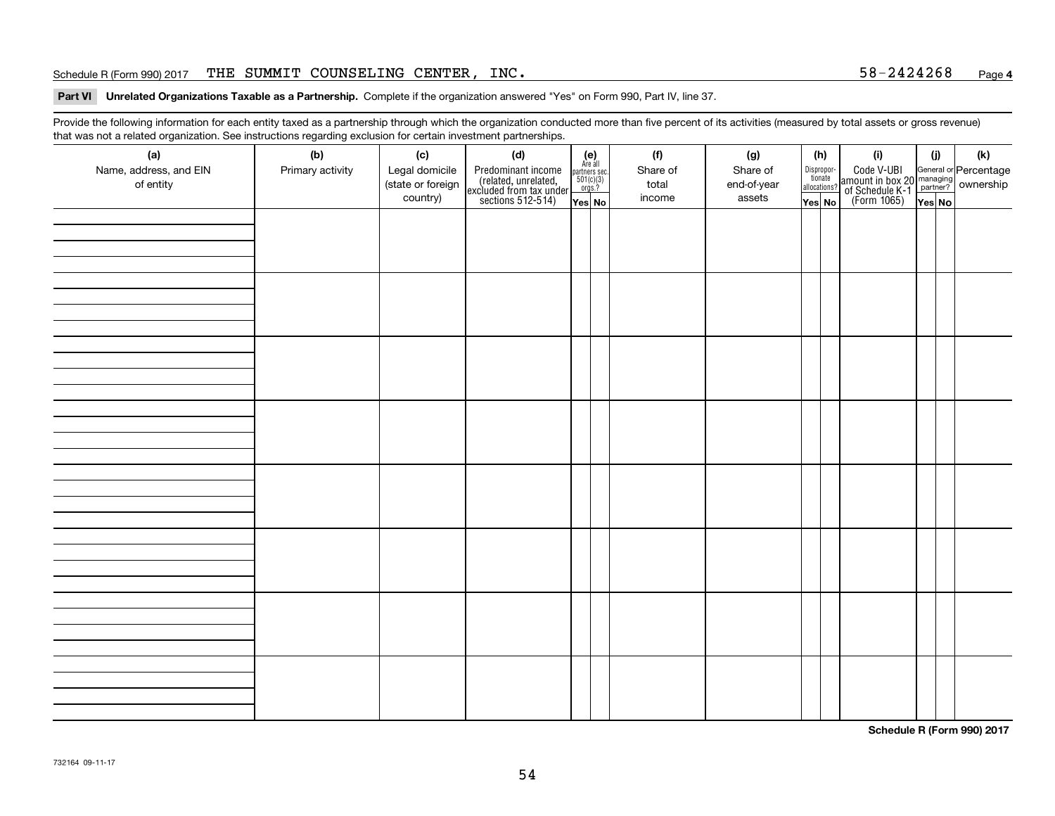Schedule R (Form 990) 2017 THE SUMMIT COUNSELING CENTER, INC. 58-2424268 Page **4**

**Part VI** **Unrelated Organizations Taxable as a Partnership.** Complete if the organization answered "Yes" on Form 990, Part IV, line 37.

Provide the following information for each entity taxed as a partnership through which the organization conducted more than five percent of its activities (measured by total assets or gross revenue) that was not a related organization. See instructions regarding exclusion for certain investment partnerships.

| (a) Name, address, and EIN of entity | (b) Primary activity | (c) Legal domicile (state or foreign country) | (d) Predominant income (related, unrelated, excluded from tax under sections 512-514) | (e) Are all partners sec. 501(c)(3) orgs.? | | (f) Share of total income | (g) Share of end-of-year assets | (h) Disproportionate allocations? | | (i) Code V-UBI amount in box 20 of Schedule K-1 (Form 1065) | (j) General or managing partner? | | (k) Percentage ownership |
|---|---|---|---|---|---|---|---|---|---|---|---|---|---|
| | | | | Yes | No | | | Yes | No | | Yes | No | |
| | | | | | | | | | | | | | |
| | | | | | | | | | | | | | |
| | | | | | | | | | | | | | |
| | | | | | | | | | | | | | |
| | | | | | | | | | | | | | |
| | | | | | | | | | | | | | |
| | | | | | | | | | | | | | |
| | | | | | | | | | | | | | |

**Schedule R (Form 990) 2017**

732164 09-11-17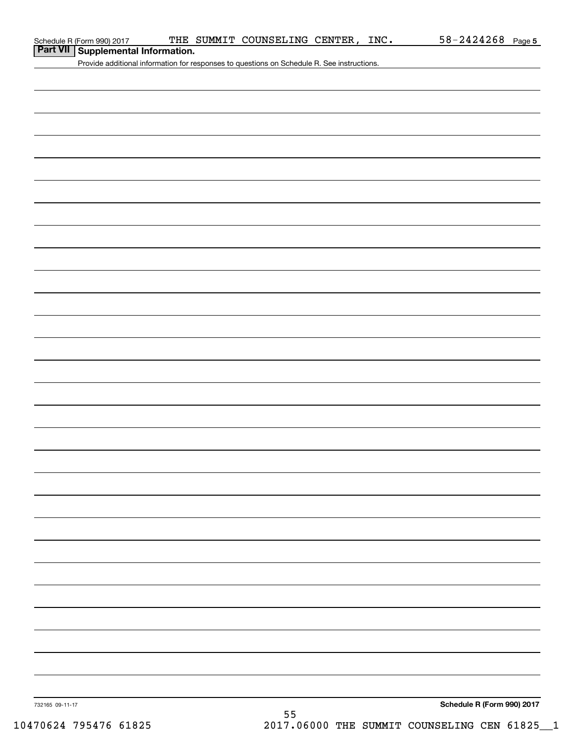Schedule R (Form 990) 2017 THE SUMMIT COUNSELING CENTER, INC. 58-2424268 Page **5**

## Part VII Supplemental Information.

Provide additional information for responses to questions on Schedule R. See instructions.

732165 09-11-17

**Schedule R (Form 990) 2017**

10470624 795476 61825 2017.06000 THE SUMMIT COUNSELING CEN 61825__1